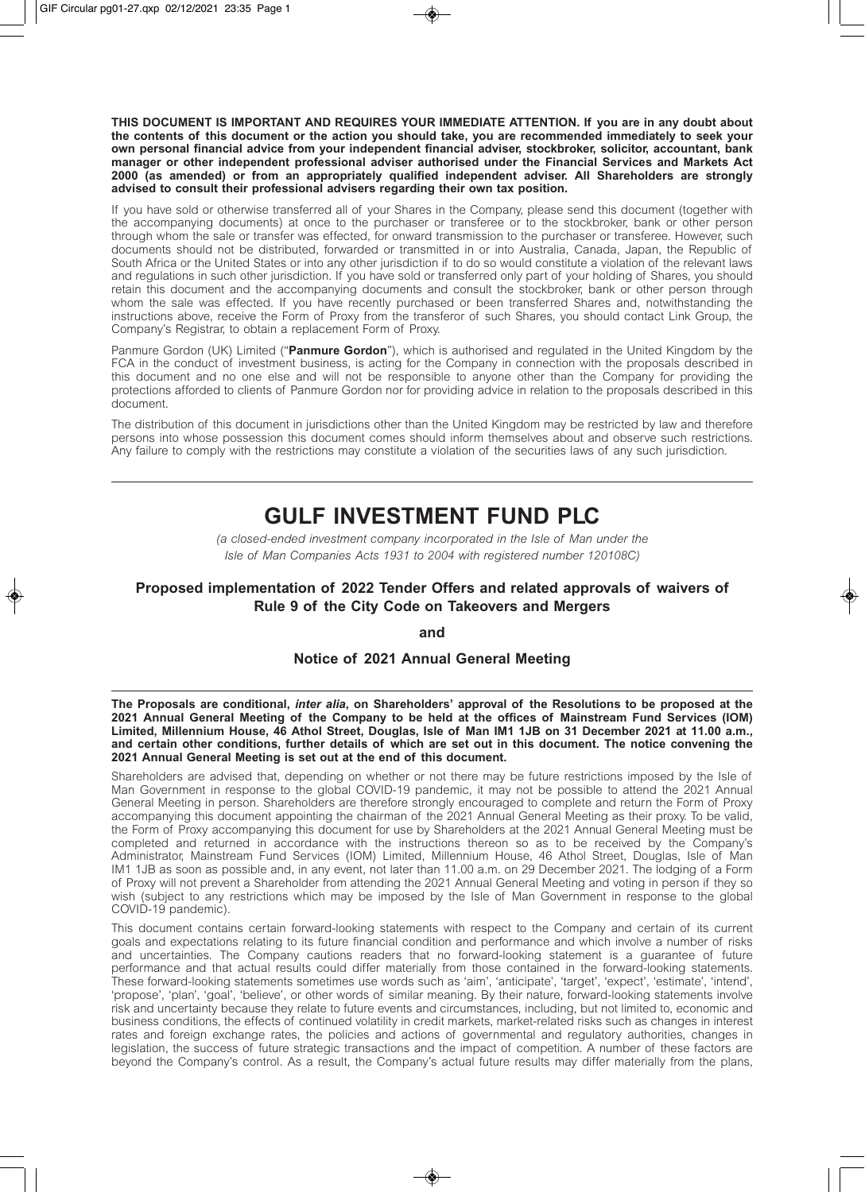**THIS DOCUMENT IS IMPORTANT AND REQUIRES YOUR IMMEDIATE ATTENTION. If you are in any doubt about the contents of this document or the action you should take, you are recommended immediately to seek your own personal financial advice from your independent financial adviser, stockbroker, solicitor, accountant, bank manager or other independent professional adviser authorised under the Financial Services and Markets Act 2000 (as amended) or from an appropriately qualified independent adviser. All Shareholders are strongly advised to consult their professional advisers regarding their own tax position.**

If you have sold or otherwise transferred all of your Shares in the Company, please send this document (together with the accompanying documents) at once to the purchaser or transferee or to the stockbroker, bank or other person through whom the sale or transfer was effected, for onward transmission to the purchaser or transferee. However, such documents should not be distributed, forwarded or transmitted in or into Australia, Canada, Japan, the Republic of South Africa or the United States or into any other jurisdiction if to do so would constitute a violation of the relevant laws and regulations in such other jurisdiction. If you have sold or transferred only part of your holding of Shares, you should retain this document and the accompanying documents and consult the stockbroker, bank or other person through whom the sale was effected. If you have recently purchased or been transferred Shares and, notwithstanding the instructions above, receive the Form of Proxy from the transferor of such Shares, you should contact Link Group, the Company's Registrar, to obtain a replacement Form of Proxy.

Panmure Gordon (UK) Limited ("**Panmure Gordon**"), which is authorised and regulated in the United Kingdom by the FCA in the conduct of investment business, is acting for the Company in connection with the proposals described in this document and no one else and will not be responsible to anyone other than the Company for providing the protections afforded to clients of Panmure Gordon nor for providing advice in relation to the proposals described in this document.

The distribution of this document in jurisdictions other than the United Kingdom may be restricted by law and therefore persons into whose possession this document comes should inform themselves about and observe such restrictions. Any failure to comply with the restrictions may constitute a violation of the securities laws of any such jurisdiction.

# GULF INVESTMENT FUND PLC

*(a closed-ended investment company incorporated in the Isle of Man under the Isle of Man Companies Acts 1931 to 2004 with registered number 120108C)*

## Proposed implementation of 2022 Tender Offers and related approvals of waivers of Rule 9 of the City Code on Takeovers and Mergers

**and**

## Notice of 2021 Annual General Meeting

**The Proposals are conditional, *inter alia*, on Shareholders' approval of the Resolutions to be proposed at the 2021 Annual General Meeting of the Company to be held at the offices of Mainstream Fund Services (IOM) Limited, Millennium House, 46 Athol Street, Douglas, Isle of Man IM1 1JB on 31 December 2021 at 11.00 a.m., and certain other conditions, further details of which are set out in this document. The notice convening the 2021 Annual General Meeting is set out at the end of this document.**

Shareholders are advised that, depending on whether or not there may be future restrictions imposed by the Isle of Man Government in response to the global COVID-19 pandemic, it may not be possible to attend the 2021 Annual General Meeting in person. Shareholders are therefore strongly encouraged to complete and return the Form of Proxy accompanying this document appointing the chairman of the 2021 Annual General Meeting as their proxy. To be valid, the Form of Proxy accompanying this document for use by Shareholders at the 2021 Annual General Meeting must be completed and returned in accordance with the instructions thereon so as to be received by the Company's Administrator, Mainstream Fund Services (IOM) Limited, Millennium House, 46 Athol Street, Douglas, Isle of Man IM1 1JB as soon as possible and, in any event, not later than 11.00 a.m. on 29 December 2021. The lodging of a Form of Proxy will not prevent a Shareholder from attending the 2021 Annual General Meeting and voting in person if they so wish (subject to any restrictions which may be imposed by the Isle of Man Government in response to the global COVID-19 pandemic).

This document contains certain forward-looking statements with respect to the Company and certain of its current goals and expectations relating to its future financial condition and performance and which involve a number of risks and uncertainties. The Company cautions readers that no forward-looking statement is a guarantee of future performance and that actual results could differ materially from those contained in the forward-looking statements. These forward-looking statements sometimes use words such as 'aim', 'anticipate', 'target', 'expect', 'estimate', 'intend', 'propose', 'plan', 'goal', 'believe', or other words of similar meaning. By their nature, forward-looking statements involve risk and uncertainty because they relate to future events and circumstances, including, but not limited to, economic and business conditions, the effects of continued volatility in credit markets, market-related risks such as changes in interest rates and foreign exchange rates, the policies and actions of governmental and regulatory authorities, changes in legislation, the success of future strategic transactions and the impact of competition. A number of these factors are beyond the Company's control. As a result, the Company's actual future results may differ materially from the plans,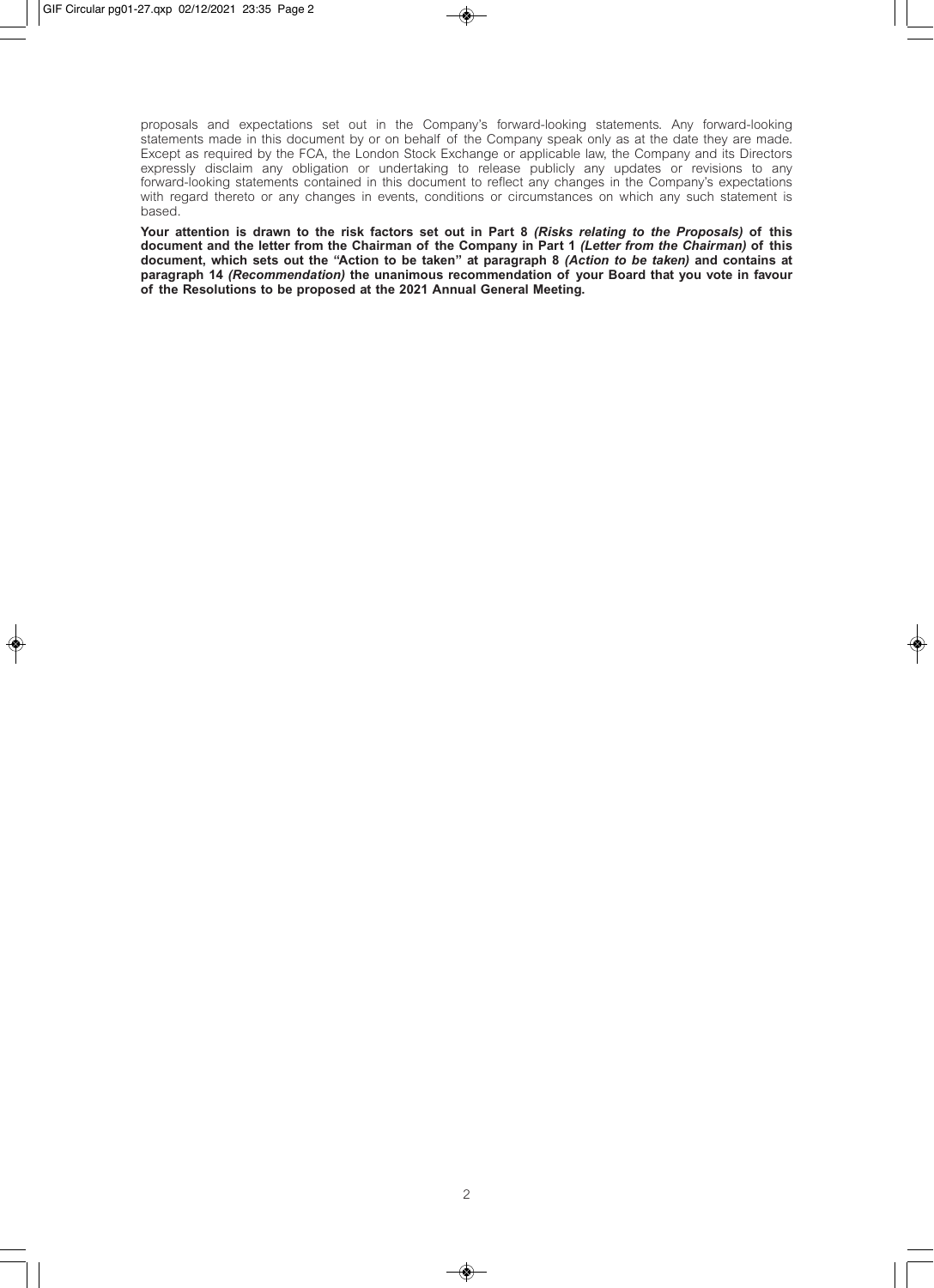proposals and expectations set out in the Company's forward-looking statements. Any forward-looking statements made in this document by or on behalf of the Company speak only as at the date they are made. Except as required by the FCA, the London Stock Exchange or applicable law, the Company and its Directors expressly disclaim any obligation or undertaking to release publicly any updates or revisions to any forward-looking statements contained in this document to reflect any changes in the Company's expectations with regard thereto or any changes in events, conditions or circumstances on which any such statement is based.

**Your attention is drawn to the risk factors set out in Part 8 *(Risks relating to the Proposals)* of this document and the letter from the Chairman of the Company in Part 1 *(Letter from the Chairman)* of this document, which sets out the "Action to be taken" at paragraph 8 *(Action to be taken)* and contains at paragraph 14 *(Recommendation)* the unanimous recommendation of your Board that you vote in favour of the Resolutions to be proposed at the 2021 Annual General Meeting.**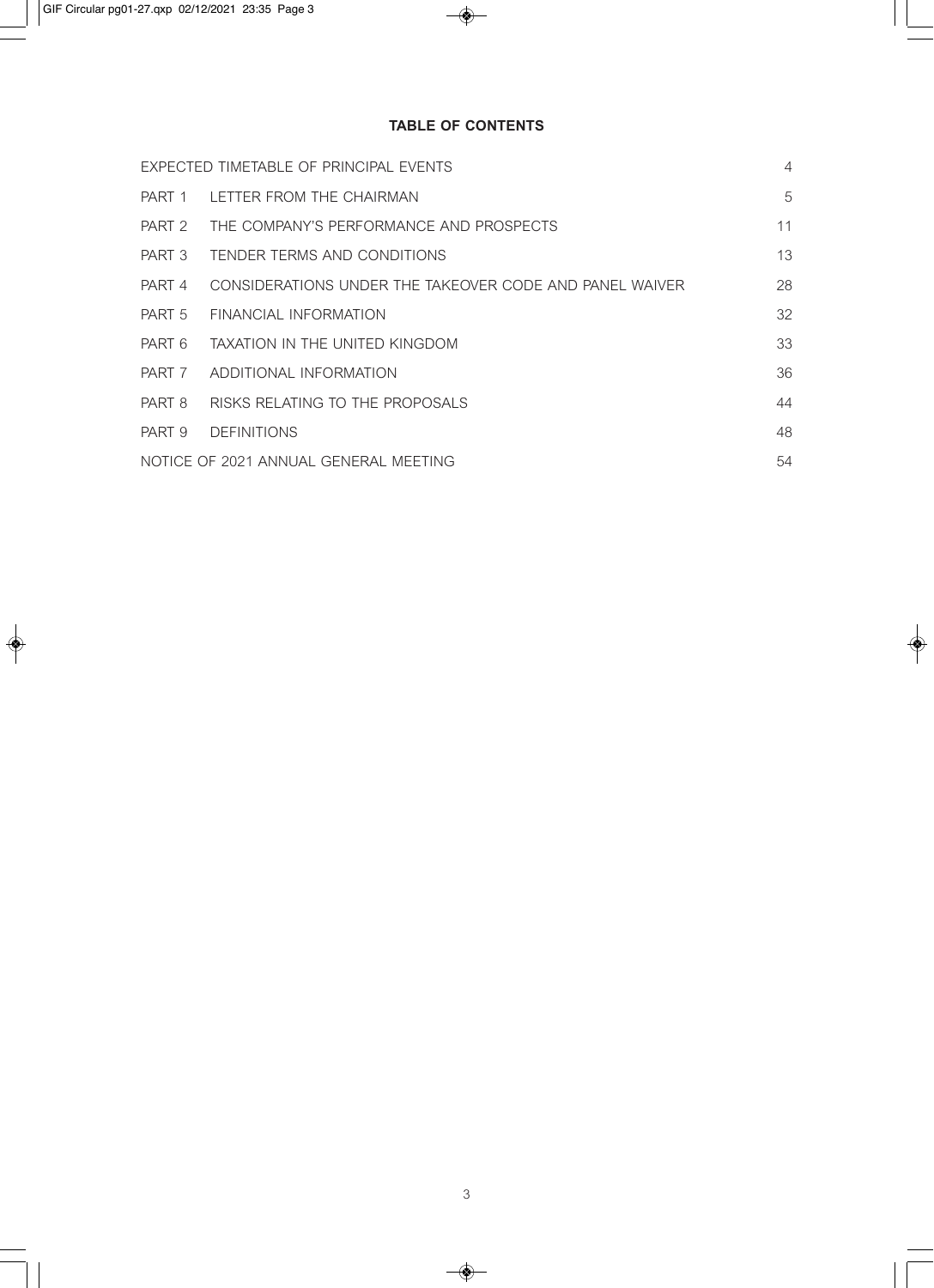# TABLE OF CONTENTS

| | | |
|---|---|---|
| EXPECTED TIMETABLE OF PRINCIPAL EVENTS | | 4 |
| PART 1 | LETTER FROM THE CHAIRMAN | 5 |
| PART 2 | THE COMPANY'S PERFORMANCE AND PROSPECTS | 11 |
| PART 3 | TENDER TERMS AND CONDITIONS | 13 |
| PART 4 | CONSIDERATIONS UNDER THE TAKEOVER CODE AND PANEL WAIVER | 28 |
| PART 5 | FINANCIAL INFORMATION | 32 |
| PART 6 | TAXATION IN THE UNITED KINGDOM | 33 |
| PART 7 | ADDITIONAL INFORMATION | 36 |
| PART 8 | RISKS RELATING TO THE PROPOSALS | 44 |
| PART 9 | DEFINITIONS | 48 |
| NOTICE OF 2021 ANNUAL GENERAL MEETING | | 54 |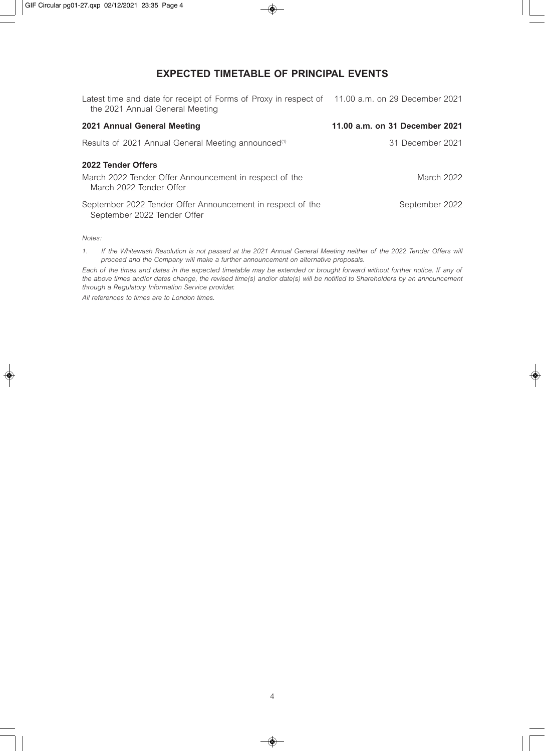## EXPECTED TIMETABLE OF PRINCIPAL EVENTS

| | |
|---|---|
| Latest time and date for receipt of Forms of Proxy in respect of the 2021 Annual General Meeting | 11.00 a.m. on 29 December 2021 |
| **2021 Annual General Meeting** | **11.00 a.m. on 31 December 2021** |
| Results of 2021 Annual General Meeting announced[(1)] | 31 December 2021 |
| **2022 Tender Offers** | |
| March 2022 Tender Offer Announcement in respect of the March 2022 Tender Offer | March 2022 |
| September 2022 Tender Offer Announcement in respect of the September 2022 Tender Offer | September 2022 |

*Notes:*

1. *If the Whitewash Resolution is not passed at the 2021 Annual General Meeting neither of the 2022 Tender Offers will proceed and the Company will make a further announcement on alternative proposals.*

*Each of the times and dates in the expected timetable may be extended or brought forward without further notice. If any of the above times and/or dates change, the revised time(s) and/or date(s) will be notified to Shareholders by an announcement through a Regulatory Information Service provider.*

*All references to times are to London times.*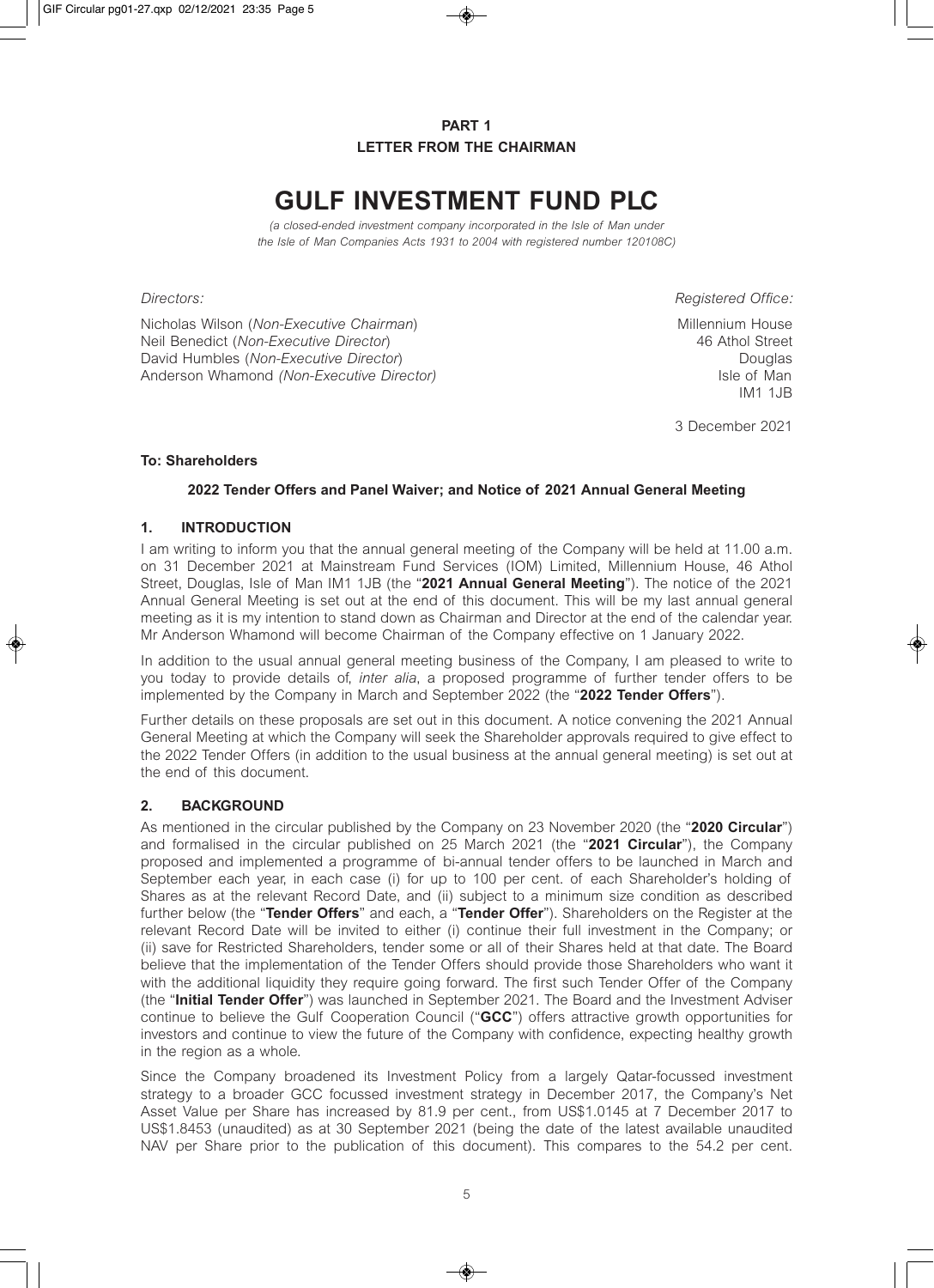**PART 1**
**LETTER FROM THE CHAIRMAN**

# GULF INVESTMENT FUND PLC

*(a closed-ended investment company incorporated in the Isle of Man under the Isle of Man Companies Acts 1931 to 2004 with registered number 120108C)*

*Directors:*

Nicholas Wilson (*Non-Executive Chairman*)
Neil Benedict (*Non-Executive Director*)
David Humbles (*Non-Executive Director*)
Anderson Whamond *(Non-Executive Director)*

*Registered Office:*

Millennium House
46 Athol Street
Douglas
Isle of Man
IM1 1JB

3 December 2021

**To: Shareholders**

**2022 Tender Offers and Panel Waiver; and Notice of 2021 Annual General Meeting**

## 1. INTRODUCTION

I am writing to inform you that the annual general meeting of the Company will be held at 11.00 a.m. on 31 December 2021 at Mainstream Fund Services (IOM) Limited, Millennium House, 46 Athol Street, Douglas, Isle of Man IM1 1JB (the "**2021 Annual General Meeting**"). The notice of the 2021 Annual General Meeting is set out at the end of this document. This will be my last annual general meeting as it is my intention to stand down as Chairman and Director at the end of the calendar year. Mr Anderson Whamond will become Chairman of the Company effective on 1 January 2022.

In addition to the usual annual general meeting business of the Company, I am pleased to write to you today to provide details of, *inter alia*, a proposed programme of further tender offers to be implemented by the Company in March and September 2022 (the "**2022 Tender Offers**").

Further details on these proposals are set out in this document. A notice convening the 2021 Annual General Meeting at which the Company will seek the Shareholder approvals required to give effect to the 2022 Tender Offers (in addition to the usual business at the annual general meeting) is set out at the end of this document.

## 2. BACKGROUND

As mentioned in the circular published by the Company on 23 November 2020 (the "**2020 Circular**") and formalised in the circular published on 25 March 2021 (the "**2021 Circular**"), the Company proposed and implemented a programme of bi-annual tender offers to be launched in March and September each year, in each case (i) for up to 100 per cent. of each Shareholder's holding of Shares as at the relevant Record Date, and (ii) subject to a minimum size condition as described further below (the "**Tender Offers**" and each, a "**Tender Offer**"). Shareholders on the Register at the relevant Record Date will be invited to either (i) continue their full investment in the Company; or (ii) save for Restricted Shareholders, tender some or all of their Shares held at that date. The Board believe that the implementation of the Tender Offers should provide those Shareholders who want it with the additional liquidity they require going forward. The first such Tender Offer of the Company (the "**Initial Tender Offer**") was launched in September 2021. The Board and the Investment Adviser continue to believe the Gulf Cooperation Council ("**GCC**") offers attractive growth opportunities for investors and continue to view the future of the Company with confidence, expecting healthy growth in the region as a whole.

Since the Company broadened its Investment Policy from a largely Qatar-focussed investment strategy to a broader GCC focussed investment strategy in December 2017, the Company's Net Asset Value per Share has increased by 81.9 per cent., from US$1.0145 at 7 December 2017 to US$1.8453 (unaudited) as at 30 September 2021 (being the date of the latest available unaudited NAV per Share prior to the publication of this document). This compares to the 54.2 per cent.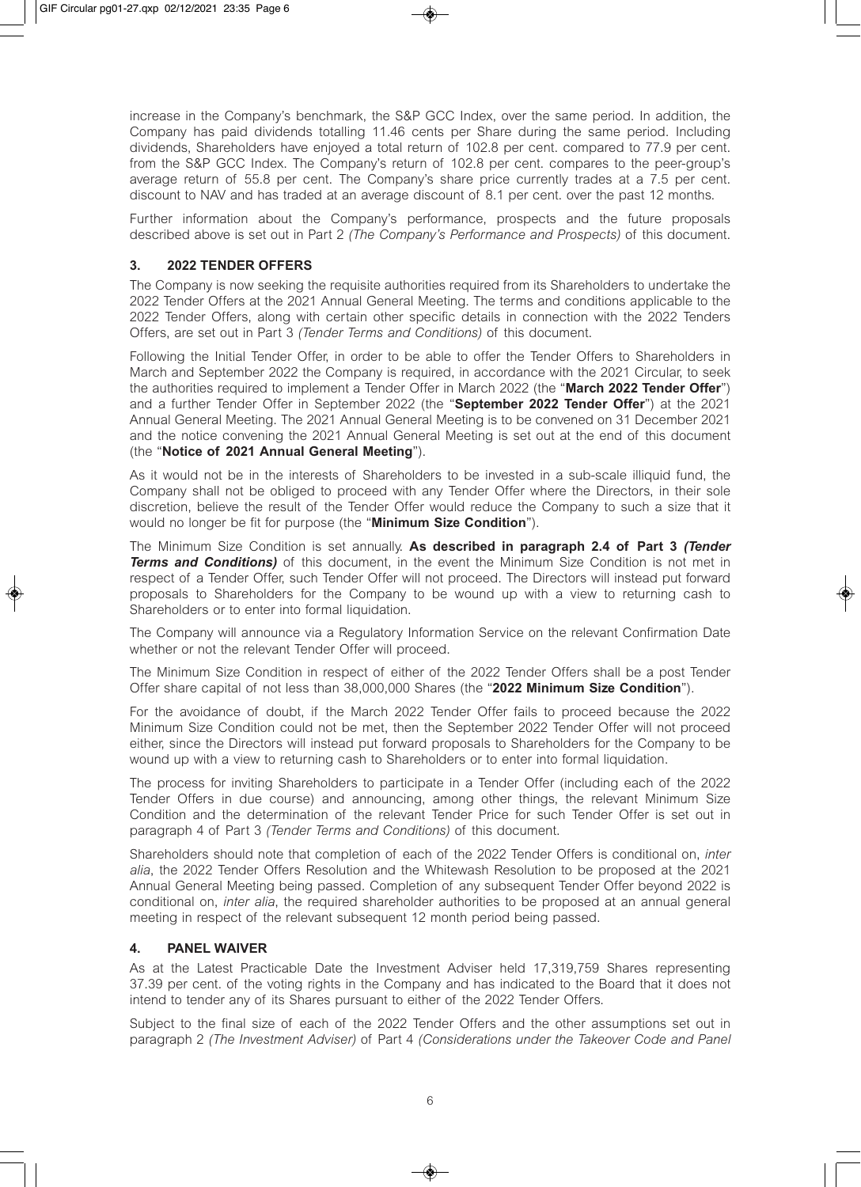increase in the Company's benchmark, the S&P GCC Index, over the same period. In addition, the Company has paid dividends totalling 11.46 cents per Share during the same period. Including dividends, Shareholders have enjoyed a total return of 102.8 per cent. compared to 77.9 per cent. from the S&P GCC Index. The Company's return of 102.8 per cent. compares to the peer-group's average return of 55.8 per cent. The Company's share price currently trades at a 7.5 per cent. discount to NAV and has traded at an average discount of 8.1 per cent. over the past 12 months.

Further information about the Company's performance, prospects and the future proposals described above is set out in Part 2 *(The Company's Performance and Prospects)* of this document.

## 3. 2022 TENDER OFFERS

The Company is now seeking the requisite authorities required from its Shareholders to undertake the 2022 Tender Offers at the 2021 Annual General Meeting. The terms and conditions applicable to the 2022 Tender Offers, along with certain other specific details in connection with the 2022 Tenders Offers, are set out in Part 3 *(Tender Terms and Conditions)* of this document.

Following the Initial Tender Offer, in order to be able to offer the Tender Offers to Shareholders in March and September 2022 the Company is required, in accordance with the 2021 Circular, to seek the authorities required to implement a Tender Offer in March 2022 (the "**March 2022 Tender Offer**") and a further Tender Offer in September 2022 (the "**September 2022 Tender Offer**") at the 2021 Annual General Meeting. The 2021 Annual General Meeting is to be convened on 31 December 2021 and the notice convening the 2021 Annual General Meeting is set out at the end of this document (the "**Notice of 2021 Annual General Meeting**").

As it would not be in the interests of Shareholders to be invested in a sub-scale illiquid fund, the Company shall not be obliged to proceed with any Tender Offer where the Directors, in their sole discretion, believe the result of the Tender Offer would reduce the Company to such a size that it would no longer be fit for purpose (the "**Minimum Size Condition**").

The Minimum Size Condition is set annually. **As described in paragraph 2.4 of Part 3 *(Tender Terms and Conditions)*** of this document, in the event the Minimum Size Condition is not met in respect of a Tender Offer, such Tender Offer will not proceed. The Directors will instead put forward proposals to Shareholders for the Company to be wound up with a view to returning cash to Shareholders or to enter into formal liquidation.

The Company will announce via a Regulatory Information Service on the relevant Confirmation Date whether or not the relevant Tender Offer will proceed.

The Minimum Size Condition in respect of either of the 2022 Tender Offers shall be a post Tender Offer share capital of not less than 38,000,000 Shares (the "**2022 Minimum Size Condition**").

For the avoidance of doubt, if the March 2022 Tender Offer fails to proceed because the 2022 Minimum Size Condition could not be met, then the September 2022 Tender Offer will not proceed either, since the Directors will instead put forward proposals to Shareholders for the Company to be wound up with a view to returning cash to Shareholders or to enter into formal liquidation.

The process for inviting Shareholders to participate in a Tender Offer (including each of the 2022 Tender Offers in due course) and announcing, among other things, the relevant Minimum Size Condition and the determination of the relevant Tender Price for such Tender Offer is set out in paragraph 4 of Part 3 *(Tender Terms and Conditions)* of this document.

Shareholders should note that completion of each of the 2022 Tender Offers is conditional on, *inter alia*, the 2022 Tender Offers Resolution and the Whitewash Resolution to be proposed at the 2021 Annual General Meeting being passed. Completion of any subsequent Tender Offer beyond 2022 is conditional on, *inter alia*, the required shareholder authorities to be proposed at an annual general meeting in respect of the relevant subsequent 12 month period being passed.

## 4. PANEL WAIVER

As at the Latest Practicable Date the Investment Adviser held 17,319,759 Shares representing 37.39 per cent. of the voting rights in the Company and has indicated to the Board that it does not intend to tender any of its Shares pursuant to either of the 2022 Tender Offers.

Subject to the final size of each of the 2022 Tender Offers and the other assumptions set out in paragraph 2 *(The Investment Adviser)* of Part 4 *(Considerations under the Takeover Code and Panel*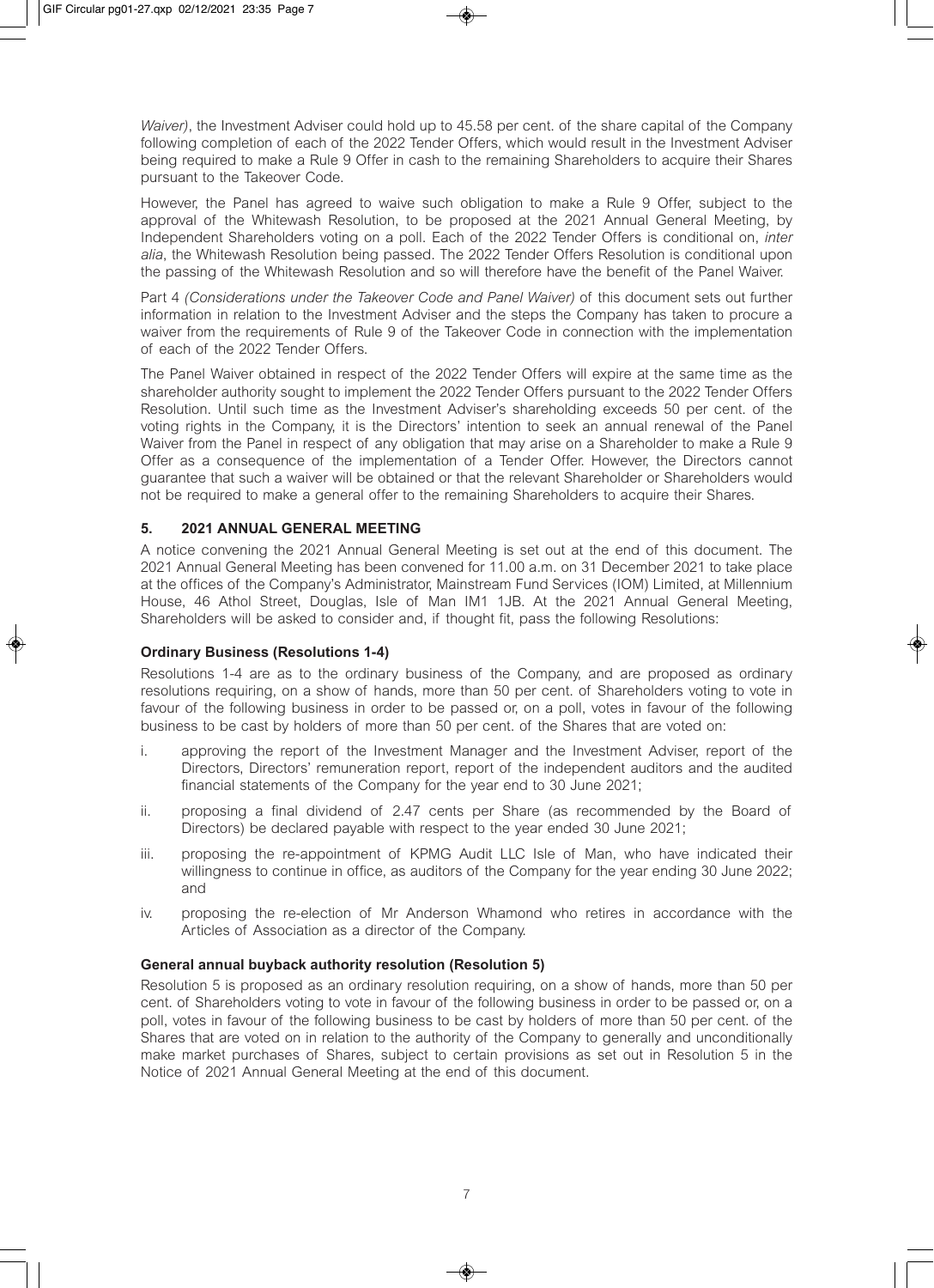*Waiver)*, the Investment Adviser could hold up to 45.58 per cent. of the share capital of the Company following completion of each of the 2022 Tender Offers, which would result in the Investment Adviser being required to make a Rule 9 Offer in cash to the remaining Shareholders to acquire their Shares pursuant to the Takeover Code.

However, the Panel has agreed to waive such obligation to make a Rule 9 Offer, subject to the approval of the Whitewash Resolution, to be proposed at the 2021 Annual General Meeting, by Independent Shareholders voting on a poll. Each of the 2022 Tender Offers is conditional on, *inter alia*, the Whitewash Resolution being passed. The 2022 Tender Offers Resolution is conditional upon the passing of the Whitewash Resolution and so will therefore have the benefit of the Panel Waiver.

Part 4 *(Considerations under the Takeover Code and Panel Waiver)* of this document sets out further information in relation to the Investment Adviser and the steps the Company has taken to procure a waiver from the requirements of Rule 9 of the Takeover Code in connection with the implementation of each of the 2022 Tender Offers.

The Panel Waiver obtained in respect of the 2022 Tender Offers will expire at the same time as the shareholder authority sought to implement the 2022 Tender Offers pursuant to the 2022 Tender Offers Resolution. Until such time as the Investment Adviser's shareholding exceeds 50 per cent. of the voting rights in the Company, it is the Directors' intention to seek an annual renewal of the Panel Waiver from the Panel in respect of any obligation that may arise on a Shareholder to make a Rule 9 Offer as a consequence of the implementation of a Tender Offer. However, the Directors cannot guarantee that such a waiver will be obtained or that the relevant Shareholder or Shareholders would not be required to make a general offer to the remaining Shareholders to acquire their Shares.

## 5. 2021 ANNUAL GENERAL MEETING

A notice convening the 2021 Annual General Meeting is set out at the end of this document. The 2021 Annual General Meeting has been convened for 11.00 a.m. on 31 December 2021 to take place at the offices of the Company's Administrator, Mainstream Fund Services (IOM) Limited, at Millennium House, 46 Athol Street, Douglas, Isle of Man IM1 1JB. At the 2021 Annual General Meeting, Shareholders will be asked to consider and, if thought fit, pass the following Resolutions:

### Ordinary Business (Resolutions 1-4)

Resolutions 1-4 are as to the ordinary business of the Company, and are proposed as ordinary resolutions requiring, on a show of hands, more than 50 per cent. of Shareholders voting to vote in favour of the following business in order to be passed or, on a poll, votes in favour of the following business to be cast by holders of more than 50 per cent. of the Shares that are voted on:

i. approving the report of the Investment Manager and the Investment Adviser, report of the Directors, Directors' remuneration report, report of the independent auditors and the audited financial statements of the Company for the year end to 30 June 2021;

ii. proposing a final dividend of 2.47 cents per Share (as recommended by the Board of Directors) be declared payable with respect to the year ended 30 June 2021;

iii. proposing the re-appointment of KPMG Audit LLC Isle of Man, who have indicated their willingness to continue in office, as auditors of the Company for the year ending 30 June 2022; and

iv. proposing the re-election of Mr Anderson Whamond who retires in accordance with the Articles of Association as a director of the Company.

### General annual buyback authority resolution (Resolution 5)

Resolution 5 is proposed as an ordinary resolution requiring, on a show of hands, more than 50 per cent. of Shareholders voting to vote in favour of the following business in order to be passed or, on a poll, votes in favour of the following business to be cast by holders of more than 50 per cent. of the Shares that are voted on in relation to the authority of the Company to generally and unconditionally make market purchases of Shares, subject to certain provisions as set out in Resolution 5 in the Notice of 2021 Annual General Meeting at the end of this document.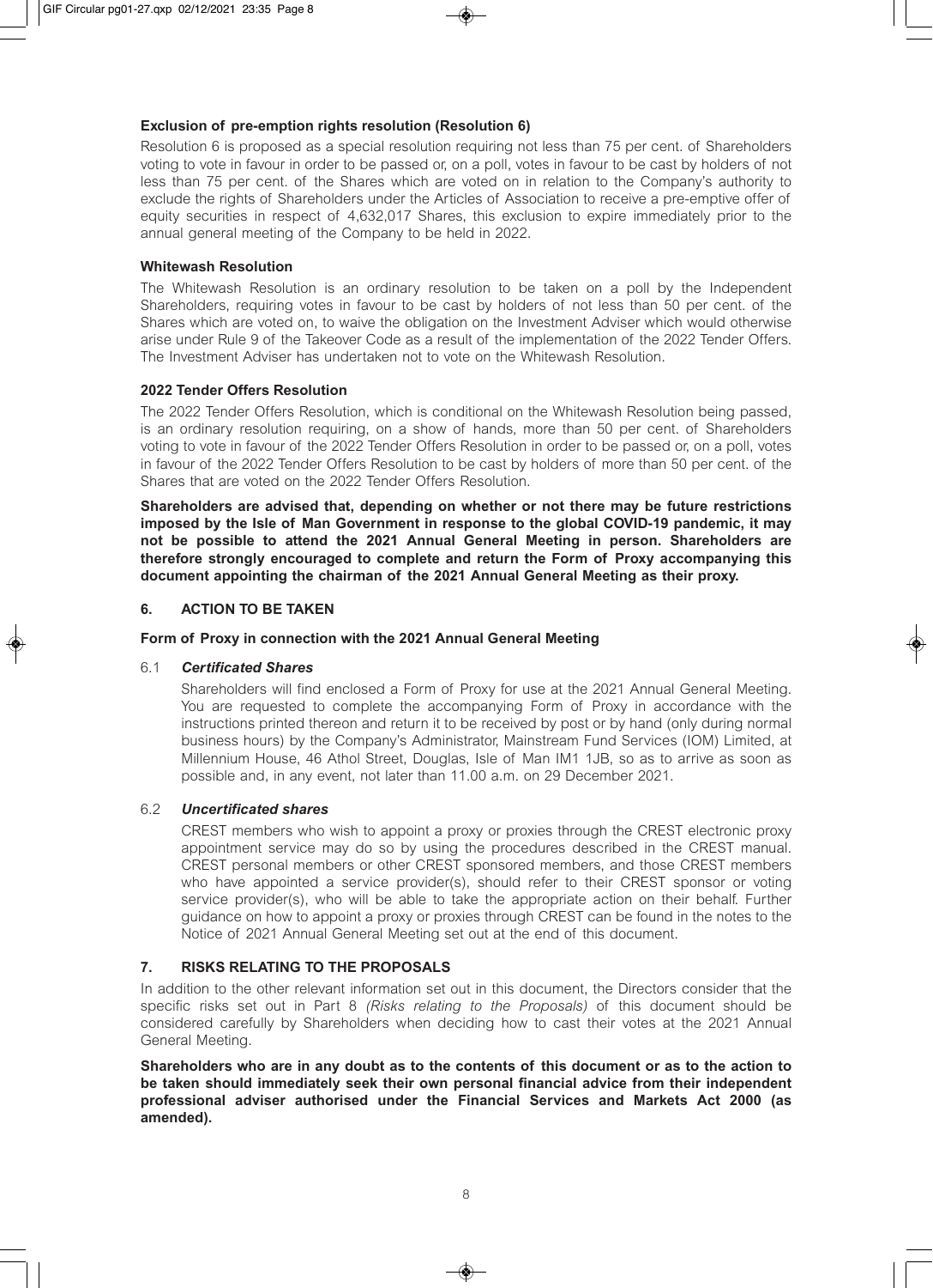**Exclusion of pre-emption rights resolution (Resolution 6)**

Resolution 6 is proposed as a special resolution requiring not less than 75 per cent. of Shareholders voting to vote in favour in order to be passed or, on a poll, votes in favour to be cast by holders of not less than 75 per cent. of the Shares which are voted on in relation to the Company's authority to exclude the rights of Shareholders under the Articles of Association to receive a pre-emptive offer of equity securities in respect of 4,632,017 Shares, this exclusion to expire immediately prior to the annual general meeting of the Company to be held in 2022.

**Whitewash Resolution**

The Whitewash Resolution is an ordinary resolution to be taken on a poll by the Independent Shareholders, requiring votes in favour to be cast by holders of not less than 50 per cent. of the Shares which are voted on, to waive the obligation on the Investment Adviser which would otherwise arise under Rule 9 of the Takeover Code as a result of the implementation of the 2022 Tender Offers. The Investment Adviser has undertaken not to vote on the Whitewash Resolution.

**2022 Tender Offers Resolution**

The 2022 Tender Offers Resolution, which is conditional on the Whitewash Resolution being passed, is an ordinary resolution requiring, on a show of hands, more than 50 per cent. of Shareholders voting to vote in favour of the 2022 Tender Offers Resolution in order to be passed or, on a poll, votes in favour of the 2022 Tender Offers Resolution to be cast by holders of more than 50 per cent. of the Shares that are voted on the 2022 Tender Offers Resolution.

**Shareholders are advised that, depending on whether or not there may be future restrictions imposed by the Isle of Man Government in response to the global COVID-19 pandemic, it may not be possible to attend the 2021 Annual General Meeting in person. Shareholders are therefore strongly encouraged to complete and return the Form of Proxy accompanying this document appointing the chairman of the 2021 Annual General Meeting as their proxy.**

## 6. ACTION TO BE TAKEN

**Form of Proxy in connection with the 2021 Annual General Meeting**

6.1 ***Certificated Shares***

Shareholders will find enclosed a Form of Proxy for use at the 2021 Annual General Meeting. You are requested to complete the accompanying Form of Proxy in accordance with the instructions printed thereon and return it to be received by post or by hand (only during normal business hours) by the Company's Administrator, Mainstream Fund Services (IOM) Limited, at Millennium House, 46 Athol Street, Douglas, Isle of Man IM1 1JB, so as to arrive as soon as possible and, in any event, not later than 11.00 a.m. on 29 December 2021.

6.2 ***Uncertificated shares***

CREST members who wish to appoint a proxy or proxies through the CREST electronic proxy appointment service may do so by using the procedures described in the CREST manual. CREST personal members or other CREST sponsored members, and those CREST members who have appointed a service provider(s), should refer to their CREST sponsor or voting service provider(s), who will be able to take the appropriate action on their behalf. Further guidance on how to appoint a proxy or proxies through CREST can be found in the notes to the Notice of 2021 Annual General Meeting set out at the end of this document.

## 7. RISKS RELATING TO THE PROPOSALS

In addition to the other relevant information set out in this document, the Directors consider that the specific risks set out in Part 8 *(Risks relating to the Proposals)* of this document should be considered carefully by Shareholders when deciding how to cast their votes at the 2021 Annual General Meeting.

**Shareholders who are in any doubt as to the contents of this document or as to the action to be taken should immediately seek their own personal financial advice from their independent professional adviser authorised under the Financial Services and Markets Act 2000 (as amended).**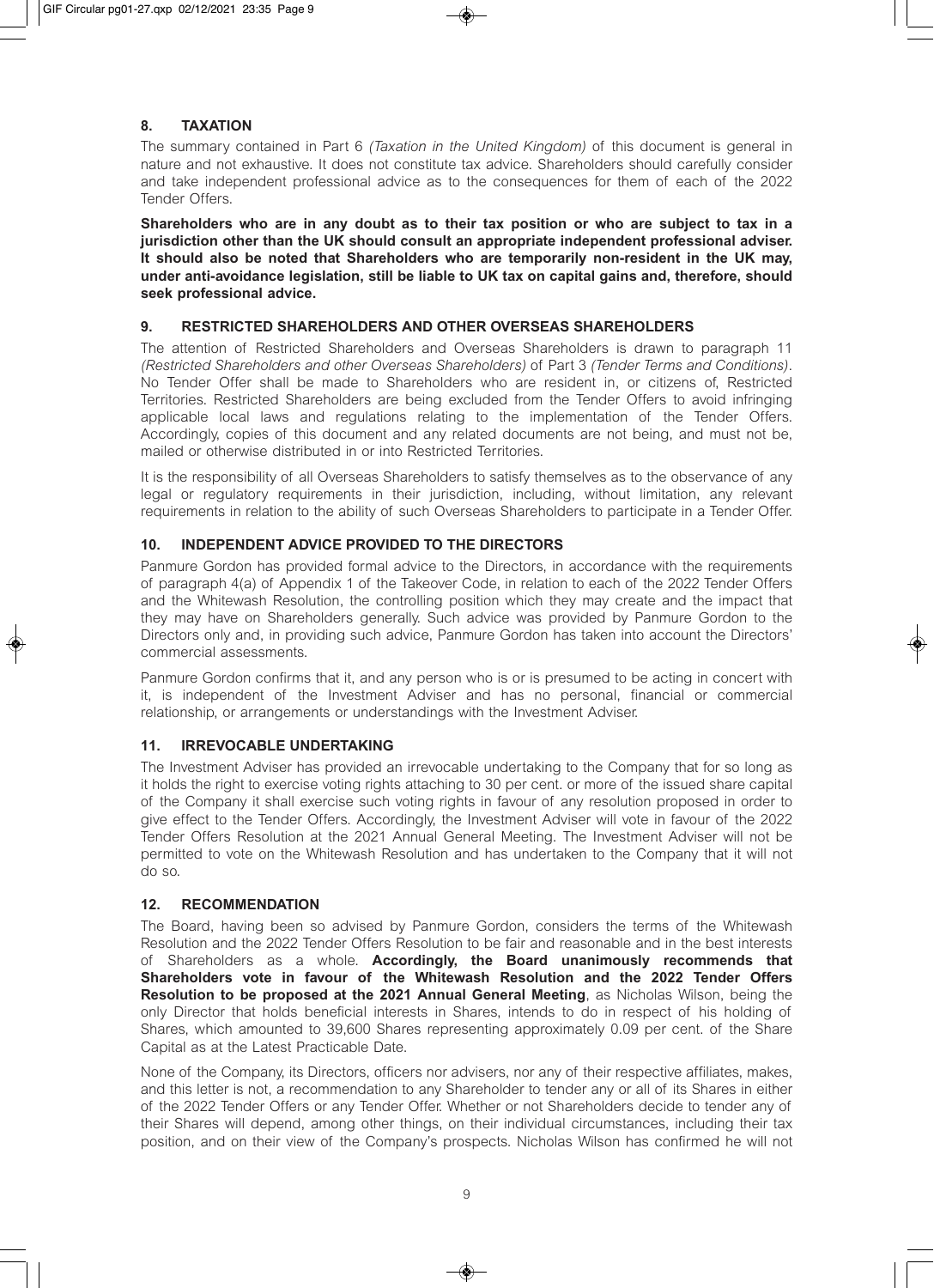## 8. TAXATION

The summary contained in Part 6 *(Taxation in the United Kingdom)* of this document is general in nature and not exhaustive. It does not constitute tax advice. Shareholders should carefully consider and take independent professional advice as to the consequences for them of each of the 2022 Tender Offers.

**Shareholders who are in any doubt as to their tax position or who are subject to tax in a jurisdiction other than the UK should consult an appropriate independent professional adviser. It should also be noted that Shareholders who are temporarily non-resident in the UK may, under anti-avoidance legislation, still be liable to UK tax on capital gains and, therefore, should seek professional advice.**

## 9. RESTRICTED SHAREHOLDERS AND OTHER OVERSEAS SHAREHOLDERS

The attention of Restricted Shareholders and Overseas Shareholders is drawn to paragraph 11 *(Restricted Shareholders and other Overseas Shareholders)* of Part 3 *(Tender Terms and Conditions)*. No Tender Offer shall be made to Shareholders who are resident in, or citizens of, Restricted Territories. Restricted Shareholders are being excluded from the Tender Offers to avoid infringing applicable local laws and regulations relating to the implementation of the Tender Offers. Accordingly, copies of this document and any related documents are not being, and must not be, mailed or otherwise distributed in or into Restricted Territories.

It is the responsibility of all Overseas Shareholders to satisfy themselves as to the observance of any legal or regulatory requirements in their jurisdiction, including, without limitation, any relevant requirements in relation to the ability of such Overseas Shareholders to participate in a Tender Offer.

## 10. INDEPENDENT ADVICE PROVIDED TO THE DIRECTORS

Panmure Gordon has provided formal advice to the Directors, in accordance with the requirements of paragraph 4(a) of Appendix 1 of the Takeover Code, in relation to each of the 2022 Tender Offers and the Whitewash Resolution, the controlling position which they may create and the impact that they may have on Shareholders generally. Such advice was provided by Panmure Gordon to the Directors only and, in providing such advice, Panmure Gordon has taken into account the Directors' commercial assessments.

Panmure Gordon confirms that it, and any person who is or is presumed to be acting in concert with it, is independent of the Investment Adviser and has no personal, financial or commercial relationship, or arrangements or understandings with the Investment Adviser.

## 11. IRREVOCABLE UNDERTAKING

The Investment Adviser has provided an irrevocable undertaking to the Company that for so long as it holds the right to exercise voting rights attaching to 30 per cent. or more of the issued share capital of the Company it shall exercise such voting rights in favour of any resolution proposed in order to give effect to the Tender Offers. Accordingly, the Investment Adviser will vote in favour of the 2022 Tender Offers Resolution at the 2021 Annual General Meeting. The Investment Adviser will not be permitted to vote on the Whitewash Resolution and has undertaken to the Company that it will not do so.

## 12. RECOMMENDATION

The Board, having been so advised by Panmure Gordon, considers the terms of the Whitewash Resolution and the 2022 Tender Offers Resolution to be fair and reasonable and in the best interests of Shareholders as a whole. **Accordingly, the Board unanimously recommends that Shareholders vote in favour of the Whitewash Resolution and the 2022 Tender Offers Resolution to be proposed at the 2021 Annual General Meeting**, as Nicholas Wilson, being the only Director that holds beneficial interests in Shares, intends to do in respect of his holding of Shares, which amounted to 39,600 Shares representing approximately 0.09 per cent. of the Share Capital as at the Latest Practicable Date.

None of the Company, its Directors, officers nor advisers, nor any of their respective affiliates, makes, and this letter is not, a recommendation to any Shareholder to tender any or all of its Shares in either of the 2022 Tender Offers or any Tender Offer. Whether or not Shareholders decide to tender any of their Shares will depend, among other things, on their individual circumstances, including their tax position, and on their view of the Company's prospects. Nicholas Wilson has confirmed he will not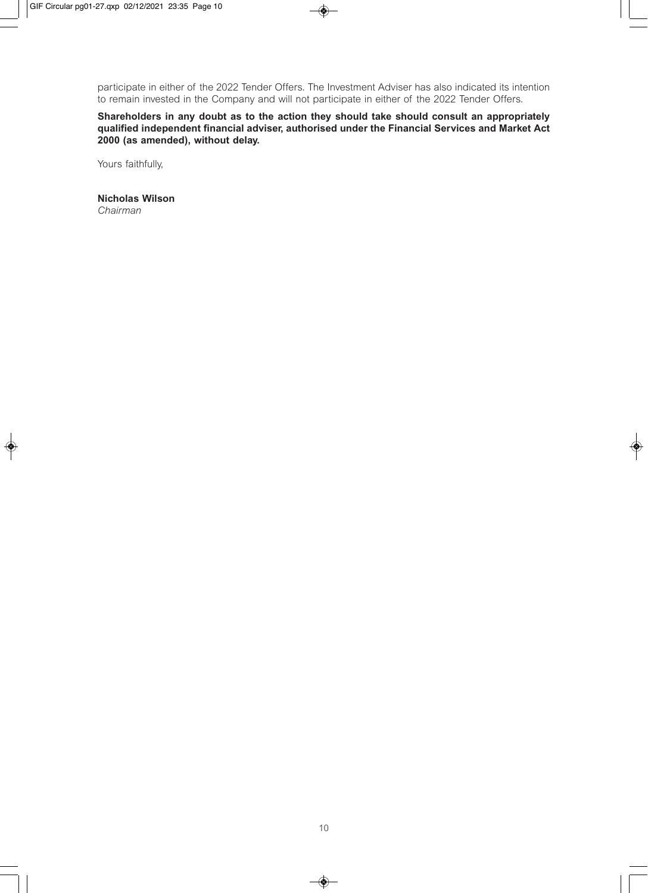participate in either of the 2022 Tender Offers. The Investment Adviser has also indicated its intention to remain invested in the Company and will not participate in either of the 2022 Tender Offers.

**Shareholders in any doubt as to the action they should take should consult an appropriately qualified independent financial adviser, authorised under the Financial Services and Market Act 2000 (as amended), without delay.**

Yours faithfully,

**Nicholas Wilson**
*Chairman*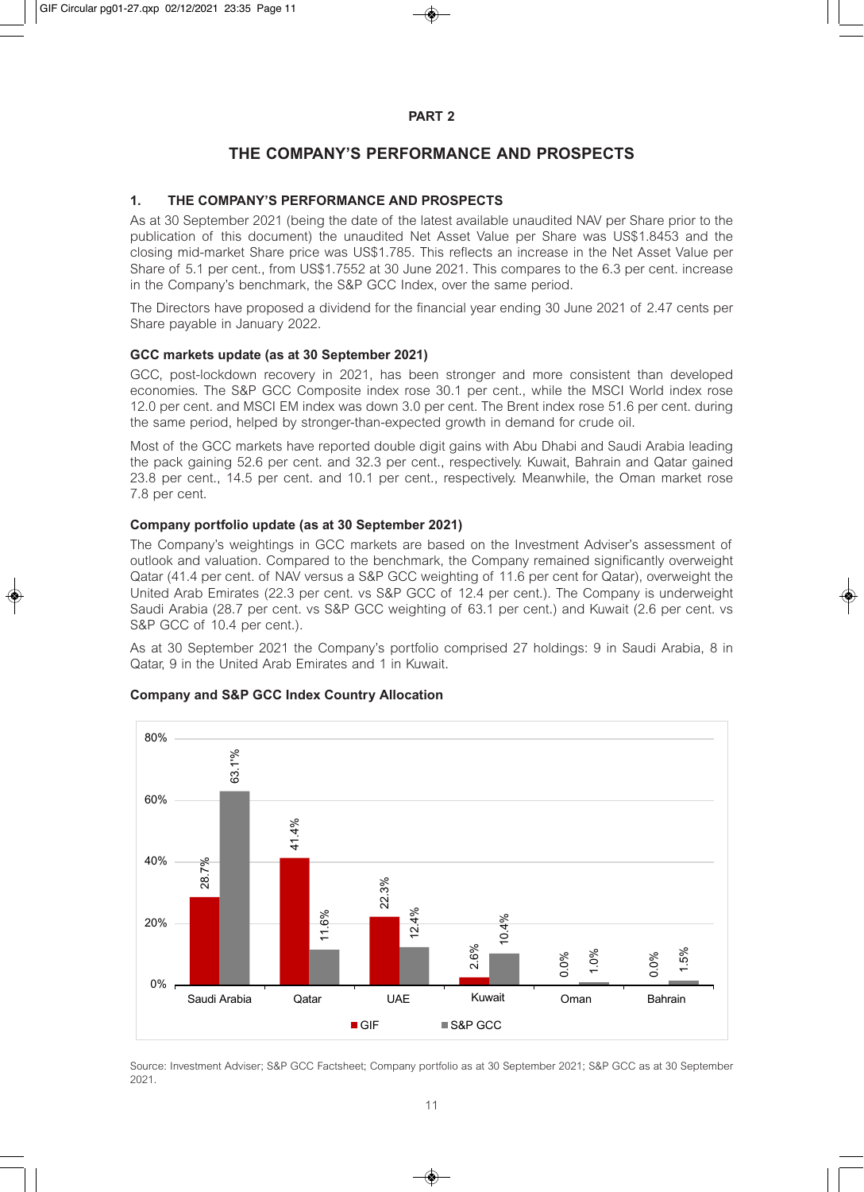# PART 2

## THE COMPANY'S PERFORMANCE AND PROSPECTS

### 1. THE COMPANY'S PERFORMANCE AND PROSPECTS

As at 30 September 2021 (being the date of the latest available unaudited NAV per Share prior to the publication of this document) the unaudited Net Asset Value per Share was US$1.8453 and the closing mid-market Share price was US$1.785. This reflects an increase in the Net Asset Value per Share of 5.1 per cent., from US$1.7552 at 30 June 2021. This compares to the 6.3 per cent. increase in the Company's benchmark, the S&P GCC Index, over the same period.

The Directors have proposed a dividend for the financial year ending 30 June 2021 of 2.47 cents per Share payable in January 2022.

**GCC markets update (as at 30 September 2021)**

GCC, post-lockdown recovery in 2021, has been stronger and more consistent than developed economies. The S&P GCC Composite index rose 30.1 per cent., while the MSCI World index rose 12.0 per cent. and MSCI EM index was down 3.0 per cent. The Brent index rose 51.6 per cent. during the same period, helped by stronger-than-expected growth in demand for crude oil.

Most of the GCC markets have reported double digit gains with Abu Dhabi and Saudi Arabia leading the pack gaining 52.6 per cent. and 32.3 per cent., respectively. Kuwait, Bahrain and Qatar gained 23.8 per cent., 14.5 per cent. and 10.1 per cent., respectively. Meanwhile, the Oman market rose 7.8 per cent.

**Company portfolio update (as at 30 September 2021)**

The Company's weightings in GCC markets are based on the Investment Adviser's assessment of outlook and valuation. Compared to the benchmark, the Company remained significantly overweight Qatar (41.4 per cent. of NAV versus a S&P GCC weighting of 11.6 per cent for Qatar), overweight the United Arab Emirates (22.3 per cent. vs S&P GCC of 12.4 per cent.). The Company is underweight Saudi Arabia (28.7 per cent. vs S&P GCC weighting of 63.1 per cent.) and Kuwait (2.6 per cent. vs S&P GCC of 10.4 per cent.).

As at 30 September 2021 the Company's portfolio comprised 27 holdings: 9 in Saudi Arabia, 8 in Qatar, 9 in the United Arab Emirates and 1 in Kuwait.

**Company and S&P GCC Index Country Allocation**

| | GIF | S&P GCC |
|---|---|---|
| Saudi Arabia | 28.7% | 63.1% |
| Qatar | 41.4% | 11.6% |
| UAE | 22.3% | 12.4% |
| Kuwait | 2.6% | 10.4% |
| Oman | 0.0% | 1.0% |
| Bahrain | 0.0% | 1.5% |

Source: Investment Adviser; S&P GCC Factsheet; Company portfolio as at 30 September 2021; S&P GCC as at 30 September 2021.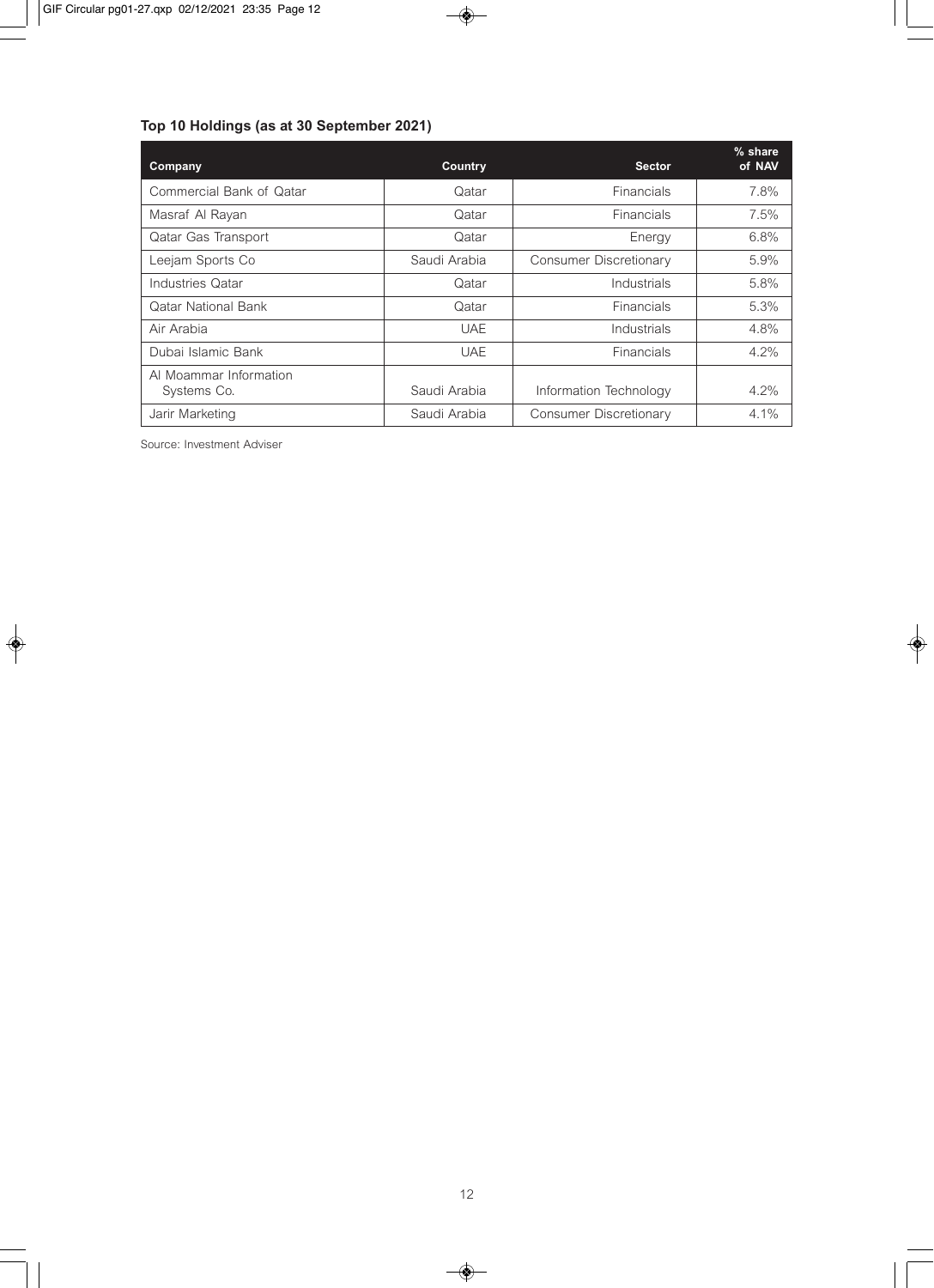**Top 10 Holdings (as at 30 September 2021)**

| Company | Country | Sector | % share of NAV |
|---|---|---|---|
| Commercial Bank of Qatar | Qatar | Financials | 7.8% |
| Masraf Al Rayan | Qatar | Financials | 7.5% |
| Qatar Gas Transport | Qatar | Energy | 6.8% |
| Leejam Sports Co | Saudi Arabia | Consumer Discretionary | 5.9% |
| Industries Qatar | Qatar | Industrials | 5.8% |
| Qatar National Bank | Qatar | Financials | 5.3% |
| Air Arabia | UAE | Industrials | 4.8% |
| Dubai Islamic Bank | UAE | Financials | 4.2% |
| Al Moammar Information Systems Co. | Saudi Arabia | Information Technology | 4.2% |
| Jarir Marketing | Saudi Arabia | Consumer Discretionary | 4.1% |

Source: Investment Adviser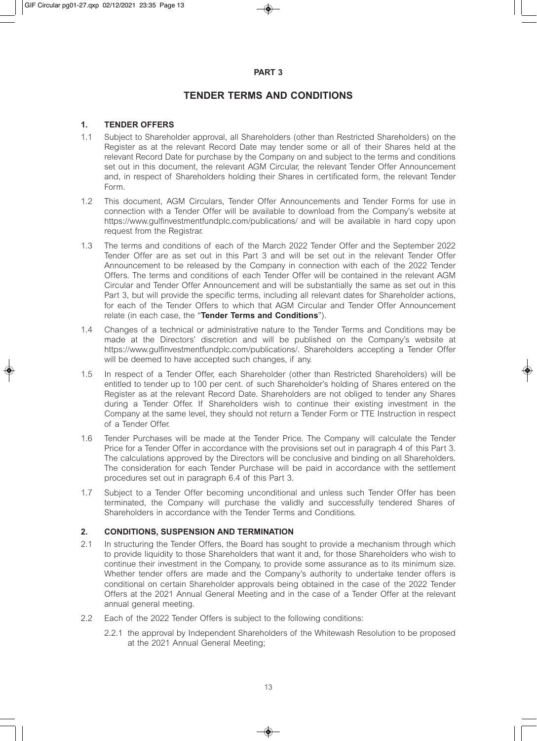# PART 3

## TENDER TERMS AND CONDITIONS

### 1. TENDER OFFERS

1.1 Subject to Shareholder approval, all Shareholders (other than Restricted Shareholders) on the Register as at the relevant Record Date may tender some or all of their Shares held at the relevant Record Date for purchase by the Company on and subject to the terms and conditions set out in this document, the relevant AGM Circular, the relevant Tender Offer Announcement and, in respect of Shareholders holding their Shares in certificated form, the relevant Tender Form.

1.2 This document, AGM Circulars, Tender Offer Announcements and Tender Forms for use in connection with a Tender Offer will be available to download from the Company's website at https://www.gulfinvestmentfundplc.com/publications/ and will be available in hard copy upon request from the Registrar.

1.3 The terms and conditions of each of the March 2022 Tender Offer and the September 2022 Tender Offer are as set out in this Part 3 and will be set out in the relevant Tender Offer Announcement to be released by the Company in connection with each of the 2022 Tender Offers. The terms and conditions of each Tender Offer will be contained in the relevant AGM Circular and Tender Offer Announcement and will be substantially the same as set out in this Part 3, but will provide the specific terms, including all relevant dates for Shareholder actions, for each of the Tender Offers to which that AGM Circular and Tender Offer Announcement relate (in each case, the "**Tender Terms and Conditions**").

1.4 Changes of a technical or administrative nature to the Tender Terms and Conditions may be made at the Directors' discretion and will be published on the Company's website at https://www.gulfinvestmentfundplc.com/publications/. Shareholders accepting a Tender Offer will be deemed to have accepted such changes, if any.

1.5 In respect of a Tender Offer, each Shareholder (other than Restricted Shareholders) will be entitled to tender up to 100 per cent. of such Shareholder's holding of Shares entered on the Register as at the relevant Record Date. Shareholders are not obliged to tender any Shares during a Tender Offer. If Shareholders wish to continue their existing investment in the Company at the same level, they should not return a Tender Form or TTE Instruction in respect of a Tender Offer.

1.6 Tender Purchases will be made at the Tender Price. The Company will calculate the Tender Price for a Tender Offer in accordance with the provisions set out in paragraph 4 of this Part 3. The calculations approved by the Directors will be conclusive and binding on all Shareholders. The consideration for each Tender Purchase will be paid in accordance with the settlement procedures set out in paragraph 6.4 of this Part 3.

1.7 Subject to a Tender Offer becoming unconditional and unless such Tender Offer has been terminated, the Company will purchase the validly and successfully tendered Shares of Shareholders in accordance with the Tender Terms and Conditions.

### 2. CONDITIONS, SUSPENSION AND TERMINATION

2.1 In structuring the Tender Offers, the Board has sought to provide a mechanism through which to provide liquidity to those Shareholders that want it and, for those Shareholders who wish to continue their investment in the Company, to provide some assurance as to its minimum size. Whether tender offers are made and the Company's authority to undertake tender offers is conditional on certain Shareholder approvals being obtained in the case of the 2022 Tender Offers at the 2021 Annual General Meeting and in the case of a Tender Offer at the relevant annual general meeting.

2.2 Each of the 2022 Tender Offers is subject to the following conditions:

2.2.1 the approval by Independent Shareholders of the Whitewash Resolution to be proposed at the 2021 Annual General Meeting;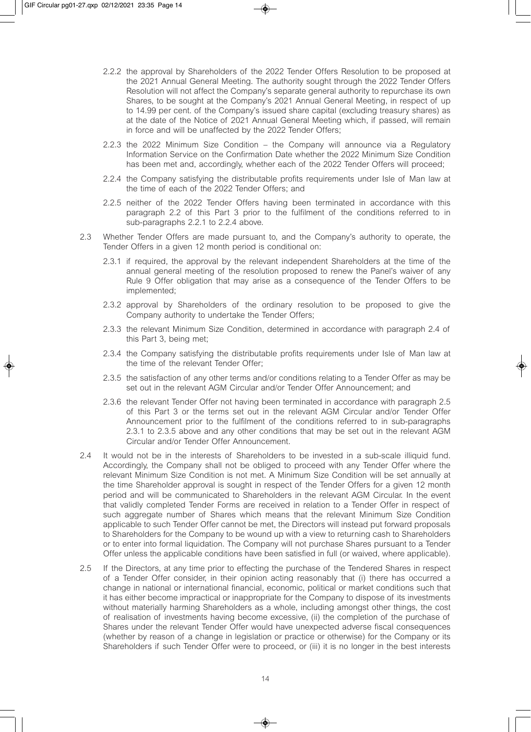2.2.2 the approval by Shareholders of the 2022 Tender Offers Resolution to be proposed at the 2021 Annual General Meeting. The authority sought through the 2022 Tender Offers Resolution will not affect the Company's separate general authority to repurchase its own Shares, to be sought at the Company's 2021 Annual General Meeting, in respect of up to 14.99 per cent. of the Company's issued share capital (excluding treasury shares) as at the date of the Notice of 2021 Annual General Meeting which, if passed, will remain in force and will be unaffected by the 2022 Tender Offers;

2.2.3 the 2022 Minimum Size Condition – the Company will announce via a Regulatory Information Service on the Confirmation Date whether the 2022 Minimum Size Condition has been met and, accordingly, whether each of the 2022 Tender Offers will proceed;

2.2.4 the Company satisfying the distributable profits requirements under Isle of Man law at the time of each of the 2022 Tender Offers; and

2.2.5 neither of the 2022 Tender Offers having been terminated in accordance with this paragraph 2.2 of this Part 3 prior to the fulfilment of the conditions referred to in sub-paragraphs 2.2.1 to 2.2.4 above.

2.3 Whether Tender Offers are made pursuant to, and the Company's authority to operate, the Tender Offers in a given 12 month period is conditional on:

2.3.1 if required, the approval by the relevant independent Shareholders at the time of the annual general meeting of the resolution proposed to renew the Panel's waiver of any Rule 9 Offer obligation that may arise as a consequence of the Tender Offers to be implemented;

2.3.2 approval by Shareholders of the ordinary resolution to be proposed to give the Company authority to undertake the Tender Offers;

2.3.3 the relevant Minimum Size Condition, determined in accordance with paragraph 2.4 of this Part 3, being met;

2.3.4 the Company satisfying the distributable profits requirements under Isle of Man law at the time of the relevant Tender Offer;

2.3.5 the satisfaction of any other terms and/or conditions relating to a Tender Offer as may be set out in the relevant AGM Circular and/or Tender Offer Announcement; and

2.3.6 the relevant Tender Offer not having been terminated in accordance with paragraph 2.5 of this Part 3 or the terms set out in the relevant AGM Circular and/or Tender Offer Announcement prior to the fulfilment of the conditions referred to in sub-paragraphs 2.3.1 to 2.3.5 above and any other conditions that may be set out in the relevant AGM Circular and/or Tender Offer Announcement.

2.4 It would not be in the interests of Shareholders to be invested in a sub-scale illiquid fund. Accordingly, the Company shall not be obliged to proceed with any Tender Offer where the relevant Minimum Size Condition is not met. A Minimum Size Condition will be set annually at the time Shareholder approval is sought in respect of the Tender Offers for a given 12 month period and will be communicated to Shareholders in the relevant AGM Circular. In the event that validly completed Tender Forms are received in relation to a Tender Offer in respect of such aggregate number of Shares which means that the relevant Minimum Size Condition applicable to such Tender Offer cannot be met, the Directors will instead put forward proposals to Shareholders for the Company to be wound up with a view to returning cash to Shareholders or to enter into formal liquidation. The Company will not purchase Shares pursuant to a Tender Offer unless the applicable conditions have been satisfied in full (or waived, where applicable).

2.5 If the Directors, at any time prior to effecting the purchase of the Tendered Shares in respect of a Tender Offer consider, in their opinion acting reasonably that (i) there has occurred a change in national or international financial, economic, political or market conditions such that it has either become impractical or inappropriate for the Company to dispose of its investments without materially harming Shareholders as a whole, including amongst other things, the cost of realisation of investments having become excessive, (ii) the completion of the purchase of Shares under the relevant Tender Offer would have unexpected adverse fiscal consequences (whether by reason of a change in legislation or practice or otherwise) for the Company or its Shareholders if such Tender Offer were to proceed, or (iii) it is no longer in the best interests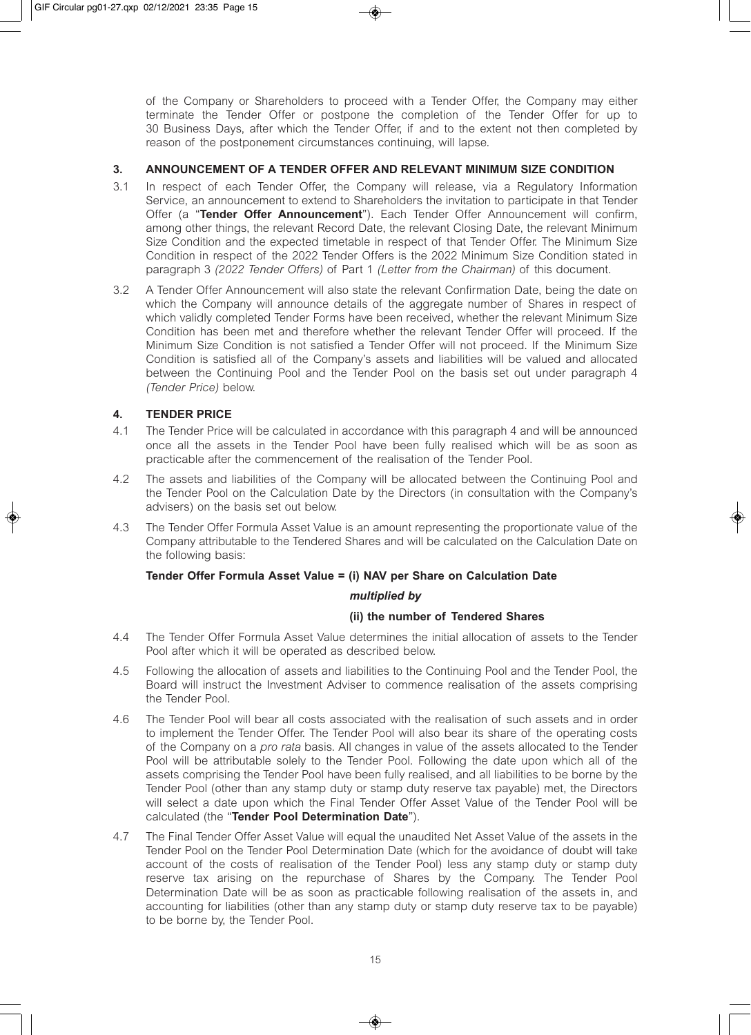of the Company or Shareholders to proceed with a Tender Offer, the Company may either terminate the Tender Offer or postpone the completion of the Tender Offer for up to 30 Business Days, after which the Tender Offer, if and to the extent not then completed by reason of the postponement circumstances continuing, will lapse.

## 3. ANNOUNCEMENT OF A TENDER OFFER AND RELEVANT MINIMUM SIZE CONDITION

3.1 In respect of each Tender Offer, the Company will release, via a Regulatory Information Service, an announcement to extend to Shareholders the invitation to participate in that Tender Offer (a "**Tender Offer Announcement**"). Each Tender Offer Announcement will confirm, among other things, the relevant Record Date, the relevant Closing Date, the relevant Minimum Size Condition and the expected timetable in respect of that Tender Offer. The Minimum Size Condition in respect of the 2022 Tender Offers is the 2022 Minimum Size Condition stated in paragraph 3 *(2022 Tender Offers)* of Part 1 *(Letter from the Chairman)* of this document.

3.2 A Tender Offer Announcement will also state the relevant Confirmation Date, being the date on which the Company will announce details of the aggregate number of Shares in respect of which validly completed Tender Forms have been received, whether the relevant Minimum Size Condition has been met and therefore whether the relevant Tender Offer will proceed. If the Minimum Size Condition is not satisfied a Tender Offer will not proceed. If the Minimum Size Condition is satisfied all of the Company's assets and liabilities will be valued and allocated between the Continuing Pool and the Tender Pool on the basis set out under paragraph 4 *(Tender Price)* below.

## 4. TENDER PRICE

4.1 The Tender Price will be calculated in accordance with this paragraph 4 and will be announced once all the assets in the Tender Pool have been fully realised which will be as soon as practicable after the commencement of the realisation of the Tender Pool.

4.2 The assets and liabilities of the Company will be allocated between the Continuing Pool and the Tender Pool on the Calculation Date by the Directors (in consultation with the Company's advisers) on the basis set out below.

4.3 The Tender Offer Formula Asset Value is an amount representing the proportionate value of the Company attributable to the Tendered Shares and will be calculated on the Calculation Date on the following basis:

**Tender Offer Formula Asset Value = (i) NAV per Share on Calculation Date**

***multiplied by***

**(ii) the number of Tendered Shares**

4.4 The Tender Offer Formula Asset Value determines the initial allocation of assets to the Tender Pool after which it will be operated as described below.

4.5 Following the allocation of assets and liabilities to the Continuing Pool and the Tender Pool, the Board will instruct the Investment Adviser to commence realisation of the assets comprising the Tender Pool.

4.6 The Tender Pool will bear all costs associated with the realisation of such assets and in order to implement the Tender Offer. The Tender Pool will also bear its share of the operating costs of the Company on a *pro rata* basis. All changes in value of the assets allocated to the Tender Pool will be attributable solely to the Tender Pool. Following the date upon which all of the assets comprising the Tender Pool have been fully realised, and all liabilities to be borne by the Tender Pool (other than any stamp duty or stamp duty reserve tax payable) met, the Directors will select a date upon which the Final Tender Offer Asset Value of the Tender Pool will be calculated (the "**Tender Pool Determination Date**").

4.7 The Final Tender Offer Asset Value will equal the unaudited Net Asset Value of the assets in the Tender Pool on the Tender Pool Determination Date (which for the avoidance of doubt will take account of the costs of realisation of the Tender Pool) less any stamp duty or stamp duty reserve tax arising on the repurchase of Shares by the Company. The Tender Pool Determination Date will be as soon as practicable following realisation of the assets in, and accounting for liabilities (other than any stamp duty or stamp duty reserve tax to be payable) to be borne by, the Tender Pool.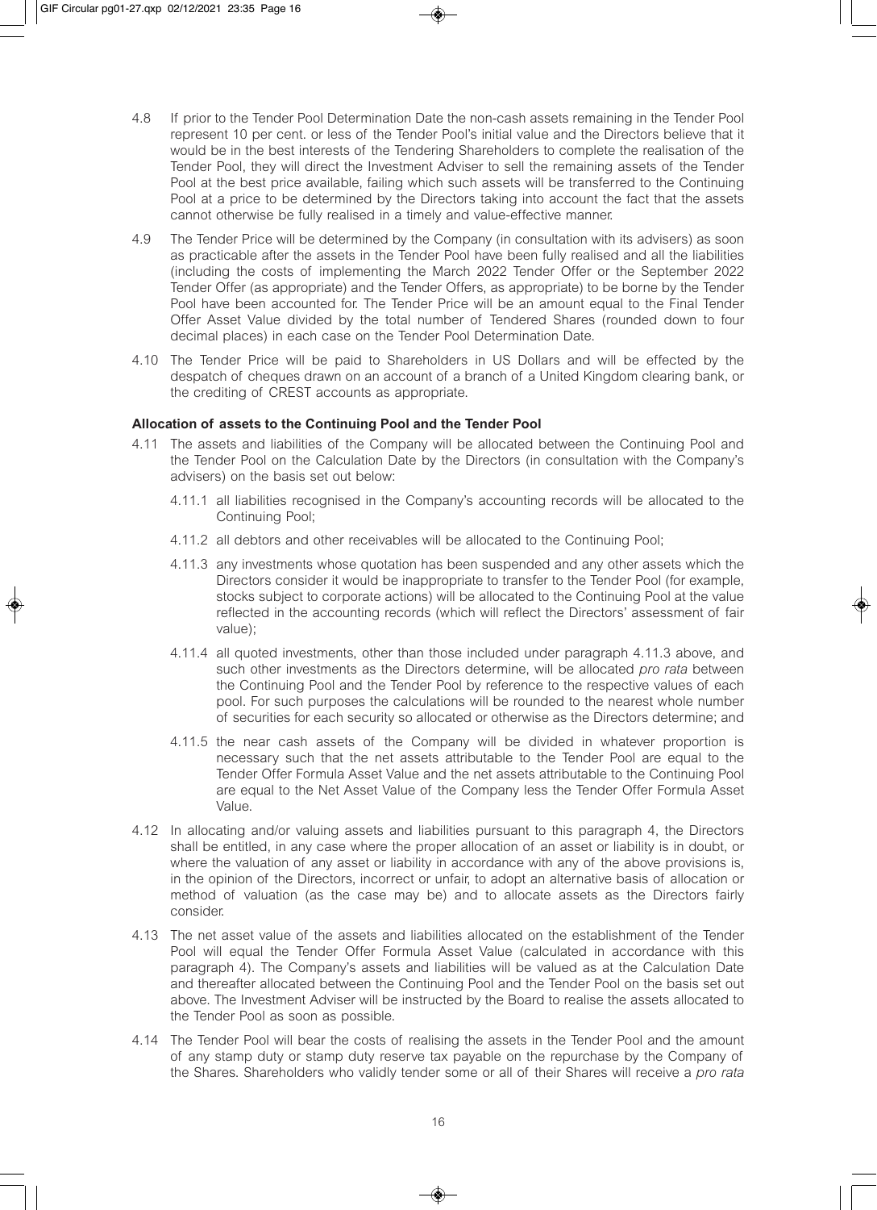4.8 If prior to the Tender Pool Determination Date the non-cash assets remaining in the Tender Pool represent 10 per cent. or less of the Tender Pool's initial value and the Directors believe that it would be in the best interests of the Tendering Shareholders to complete the realisation of the Tender Pool, they will direct the Investment Adviser to sell the remaining assets of the Tender Pool at the best price available, failing which such assets will be transferred to the Continuing Pool at a price to be determined by the Directors taking into account the fact that the assets cannot otherwise be fully realised in a timely and value-effective manner.

4.9 The Tender Price will be determined by the Company (in consultation with its advisers) as soon as practicable after the assets in the Tender Pool have been fully realised and all the liabilities (including the costs of implementing the March 2022 Tender Offer or the September 2022 Tender Offer (as appropriate) and the Tender Offers, as appropriate) to be borne by the Tender Pool have been accounted for. The Tender Price will be an amount equal to the Final Tender Offer Asset Value divided by the total number of Tendered Shares (rounded down to four decimal places) in each case on the Tender Pool Determination Date.

4.10 The Tender Price will be paid to Shareholders in US Dollars and will be effected by the despatch of cheques drawn on an account of a branch of a United Kingdom clearing bank, or the crediting of CREST accounts as appropriate.

**Allocation of assets to the Continuing Pool and the Tender Pool**

4.11 The assets and liabilities of the Company will be allocated between the Continuing Pool and the Tender Pool on the Calculation Date by the Directors (in consultation with the Company's advisers) on the basis set out below:

4.11.1 all liabilities recognised in the Company's accounting records will be allocated to the Continuing Pool;

4.11.2 all debtors and other receivables will be allocated to the Continuing Pool;

4.11.3 any investments whose quotation has been suspended and any other assets which the Directors consider it would be inappropriate to transfer to the Tender Pool (for example, stocks subject to corporate actions) will be allocated to the Continuing Pool at the value reflected in the accounting records (which will reflect the Directors' assessment of fair value);

4.11.4 all quoted investments, other than those included under paragraph 4.11.3 above, and such other investments as the Directors determine, will be allocated *pro rata* between the Continuing Pool and the Tender Pool by reference to the respective values of each pool. For such purposes the calculations will be rounded to the nearest whole number of securities for each security so allocated or otherwise as the Directors determine; and

4.11.5 the near cash assets of the Company will be divided in whatever proportion is necessary such that the net assets attributable to the Tender Pool are equal to the Tender Offer Formula Asset Value and the net assets attributable to the Continuing Pool are equal to the Net Asset Value of the Company less the Tender Offer Formula Asset Value.

4.12 In allocating and/or valuing assets and liabilities pursuant to this paragraph 4, the Directors shall be entitled, in any case where the proper allocation of an asset or liability is in doubt, or where the valuation of any asset or liability in accordance with any of the above provisions is, in the opinion of the Directors, incorrect or unfair, to adopt an alternative basis of allocation or method of valuation (as the case may be) and to allocate assets as the Directors fairly consider.

4.13 The net asset value of the assets and liabilities allocated on the establishment of the Tender Pool will equal the Tender Offer Formula Asset Value (calculated in accordance with this paragraph 4). The Company's assets and liabilities will be valued as at the Calculation Date and thereafter allocated between the Continuing Pool and the Tender Pool on the basis set out above. The Investment Adviser will be instructed by the Board to realise the assets allocated to the Tender Pool as soon as possible.

4.14 The Tender Pool will bear the costs of realising the assets in the Tender Pool and the amount of any stamp duty or stamp duty reserve tax payable on the repurchase by the Company of the Shares. Shareholders who validly tender some or all of their Shares will receive a *pro rata*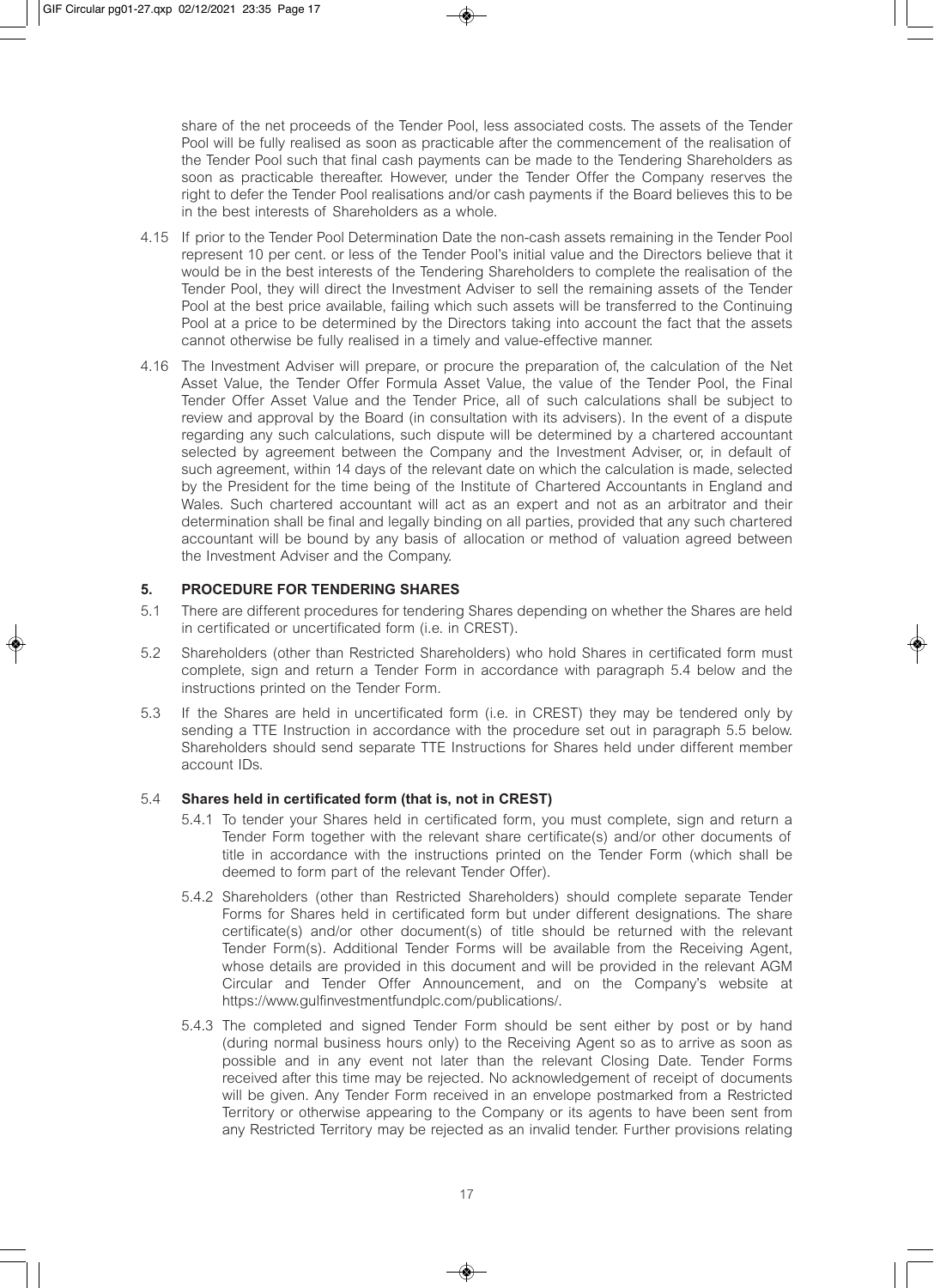share of the net proceeds of the Tender Pool, less associated costs. The assets of the Tender Pool will be fully realised as soon as practicable after the commencement of the realisation of the Tender Pool such that final cash payments can be made to the Tendering Shareholders as soon as practicable thereafter. However, under the Tender Offer the Company reserves the right to defer the Tender Pool realisations and/or cash payments if the Board believes this to be in the best interests of Shareholders as a whole.

4.15 If prior to the Tender Pool Determination Date the non-cash assets remaining in the Tender Pool represent 10 per cent. or less of the Tender Pool's initial value and the Directors believe that it would be in the best interests of the Tendering Shareholders to complete the realisation of the Tender Pool, they will direct the Investment Adviser to sell the remaining assets of the Tender Pool at the best price available, failing which such assets will be transferred to the Continuing Pool at a price to be determined by the Directors taking into account the fact that the assets cannot otherwise be fully realised in a timely and value-effective manner.

4.16 The Investment Adviser will prepare, or procure the preparation of, the calculation of the Net Asset Value, the Tender Offer Formula Asset Value, the value of the Tender Pool, the Final Tender Offer Asset Value and the Tender Price, all of such calculations shall be subject to review and approval by the Board (in consultation with its advisers). In the event of a dispute regarding any such calculations, such dispute will be determined by a chartered accountant selected by agreement between the Company and the Investment Adviser, or, in default of such agreement, within 14 days of the relevant date on which the calculation is made, selected by the President for the time being of the Institute of Chartered Accountants in England and Wales. Such chartered accountant will act as an expert and not as an arbitrator and their determination shall be final and legally binding on all parties, provided that any such chartered accountant will be bound by any basis of allocation or method of valuation agreed between the Investment Adviser and the Company.

## 5. PROCEDURE FOR TENDERING SHARES

5.1 There are different procedures for tendering Shares depending on whether the Shares are held in certificated or uncertificated form (i.e. in CREST).

5.2 Shareholders (other than Restricted Shareholders) who hold Shares in certificated form must complete, sign and return a Tender Form in accordance with paragraph 5.4 below and the instructions printed on the Tender Form.

5.3 If the Shares are held in uncertificated form (i.e. in CREST) they may be tendered only by sending a TTE Instruction in accordance with the procedure set out in paragraph 5.5 below. Shareholders should send separate TTE Instructions for Shares held under different member account IDs.

### 5.4 Shares held in certificated form (that is, not in CREST)

5.4.1 To tender your Shares held in certificated form, you must complete, sign and return a Tender Form together with the relevant share certificate(s) and/or other documents of title in accordance with the instructions printed on the Tender Form (which shall be deemed to form part of the relevant Tender Offer).

5.4.2 Shareholders (other than Restricted Shareholders) should complete separate Tender Forms for Shares held in certificated form but under different designations. The share certificate(s) and/or other document(s) of title should be returned with the relevant Tender Form(s). Additional Tender Forms will be available from the Receiving Agent, whose details are provided in this document and will be provided in the relevant AGM Circular and Tender Offer Announcement, and on the Company's website at https://www.gulfinvestmentfundplc.com/publications/.

5.4.3 The completed and signed Tender Form should be sent either by post or by hand (during normal business hours only) to the Receiving Agent so as to arrive as soon as possible and in any event not later than the relevant Closing Date. Tender Forms received after this time may be rejected. No acknowledgement of receipt of documents will be given. Any Tender Form received in an envelope postmarked from a Restricted Territory or otherwise appearing to the Company or its agents to have been sent from any Restricted Territory may be rejected as an invalid tender. Further provisions relating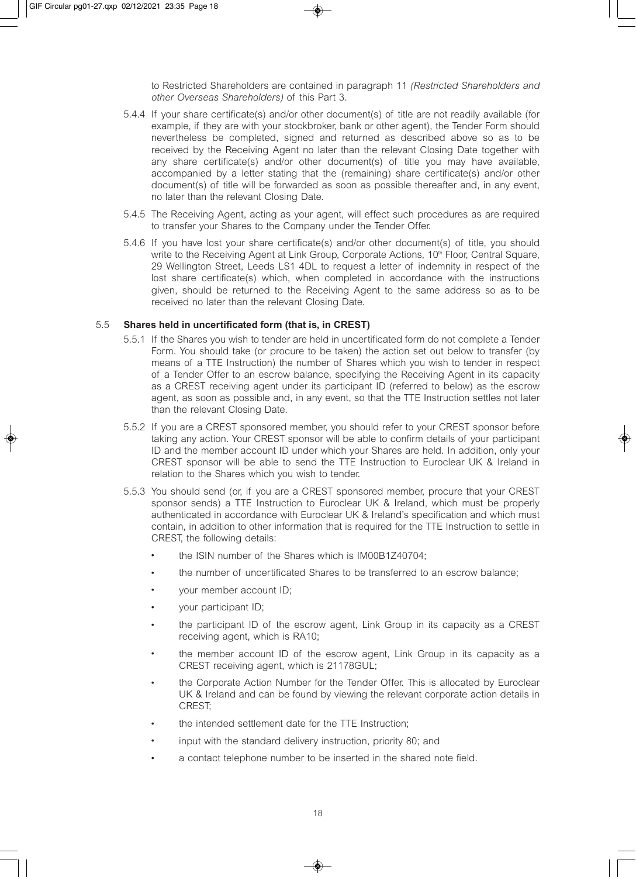to Restricted Shareholders are contained in paragraph 11 *(Restricted Shareholders and other Overseas Shareholders)* of this Part 3.

5.4.4 If your share certificate(s) and/or other document(s) of title are not readily available (for example, if they are with your stockbroker, bank or other agent), the Tender Form should nevertheless be completed, signed and returned as described above so as to be received by the Receiving Agent no later than the relevant Closing Date together with any share certificate(s) and/or other document(s) of title you may have available, accompanied by a letter stating that the (remaining) share certificate(s) and/or other document(s) of title will be forwarded as soon as possible thereafter and, in any event, no later than the relevant Closing Date.

5.4.5 The Receiving Agent, acting as your agent, will effect such procedures as are required to transfer your Shares to the Company under the Tender Offer.

5.4.6 If you have lost your share certificate(s) and/or other document(s) of title, you should write to the Receiving Agent at Link Group, Corporate Actions, 10th Floor, Central Square, 29 Wellington Street, Leeds LS1 4DL to request a letter of indemnity in respect of the lost share certificate(s) which, when completed in accordance with the instructions given, should be returned to the Receiving Agent to the same address so as to be received no later than the relevant Closing Date.

5.5 **Shares held in uncertificated form (that is, in CREST)**

5.5.1 If the Shares you wish to tender are held in uncertificated form do not complete a Tender Form. You should take (or procure to be taken) the action set out below to transfer (by means of a TTE Instruction) the number of Shares which you wish to tender in respect of a Tender Offer to an escrow balance, specifying the Receiving Agent in its capacity as a CREST receiving agent under its participant ID (referred to below) as the escrow agent, as soon as possible and, in any event, so that the TTE Instruction settles not later than the relevant Closing Date.

5.5.2 If you are a CREST sponsored member, you should refer to your CREST sponsor before taking any action. Your CREST sponsor will be able to confirm details of your participant ID and the member account ID under which your Shares are held. In addition, only your CREST sponsor will be able to send the TTE Instruction to Euroclear UK & Ireland in relation to the Shares which you wish to tender.

5.5.3 You should send (or, if you are a CREST sponsored member, procure that your CREST sponsor sends) a TTE Instruction to Euroclear UK & Ireland, which must be properly authenticated in accordance with Euroclear UK & Ireland's specification and which must contain, in addition to other information that is required for the TTE Instruction to settle in CREST, the following details:

- the ISIN number of the Shares which is IM00B1Z40704;
- the number of uncertificated Shares to be transferred to an escrow balance;
- your member account ID;
- your participant ID;
- the participant ID of the escrow agent, Link Group in its capacity as a CREST receiving agent, which is RA10;
- the member account ID of the escrow agent, Link Group in its capacity as a CREST receiving agent, which is 21178GUL;
- the Corporate Action Number for the Tender Offer. This is allocated by Euroclear UK & Ireland and can be found by viewing the relevant corporate action details in CREST;
- the intended settlement date for the TTE Instruction;
- input with the standard delivery instruction, priority 80; and
- a contact telephone number to be inserted in the shared note field.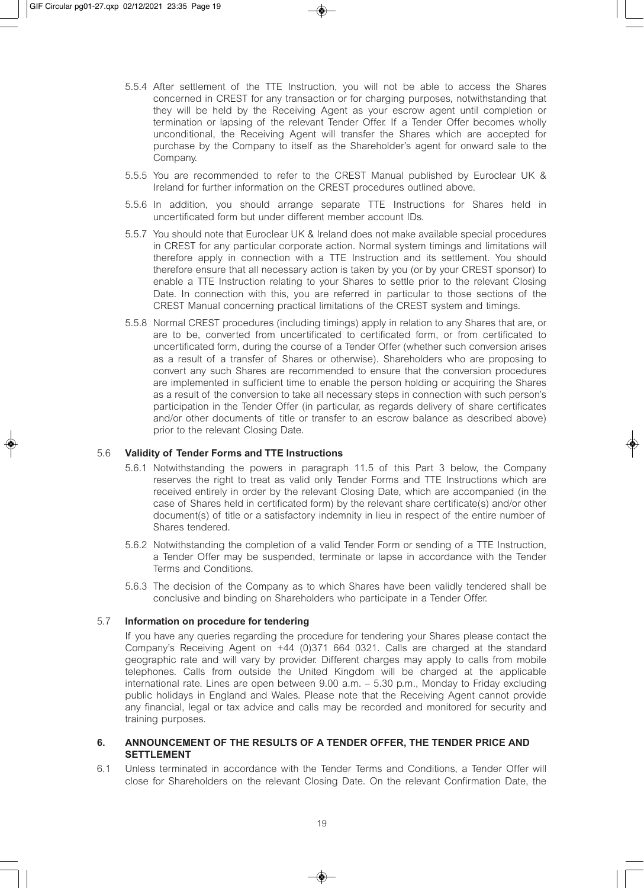5.5.4 After settlement of the TTE Instruction, you will not be able to access the Shares concerned in CREST for any transaction or for charging purposes, notwithstanding that they will be held by the Receiving Agent as your escrow agent until completion or termination or lapsing of the relevant Tender Offer. If a Tender Offer becomes wholly unconditional, the Receiving Agent will transfer the Shares which are accepted for purchase by the Company to itself as the Shareholder's agent for onward sale to the Company.

5.5.5 You are recommended to refer to the CREST Manual published by Euroclear UK & Ireland for further information on the CREST procedures outlined above.

5.5.6 In addition, you should arrange separate TTE Instructions for Shares held in uncertificated form but under different member account IDs.

5.5.7 You should note that Euroclear UK & Ireland does not make available special procedures in CREST for any particular corporate action. Normal system timings and limitations will therefore apply in connection with a TTE Instruction and its settlement. You should therefore ensure that all necessary action is taken by you (or by your CREST sponsor) to enable a TTE Instruction relating to your Shares to settle prior to the relevant Closing Date. In connection with this, you are referred in particular to those sections of the CREST Manual concerning practical limitations of the CREST system and timings.

5.5.8 Normal CREST procedures (including timings) apply in relation to any Shares that are, or are to be, converted from uncertificated to certificated form, or from certificated to uncertificated form, during the course of a Tender Offer (whether such conversion arises as a result of a transfer of Shares or otherwise). Shareholders who are proposing to convert any such Shares are recommended to ensure that the conversion procedures are implemented in sufficient time to enable the person holding or acquiring the Shares as a result of the conversion to take all necessary steps in connection with such person's participation in the Tender Offer (in particular, as regards delivery of share certificates and/or other documents of title or transfer to an escrow balance as described above) prior to the relevant Closing Date.

### 5.6 Validity of Tender Forms and TTE Instructions

5.6.1 Notwithstanding the powers in paragraph 11.5 of this Part 3 below, the Company reserves the right to treat as valid only Tender Forms and TTE Instructions which are received entirely in order by the relevant Closing Date, which are accompanied (in the case of Shares held in certificated form) by the relevant share certificate(s) and/or other document(s) of title or a satisfactory indemnity in lieu in respect of the entire number of Shares tendered.

5.6.2 Notwithstanding the completion of a valid Tender Form or sending of a TTE Instruction, a Tender Offer may be suspended, terminate or lapse in accordance with the Tender Terms and Conditions.

5.6.3 The decision of the Company as to which Shares have been validly tendered shall be conclusive and binding on Shareholders who participate in a Tender Offer.

### 5.7 Information on procedure for tendering

If you have any queries regarding the procedure for tendering your Shares please contact the Company's Receiving Agent on +44 (0)371 664 0321. Calls are charged at the standard geographic rate and will vary by provider. Different charges may apply to calls from mobile telephones. Calls from outside the United Kingdom will be charged at the applicable international rate. Lines are open between 9.00 a.m. – 5.30 p.m., Monday to Friday excluding public holidays in England and Wales. Please note that the Receiving Agent cannot provide any financial, legal or tax advice and calls may be recorded and monitored for security and training purposes.

## 6. ANNOUNCEMENT OF THE RESULTS OF A TENDER OFFER, THE TENDER PRICE AND SETTLEMENT

6.1 Unless terminated in accordance with the Tender Terms and Conditions, a Tender Offer will close for Shareholders on the relevant Closing Date. On the relevant Confirmation Date, the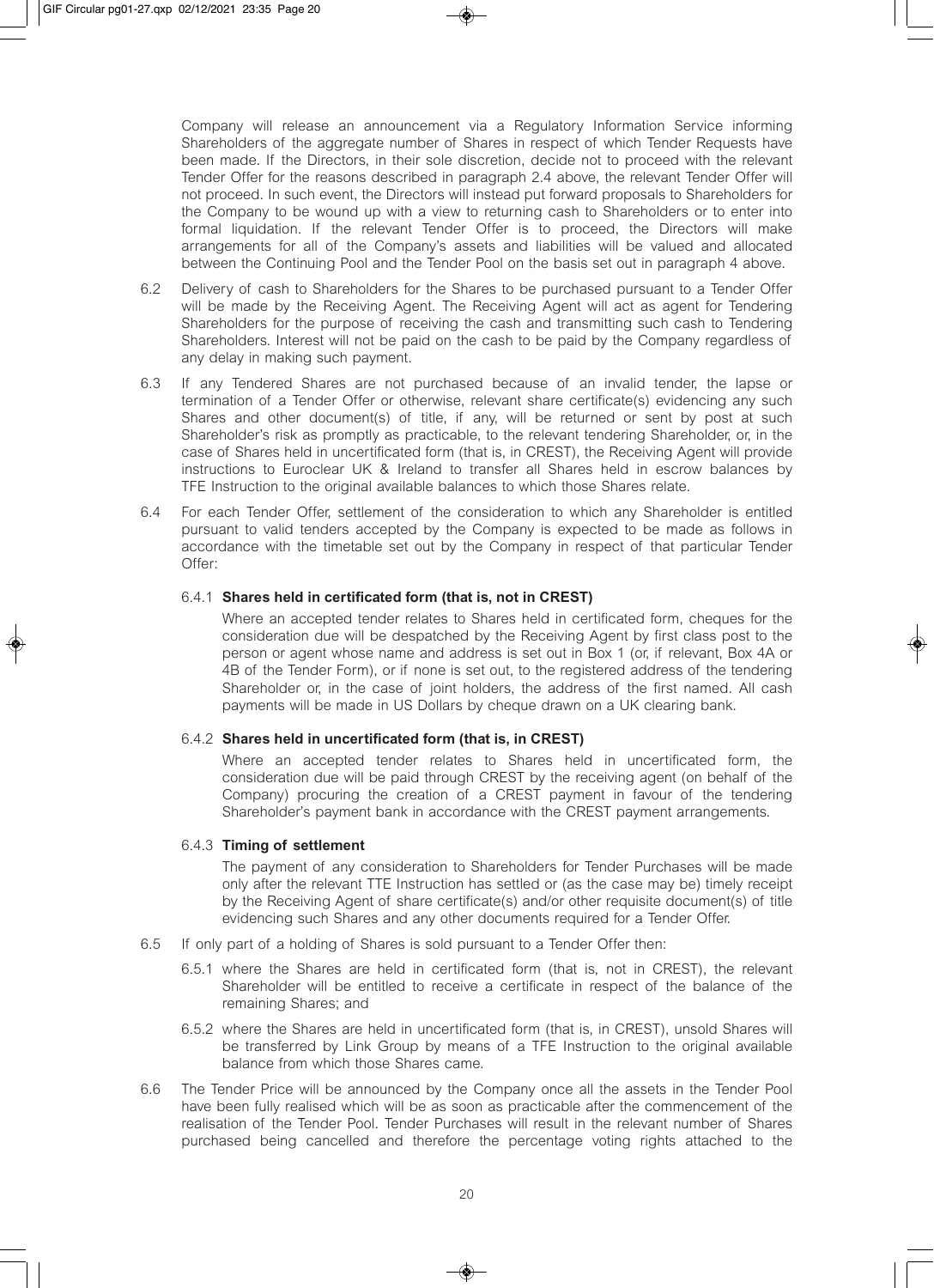Company will release an announcement via a Regulatory Information Service informing Shareholders of the aggregate number of Shares in respect of which Tender Requests have been made. If the Directors, in their sole discretion, decide not to proceed with the relevant Tender Offer for the reasons described in paragraph 2.4 above, the relevant Tender Offer will not proceed. In such event, the Directors will instead put forward proposals to Shareholders for the Company to be wound up with a view to returning cash to Shareholders or to enter into formal liquidation. If the relevant Tender Offer is to proceed, the Directors will make arrangements for all of the Company's assets and liabilities will be valued and allocated between the Continuing Pool and the Tender Pool on the basis set out in paragraph 4 above.

6.2 Delivery of cash to Shareholders for the Shares to be purchased pursuant to a Tender Offer will be made by the Receiving Agent. The Receiving Agent will act as agent for Tendering Shareholders for the purpose of receiving the cash and transmitting such cash to Tendering Shareholders. Interest will not be paid on the cash to be paid by the Company regardless of any delay in making such payment.

6.3 If any Tendered Shares are not purchased because of an invalid tender, the lapse or termination of a Tender Offer or otherwise, relevant share certificate(s) evidencing any such Shares and other document(s) of title, if any, will be returned or sent by post at such Shareholder's risk as promptly as practicable, to the relevant tendering Shareholder, or, in the case of Shares held in uncertificated form (that is, in CREST), the Receiving Agent will provide instructions to Euroclear UK & Ireland to transfer all Shares held in escrow balances by TFE Instruction to the original available balances to which those Shares relate.

6.4 For each Tender Offer, settlement of the consideration to which any Shareholder is entitled pursuant to valid tenders accepted by the Company is expected to be made as follows in accordance with the timetable set out by the Company in respect of that particular Tender Offer:

6.4.1 **Shares held in certificated form (that is, not in CREST)**

Where an accepted tender relates to Shares held in certificated form, cheques for the consideration due will be despatched by the Receiving Agent by first class post to the person or agent whose name and address is set out in Box 1 (or, if relevant, Box 4A or 4B of the Tender Form), or if none is set out, to the registered address of the tendering Shareholder or, in the case of joint holders, the address of the first named. All cash payments will be made in US Dollars by cheque drawn on a UK clearing bank.

6.4.2 **Shares held in uncertificated form (that is, in CREST)**

Where an accepted tender relates to Shares held in uncertificated form, the consideration due will be paid through CREST by the receiving agent (on behalf of the Company) procuring the creation of a CREST payment in favour of the tendering Shareholder's payment bank in accordance with the CREST payment arrangements.

6.4.3 **Timing of settlement**

The payment of any consideration to Shareholders for Tender Purchases will be made only after the relevant TTE Instruction has settled or (as the case may be) timely receipt by the Receiving Agent of share certificate(s) and/or other requisite document(s) of title evidencing such Shares and any other documents required for a Tender Offer.

6.5 If only part of a holding of Shares is sold pursuant to a Tender Offer then:

6.5.1 where the Shares are held in certificated form (that is, not in CREST), the relevant Shareholder will be entitled to receive a certificate in respect of the balance of the remaining Shares; and

6.5.2 where the Shares are held in uncertificated form (that is, in CREST), unsold Shares will be transferred by Link Group by means of a TFE Instruction to the original available balance from which those Shares came.

6.6 The Tender Price will be announced by the Company once all the assets in the Tender Pool have been fully realised which will be as soon as practicable after the commencement of the realisation of the Tender Pool. Tender Purchases will result in the relevant number of Shares purchased being cancelled and therefore the percentage voting rights attached to the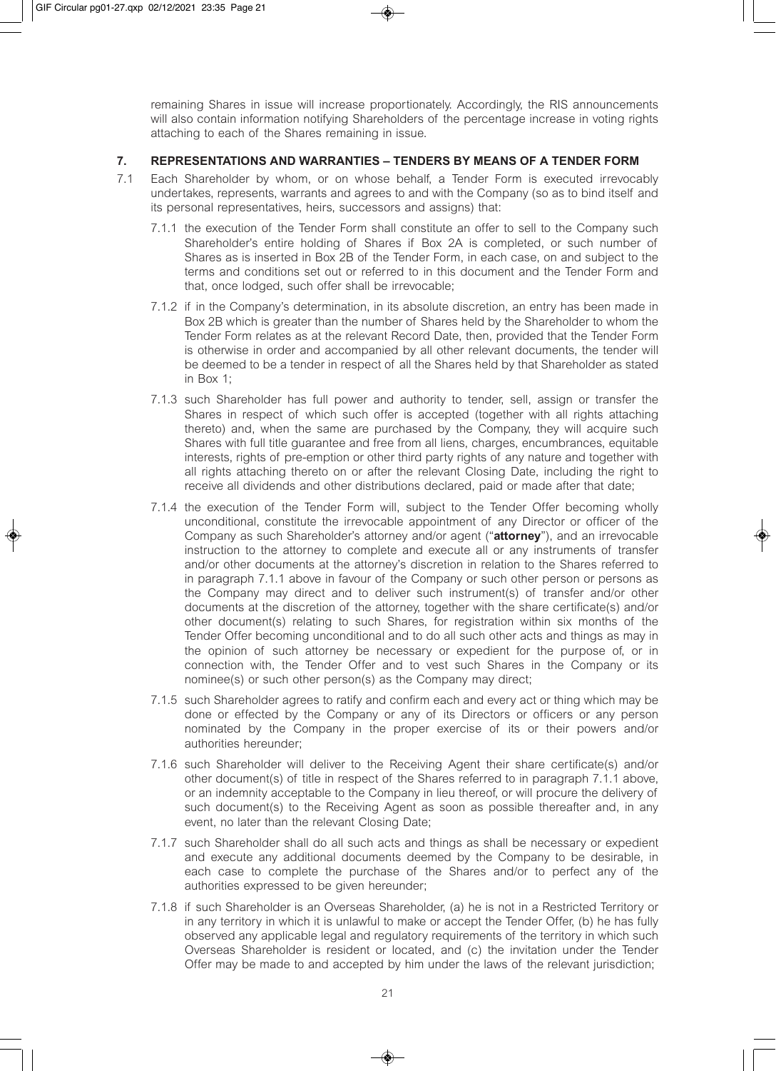remaining Shares in issue will increase proportionately. Accordingly, the RIS announcements will also contain information notifying Shareholders of the percentage increase in voting rights attaching to each of the Shares remaining in issue.

## 7. REPRESENTATIONS AND WARRANTIES – TENDERS BY MEANS OF A TENDER FORM

7.1 Each Shareholder by whom, or on whose behalf, a Tender Form is executed irrevocably undertakes, represents, warrants and agrees to and with the Company (so as to bind itself and its personal representatives, heirs, successors and assigns) that:

7.1.1 the execution of the Tender Form shall constitute an offer to sell to the Company such Shareholder's entire holding of Shares if Box 2A is completed, or such number of Shares as is inserted in Box 2B of the Tender Form, in each case, on and subject to the terms and conditions set out or referred to in this document and the Tender Form and that, once lodged, such offer shall be irrevocable;

7.1.2 if in the Company's determination, in its absolute discretion, an entry has been made in Box 2B which is greater than the number of Shares held by the Shareholder to whom the Tender Form relates as at the relevant Record Date, then, provided that the Tender Form is otherwise in order and accompanied by all other relevant documents, the tender will be deemed to be a tender in respect of all the Shares held by that Shareholder as stated in Box 1;

7.1.3 such Shareholder has full power and authority to tender, sell, assign or transfer the Shares in respect of which such offer is accepted (together with all rights attaching thereto) and, when the same are purchased by the Company, they will acquire such Shares with full title guarantee and free from all liens, charges, encumbrances, equitable interests, rights of pre-emption or other third party rights of any nature and together with all rights attaching thereto on or after the relevant Closing Date, including the right to receive all dividends and other distributions declared, paid or made after that date;

7.1.4 the execution of the Tender Form will, subject to the Tender Offer becoming wholly unconditional, constitute the irrevocable appointment of any Director or officer of the Company as such Shareholder's attorney and/or agent ("**attorney**"), and an irrevocable instruction to the attorney to complete and execute all or any instruments of transfer and/or other documents at the attorney's discretion in relation to the Shares referred to in paragraph 7.1.1 above in favour of the Company or such other person or persons as the Company may direct and to deliver such instrument(s) of transfer and/or other documents at the discretion of the attorney, together with the share certificate(s) and/or other document(s) relating to such Shares, for registration within six months of the Tender Offer becoming unconditional and to do all such other acts and things as may in the opinion of such attorney be necessary or expedient for the purpose of, or in connection with, the Tender Offer and to vest such Shares in the Company or its nominee(s) or such other person(s) as the Company may direct;

7.1.5 such Shareholder agrees to ratify and confirm each and every act or thing which may be done or effected by the Company or any of its Directors or officers or any person nominated by the Company in the proper exercise of its or their powers and/or authorities hereunder;

7.1.6 such Shareholder will deliver to the Receiving Agent their share certificate(s) and/or other document(s) of title in respect of the Shares referred to in paragraph 7.1.1 above, or an indemnity acceptable to the Company in lieu thereof, or will procure the delivery of such document(s) to the Receiving Agent as soon as possible thereafter and, in any event, no later than the relevant Closing Date;

7.1.7 such Shareholder shall do all such acts and things as shall be necessary or expedient and execute any additional documents deemed by the Company to be desirable, in each case to complete the purchase of the Shares and/or to perfect any of the authorities expressed to be given hereunder;

7.1.8 if such Shareholder is an Overseas Shareholder, (a) he is not in a Restricted Territory or in any territory in which it is unlawful to make or accept the Tender Offer, (b) he has fully observed any applicable legal and regulatory requirements of the territory in which such Overseas Shareholder is resident or located, and (c) the invitation under the Tender Offer may be made to and accepted by him under the laws of the relevant jurisdiction;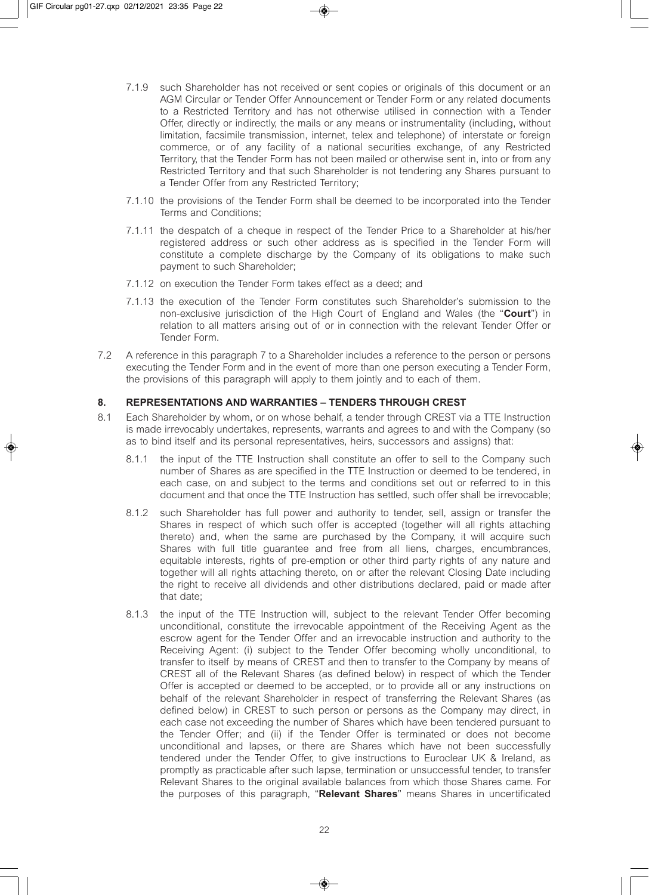7.1.9 such Shareholder has not received or sent copies or originals of this document or an AGM Circular or Tender Offer Announcement or Tender Form or any related documents to a Restricted Territory and has not otherwise utilised in connection with a Tender Offer, directly or indirectly, the mails or any means or instrumentality (including, without limitation, facsimile transmission, internet, telex and telephone) of interstate or foreign commerce, or of any facility of a national securities exchange, of any Restricted Territory, that the Tender Form has not been mailed or otherwise sent in, into or from any Restricted Territory and that such Shareholder is not tendering any Shares pursuant to a Tender Offer from any Restricted Territory;

7.1.10 the provisions of the Tender Form shall be deemed to be incorporated into the Tender Terms and Conditions;

7.1.11 the despatch of a cheque in respect of the Tender Price to a Shareholder at his/her registered address or such other address as is specified in the Tender Form will constitute a complete discharge by the Company of its obligations to make such payment to such Shareholder;

7.1.12 on execution the Tender Form takes effect as a deed; and

7.1.13 the execution of the Tender Form constitutes such Shareholder's submission to the non-exclusive jurisdiction of the High Court of England and Wales (the "**Court**") in relation to all matters arising out of or in connection with the relevant Tender Offer or Tender Form.

7.2 A reference in this paragraph 7 to a Shareholder includes a reference to the person or persons executing the Tender Form and in the event of more than one person executing a Tender Form, the provisions of this paragraph will apply to them jointly and to each of them.

## 8. REPRESENTATIONS AND WARRANTIES – TENDERS THROUGH CREST

8.1 Each Shareholder by whom, or on whose behalf, a tender through CREST via a TTE Instruction is made irrevocably undertakes, represents, warrants and agrees to and with the Company (so as to bind itself and its personal representatives, heirs, successors and assigns) that:

8.1.1 the input of the TTE Instruction shall constitute an offer to sell to the Company such number of Shares as are specified in the TTE Instruction or deemed to be tendered, in each case, on and subject to the terms and conditions set out or referred to in this document and that once the TTE Instruction has settled, such offer shall be irrevocable;

8.1.2 such Shareholder has full power and authority to tender, sell, assign or transfer the Shares in respect of which such offer is accepted (together will all rights attaching thereto) and, when the same are purchased by the Company, it will acquire such Shares with full title guarantee and free from all liens, charges, encumbrances, equitable interests, rights of pre-emption or other third party rights of any nature and together will all rights attaching thereto, on or after the relevant Closing Date including the right to receive all dividends and other distributions declared, paid or made after that date;

8.1.3 the input of the TTE Instruction will, subject to the relevant Tender Offer becoming unconditional, constitute the irrevocable appointment of the Receiving Agent as the escrow agent for the Tender Offer and an irrevocable instruction and authority to the Receiving Agent: (i) subject to the Tender Offer becoming wholly unconditional, to transfer to itself by means of CREST and then to transfer to the Company by means of CREST all of the Relevant Shares (as defined below) in respect of which the Tender Offer is accepted or deemed to be accepted, or to provide all or any instructions on behalf of the relevant Shareholder in respect of transferring the Relevant Shares (as defined below) in CREST to such person or persons as the Company may direct, in each case not exceeding the number of Shares which have been tendered pursuant to the Tender Offer; and (ii) if the Tender Offer is terminated or does not become unconditional and lapses, or there are Shares which have not been successfully tendered under the Tender Offer, to give instructions to Euroclear UK & Ireland, as promptly as practicable after such lapse, termination or unsuccessful tender, to transfer Relevant Shares to the original available balances from which those Shares came. For the purposes of this paragraph, "**Relevant Shares**" means Shares in uncertificated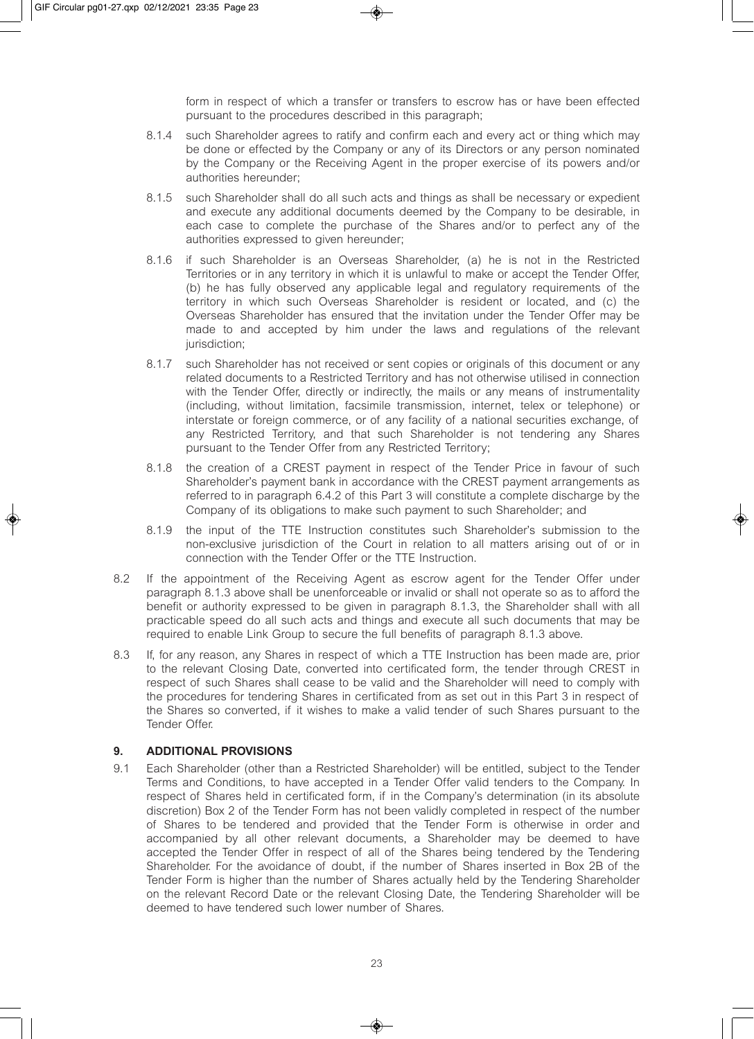form in respect of which a transfer or transfers to escrow has or have been effected pursuant to the procedures described in this paragraph;

8.1.4 such Shareholder agrees to ratify and confirm each and every act or thing which may be done or effected by the Company or any of its Directors or any person nominated by the Company or the Receiving Agent in the proper exercise of its powers and/or authorities hereunder;

8.1.5 such Shareholder shall do all such acts and things as shall be necessary or expedient and execute any additional documents deemed by the Company to be desirable, in each case to complete the purchase of the Shares and/or to perfect any of the authorities expressed to given hereunder;

8.1.6 if such Shareholder is an Overseas Shareholder, (a) he is not in the Restricted Territories or in any territory in which it is unlawful to make or accept the Tender Offer, (b) he has fully observed any applicable legal and regulatory requirements of the territory in which such Overseas Shareholder is resident or located, and (c) the Overseas Shareholder has ensured that the invitation under the Tender Offer may be made to and accepted by him under the laws and regulations of the relevant jurisdiction;

8.1.7 such Shareholder has not received or sent copies or originals of this document or any related documents to a Restricted Territory and has not otherwise utilised in connection with the Tender Offer, directly or indirectly, the mails or any means of instrumentality (including, without limitation, facsimile transmission, internet, telex or telephone) or interstate or foreign commerce, or of any facility of a national securities exchange, of any Restricted Territory, and that such Shareholder is not tendering any Shares pursuant to the Tender Offer from any Restricted Territory;

8.1.8 the creation of a CREST payment in respect of the Tender Price in favour of such Shareholder's payment bank in accordance with the CREST payment arrangements as referred to in paragraph 6.4.2 of this Part 3 will constitute a complete discharge by the Company of its obligations to make such payment to such Shareholder; and

8.1.9 the input of the TTE Instruction constitutes such Shareholder's submission to the non-exclusive jurisdiction of the Court in relation to all matters arising out of or in connection with the Tender Offer or the TTE Instruction.

8.2 If the appointment of the Receiving Agent as escrow agent for the Tender Offer under paragraph 8.1.3 above shall be unenforceable or invalid or shall not operate so as to afford the benefit or authority expressed to be given in paragraph 8.1.3, the Shareholder shall with all practicable speed do all such acts and things and execute all such documents that may be required to enable Link Group to secure the full benefits of paragraph 8.1.3 above.

8.3 If, for any reason, any Shares in respect of which a TTE Instruction has been made are, prior to the relevant Closing Date, converted into certificated form, the tender through CREST in respect of such Shares shall cease to be valid and the Shareholder will need to comply with the procedures for tendering Shares in certificated from as set out in this Part 3 in respect of the Shares so converted, if it wishes to make a valid tender of such Shares pursuant to the Tender Offer.

## 9. ADDITIONAL PROVISIONS

9.1 Each Shareholder (other than a Restricted Shareholder) will be entitled, subject to the Tender Terms and Conditions, to have accepted in a Tender Offer valid tenders to the Company. In respect of Shares held in certificated form, if in the Company's determination (in its absolute discretion) Box 2 of the Tender Form has not been validly completed in respect of the number of Shares to be tendered and provided that the Tender Form is otherwise in order and accompanied by all other relevant documents, a Shareholder may be deemed to have accepted the Tender Offer in respect of all of the Shares being tendered by the Tendering Shareholder. For the avoidance of doubt, if the number of Shares inserted in Box 2B of the Tender Form is higher than the number of Shares actually held by the Tendering Shareholder on the relevant Record Date or the relevant Closing Date, the Tendering Shareholder will be deemed to have tendered such lower number of Shares.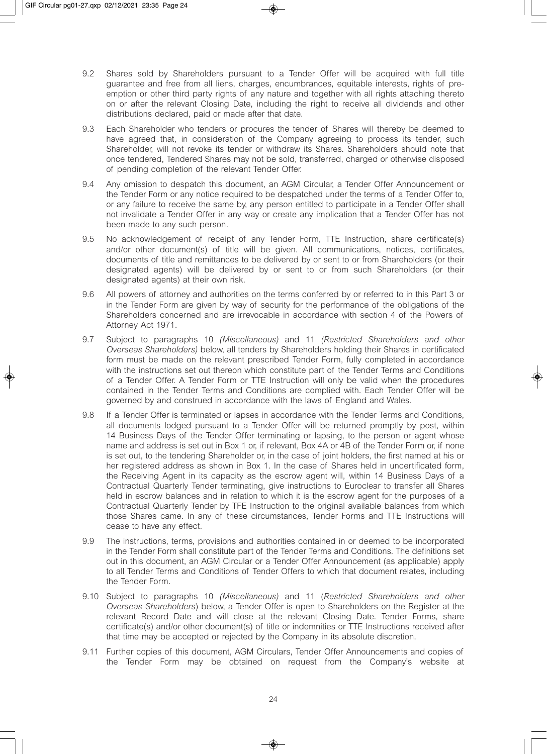9.2 Shares sold by Shareholders pursuant to a Tender Offer will be acquired with full title guarantee and free from all liens, charges, encumbrances, equitable interests, rights of pre-emption or other third party rights of any nature and together with all rights attaching thereto on or after the relevant Closing Date, including the right to receive all dividends and other distributions declared, paid or made after that date.

9.3 Each Shareholder who tenders or procures the tender of Shares will thereby be deemed to have agreed that, in consideration of the Company agreeing to process its tender, such Shareholder, will not revoke its tender or withdraw its Shares. Shareholders should note that once tendered, Tendered Shares may not be sold, transferred, charged or otherwise disposed of pending completion of the relevant Tender Offer.

9.4 Any omission to despatch this document, an AGM Circular, a Tender Offer Announcement or the Tender Form or any notice required to be despatched under the terms of a Tender Offer to, or any failure to receive the same by, any person entitled to participate in a Tender Offer shall not invalidate a Tender Offer in any way or create any implication that a Tender Offer has not been made to any such person.

9.5 No acknowledgement of receipt of any Tender Form, TTE Instruction, share certificate(s) and/or other document(s) of title will be given. All communications, notices, certificates, documents of title and remittances to be delivered by or sent to or from Shareholders (or their designated agents) will be delivered by or sent to or from such Shareholders (or their designated agents) at their own risk.

9.6 All powers of attorney and authorities on the terms conferred by or referred to in this Part 3 or in the Tender Form are given by way of security for the performance of the obligations of the Shareholders concerned and are irrevocable in accordance with section 4 of the Powers of Attorney Act 1971.

9.7 Subject to paragraphs 10 *(Miscellaneous)* and 11 *(Restricted Shareholders and other Overseas Shareholders)* below, all tenders by Shareholders holding their Shares in certificated form must be made on the relevant prescribed Tender Form, fully completed in accordance with the instructions set out thereon which constitute part of the Tender Terms and Conditions of a Tender Offer. A Tender Form or TTE Instruction will only be valid when the procedures contained in the Tender Terms and Conditions are complied with. Each Tender Offer will be governed by and construed in accordance with the laws of England and Wales.

9.8 If a Tender Offer is terminated or lapses in accordance with the Tender Terms and Conditions, all documents lodged pursuant to a Tender Offer will be returned promptly by post, within 14 Business Days of the Tender Offer terminating or lapsing, to the person or agent whose name and address is set out in Box 1 or, if relevant, Box 4A or 4B of the Tender Form or, if none is set out, to the tendering Shareholder or, in the case of joint holders, the first named at his or her registered address as shown in Box 1. In the case of Shares held in uncertificated form, the Receiving Agent in its capacity as the escrow agent will, within 14 Business Days of a Contractual Quarterly Tender terminating, give instructions to Euroclear to transfer all Shares held in escrow balances and in relation to which it is the escrow agent for the purposes of a Contractual Quarterly Tender by TFE Instruction to the original available balances from which those Shares came. In any of these circumstances, Tender Forms and TTE Instructions will cease to have any effect.

9.9 The instructions, terms, provisions and authorities contained in or deemed to be incorporated in the Tender Form shall constitute part of the Tender Terms and Conditions. The definitions set out in this document, an AGM Circular or a Tender Offer Announcement (as applicable) apply to all Tender Terms and Conditions of Tender Offers to which that document relates, including the Tender Form.

9.10 Subject to paragraphs 10 *(Miscellaneous)* and 11 (*Restricted Shareholders and other Overseas Shareholders*) below, a Tender Offer is open to Shareholders on the Register at the relevant Record Date and will close at the relevant Closing Date. Tender Forms, share certificate(s) and/or other document(s) of title or indemnities or TTE Instructions received after that time may be accepted or rejected by the Company in its absolute discretion.

9.11 Further copies of this document, AGM Circulars, Tender Offer Announcements and copies of the Tender Form may be obtained on request from the Company's website at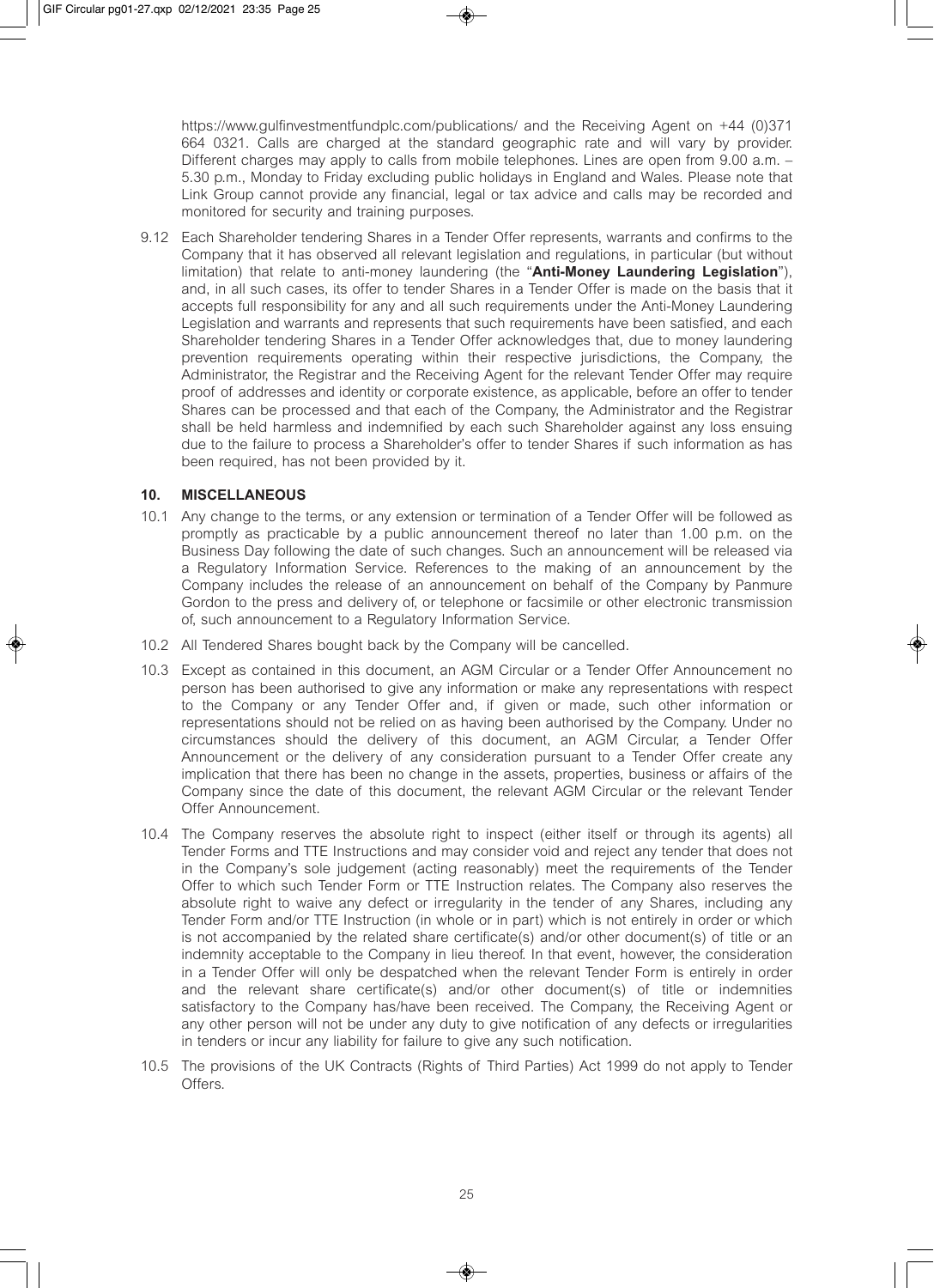https://www.gulfinvestmentfundplc.com/publications/ and the Receiving Agent on +44 (0)371 664 0321. Calls are charged at the standard geographic rate and will vary by provider. Different charges may apply to calls from mobile telephones. Lines are open from 9.00 a.m. – 5.30 p.m., Monday to Friday excluding public holidays in England and Wales. Please note that Link Group cannot provide any financial, legal or tax advice and calls may be recorded and monitored for security and training purposes.

9.12 Each Shareholder tendering Shares in a Tender Offer represents, warrants and confirms to the Company that it has observed all relevant legislation and regulations, in particular (but without limitation) that relate to anti-money laundering (the "**Anti-Money Laundering Legislation**"), and, in all such cases, its offer to tender Shares in a Tender Offer is made on the basis that it accepts full responsibility for any and all such requirements under the Anti-Money Laundering Legislation and warrants and represents that such requirements have been satisfied, and each Shareholder tendering Shares in a Tender Offer acknowledges that, due to money laundering prevention requirements operating within their respective jurisdictions, the Company, the Administrator, the Registrar and the Receiving Agent for the relevant Tender Offer may require proof of addresses and identity or corporate existence, as applicable, before an offer to tender Shares can be processed and that each of the Company, the Administrator and the Registrar shall be held harmless and indemnified by each such Shareholder against any loss ensuing due to the failure to process a Shareholder's offer to tender Shares if such information as has been required, has not been provided by it.

## 10. MISCELLANEOUS

10.1 Any change to the terms, or any extension or termination of a Tender Offer will be followed as promptly as practicable by a public announcement thereof no later than 1.00 p.m. on the Business Day following the date of such changes. Such an announcement will be released via a Regulatory Information Service. References to the making of an announcement by the Company includes the release of an announcement on behalf of the Company by Panmure Gordon to the press and delivery of, or telephone or facsimile or other electronic transmission of, such announcement to a Regulatory Information Service.

10.2 All Tendered Shares bought back by the Company will be cancelled.

10.3 Except as contained in this document, an AGM Circular or a Tender Offer Announcement no person has been authorised to give any information or make any representations with respect to the Company or any Tender Offer and, if given or made, such other information or representations should not be relied on as having been authorised by the Company. Under no circumstances should the delivery of this document, an AGM Circular, a Tender Offer Announcement or the delivery of any consideration pursuant to a Tender Offer create any implication that there has been no change in the assets, properties, business or affairs of the Company since the date of this document, the relevant AGM Circular or the relevant Tender Offer Announcement.

10.4 The Company reserves the absolute right to inspect (either itself or through its agents) all Tender Forms and TTE Instructions and may consider void and reject any tender that does not in the Company's sole judgement (acting reasonably) meet the requirements of the Tender Offer to which such Tender Form or TTE Instruction relates. The Company also reserves the absolute right to waive any defect or irregularity in the tender of any Shares, including any Tender Form and/or TTE Instruction (in whole or in part) which is not entirely in order or which is not accompanied by the related share certificate(s) and/or other document(s) of title or an indemnity acceptable to the Company in lieu thereof. In that event, however, the consideration in a Tender Offer will only be despatched when the relevant Tender Form is entirely in order and the relevant share certificate(s) and/or other document(s) of title or indemnities satisfactory to the Company has/have been received. The Company, the Receiving Agent or any other person will not be under any duty to give notification of any defects or irregularities in tenders or incur any liability for failure to give any such notification.

10.5 The provisions of the UK Contracts (Rights of Third Parties) Act 1999 do not apply to Tender Offers.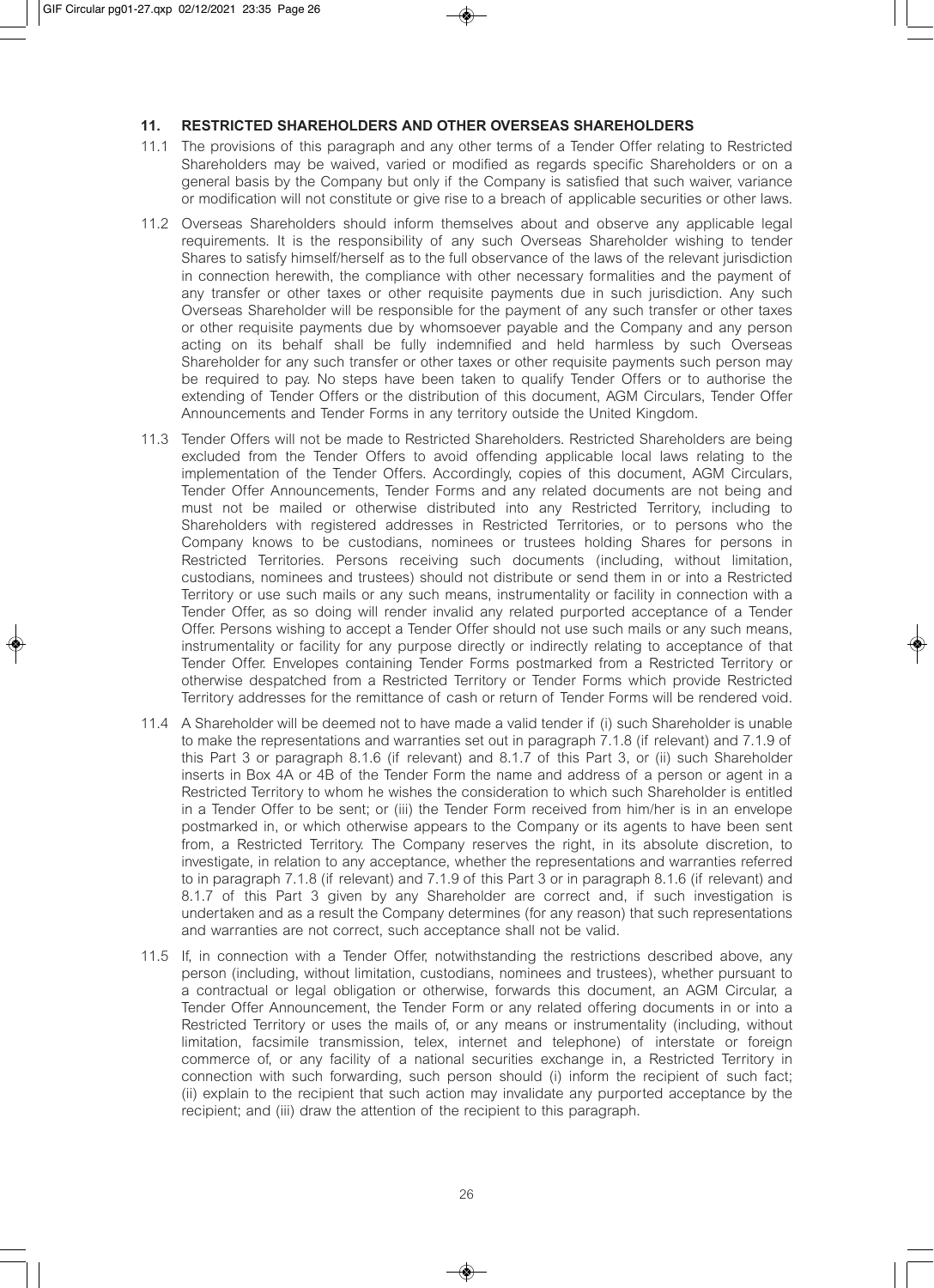## 11. RESTRICTED SHAREHOLDERS AND OTHER OVERSEAS SHAREHOLDERS

11.1 The provisions of this paragraph and any other terms of a Tender Offer relating to Restricted Shareholders may be waived, varied or modified as regards specific Shareholders or on a general basis by the Company but only if the Company is satisfied that such waiver, variance or modification will not constitute or give rise to a breach of applicable securities or other laws.

11.2 Overseas Shareholders should inform themselves about and observe any applicable legal requirements. It is the responsibility of any such Overseas Shareholder wishing to tender Shares to satisfy himself/herself as to the full observance of the laws of the relevant jurisdiction in connection herewith, the compliance with other necessary formalities and the payment of any transfer or other taxes or other requisite payments due in such jurisdiction. Any such Overseas Shareholder will be responsible for the payment of any such transfer or other taxes or other requisite payments due by whomsoever payable and the Company and any person acting on its behalf shall be fully indemnified and held harmless by such Overseas Shareholder for any such transfer or other taxes or other requisite payments such person may be required to pay. No steps have been taken to qualify Tender Offers or to authorise the extending of Tender Offers or the distribution of this document, AGM Circulars, Tender Offer Announcements and Tender Forms in any territory outside the United Kingdom.

11.3 Tender Offers will not be made to Restricted Shareholders. Restricted Shareholders are being excluded from the Tender Offers to avoid offending applicable local laws relating to the implementation of the Tender Offers. Accordingly, copies of this document, AGM Circulars, Tender Offer Announcements, Tender Forms and any related documents are not being and must not be mailed or otherwise distributed into any Restricted Territory, including to Shareholders with registered addresses in Restricted Territories, or to persons who the Company knows to be custodians, nominees or trustees holding Shares for persons in Restricted Territories. Persons receiving such documents (including, without limitation, custodians, nominees and trustees) should not distribute or send them in or into a Restricted Territory or use such mails or any such means, instrumentality or facility in connection with a Tender Offer, as so doing will render invalid any related purported acceptance of a Tender Offer. Persons wishing to accept a Tender Offer should not use such mails or any such means, instrumentality or facility for any purpose directly or indirectly relating to acceptance of that Tender Offer. Envelopes containing Tender Forms postmarked from a Restricted Territory or otherwise despatched from a Restricted Territory or Tender Forms which provide Restricted Territory addresses for the remittance of cash or return of Tender Forms will be rendered void.

11.4 A Shareholder will be deemed not to have made a valid tender if (i) such Shareholder is unable to make the representations and warranties set out in paragraph 7.1.8 (if relevant) and 7.1.9 of this Part 3 or paragraph 8.1.6 (if relevant) and 8.1.7 of this Part 3, or (ii) such Shareholder inserts in Box 4A or 4B of the Tender Form the name and address of a person or agent in a Restricted Territory to whom he wishes the consideration to which such Shareholder is entitled in a Tender Offer to be sent; or (iii) the Tender Form received from him/her is in an envelope postmarked in, or which otherwise appears to the Company or its agents to have been sent from, a Restricted Territory. The Company reserves the right, in its absolute discretion, to investigate, in relation to any acceptance, whether the representations and warranties referred to in paragraph 7.1.8 (if relevant) and 7.1.9 of this Part 3 or in paragraph 8.1.6 (if relevant) and 8.1.7 of this Part 3 given by any Shareholder are correct and, if such investigation is undertaken and as a result the Company determines (for any reason) that such representations and warranties are not correct, such acceptance shall not be valid.

11.5 If, in connection with a Tender Offer, notwithstanding the restrictions described above, any person (including, without limitation, custodians, nominees and trustees), whether pursuant to a contractual or legal obligation or otherwise, forwards this document, an AGM Circular, a Tender Offer Announcement, the Tender Form or any related offering documents in or into a Restricted Territory or uses the mails of, or any means or instrumentality (including, without limitation, facsimile transmission, telex, internet and telephone) of interstate or foreign commerce of, or any facility of a national securities exchange in, a Restricted Territory in connection with such forwarding, such person should (i) inform the recipient of such fact; (ii) explain to the recipient that such action may invalidate any purported acceptance by the recipient; and (iii) draw the attention of the recipient to this paragraph.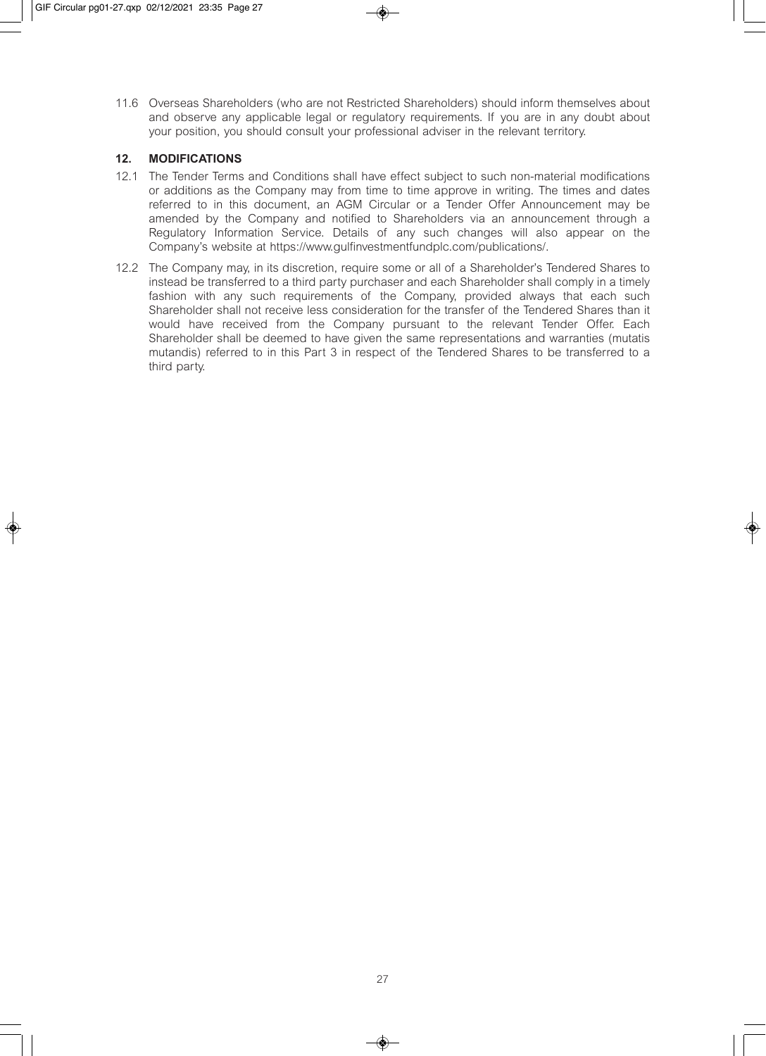11.6 Overseas Shareholders (who are not Restricted Shareholders) should inform themselves about and observe any applicable legal or regulatory requirements. If you are in any doubt about your position, you should consult your professional adviser in the relevant territory.

## 12. MODIFICATIONS

12.1 The Tender Terms and Conditions shall have effect subject to such non-material modifications or additions as the Company may from time to time approve in writing. The times and dates referred to in this document, an AGM Circular or a Tender Offer Announcement may be amended by the Company and notified to Shareholders via an announcement through a Regulatory Information Service. Details of any such changes will also appear on the Company's website at https://www.gulfinvestmentfundplc.com/publications/.

12.2 The Company may, in its discretion, require some or all of a Shareholder's Tendered Shares to instead be transferred to a third party purchaser and each Shareholder shall comply in a timely fashion with any such requirements of the Company, provided always that each such Shareholder shall not receive less consideration for the transfer of the Tendered Shares than it would have received from the Company pursuant to the relevant Tender Offer. Each Shareholder shall be deemed to have given the same representations and warranties (mutatis mutandis) referred to in this Part 3 in respect of the Tendered Shares to be transferred to a third party.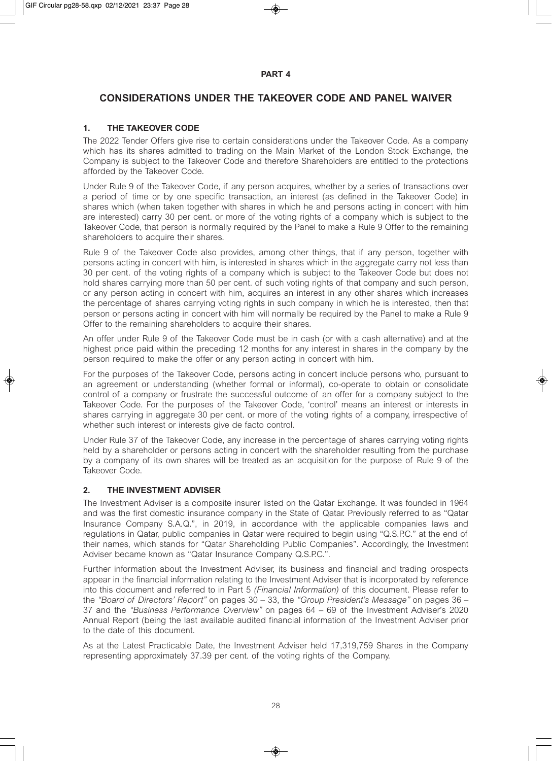# PART 4

## CONSIDERATIONS UNDER THE TAKEOVER CODE AND PANEL WAIVER

### 1. THE TAKEOVER CODE

The 2022 Tender Offers give rise to certain considerations under the Takeover Code. As a company which has its shares admitted to trading on the Main Market of the London Stock Exchange, the Company is subject to the Takeover Code and therefore Shareholders are entitled to the protections afforded by the Takeover Code.

Under Rule 9 of the Takeover Code, if any person acquires, whether by a series of transactions over a period of time or by one specific transaction, an interest (as defined in the Takeover Code) in shares which (when taken together with shares in which he and persons acting in concert with him are interested) carry 30 per cent. or more of the voting rights of a company which is subject to the Takeover Code, that person is normally required by the Panel to make a Rule 9 Offer to the remaining shareholders to acquire their shares.

Rule 9 of the Takeover Code also provides, among other things, that if any person, together with persons acting in concert with him, is interested in shares which in the aggregate carry not less than 30 per cent. of the voting rights of a company which is subject to the Takeover Code but does not hold shares carrying more than 50 per cent. of such voting rights of that company and such person, or any person acting in concert with him, acquires an interest in any other shares which increases the percentage of shares carrying voting rights in such company in which he is interested, then that person or persons acting in concert with him will normally be required by the Panel to make a Rule 9 Offer to the remaining shareholders to acquire their shares.

An offer under Rule 9 of the Takeover Code must be in cash (or with a cash alternative) and at the highest price paid within the preceding 12 months for any interest in shares in the company by the person required to make the offer or any person acting in concert with him.

For the purposes of the Takeover Code, persons acting in concert include persons who, pursuant to an agreement or understanding (whether formal or informal), co-operate to obtain or consolidate control of a company or frustrate the successful outcome of an offer for a company subject to the Takeover Code. For the purposes of the Takeover Code, 'control' means an interest or interests in shares carrying in aggregate 30 per cent. or more of the voting rights of a company, irrespective of whether such interest or interests give de facto control.

Under Rule 37 of the Takeover Code, any increase in the percentage of shares carrying voting rights held by a shareholder or persons acting in concert with the shareholder resulting from the purchase by a company of its own shares will be treated as an acquisition for the purpose of Rule 9 of the Takeover Code.

### 2. THE INVESTMENT ADVISER

The Investment Adviser is a composite insurer listed on the Qatar Exchange. It was founded in 1964 and was the first domestic insurance company in the State of Qatar. Previously referred to as "Qatar Insurance Company S.A.Q.", in 2019, in accordance with the applicable companies laws and regulations in Qatar, public companies in Qatar were required to begin using "Q.S.P.C." at the end of their names, which stands for "Qatar Shareholding Public Companies". Accordingly, the Investment Adviser became known as "Qatar Insurance Company Q.S.P.C.".

Further information about the Investment Adviser, its business and financial and trading prospects appear in the financial information relating to the Investment Adviser that is incorporated by reference into this document and referred to in Part 5 *(Financial Information)* of this document. Please refer to the *"Board of Directors' Report"* on pages 30 – 33, the *"Group President's Message"* on pages 36 – 37 and the *"Business Performance Overview"* on pages 64 – 69 of the Investment Adviser's 2020 Annual Report (being the last available audited financial information of the Investment Adviser prior to the date of this document.

As at the Latest Practicable Date, the Investment Adviser held 17,319,759 Shares in the Company representing approximately 37.39 per cent. of the voting rights of the Company.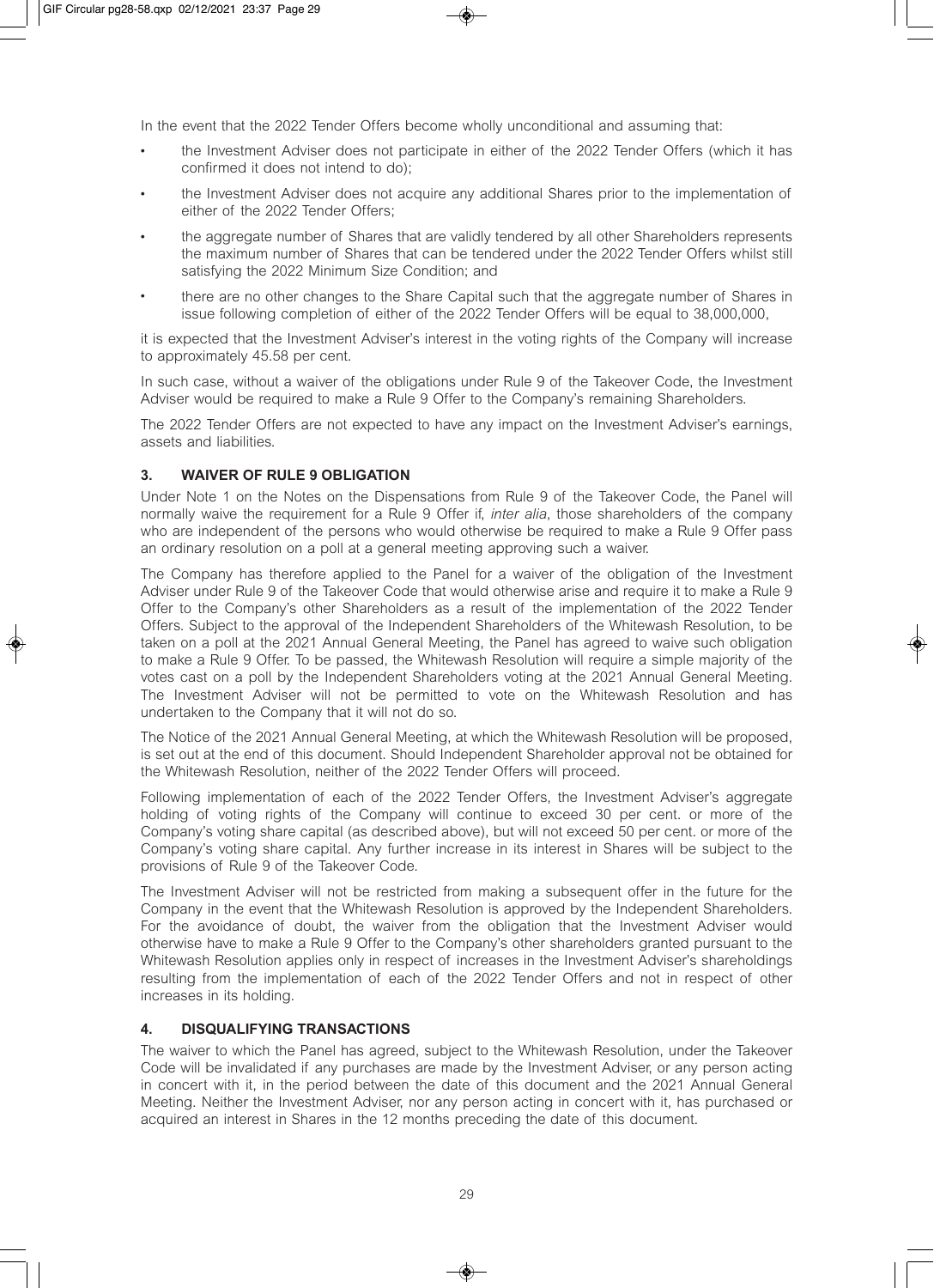In the event that the 2022 Tender Offers become wholly unconditional and assuming that:

- the Investment Adviser does not participate in either of the 2022 Tender Offers (which it has confirmed it does not intend to do);
- the Investment Adviser does not acquire any additional Shares prior to the implementation of either of the 2022 Tender Offers;
- the aggregate number of Shares that are validly tendered by all other Shareholders represents the maximum number of Shares that can be tendered under the 2022 Tender Offers whilst still satisfying the 2022 Minimum Size Condition; and
- there are no other changes to the Share Capital such that the aggregate number of Shares in issue following completion of either of the 2022 Tender Offers will be equal to 38,000,000,

it is expected that the Investment Adviser's interest in the voting rights of the Company will increase to approximately 45.58 per cent.

In such case, without a waiver of the obligations under Rule 9 of the Takeover Code, the Investment Adviser would be required to make a Rule 9 Offer to the Company's remaining Shareholders.

The 2022 Tender Offers are not expected to have any impact on the Investment Adviser's earnings, assets and liabilities.

## 3. WAIVER OF RULE 9 OBLIGATION

Under Note 1 on the Notes on the Dispensations from Rule 9 of the Takeover Code, the Panel will normally waive the requirement for a Rule 9 Offer if, *inter alia*, those shareholders of the company who are independent of the persons who would otherwise be required to make a Rule 9 Offer pass an ordinary resolution on a poll at a general meeting approving such a waiver.

The Company has therefore applied to the Panel for a waiver of the obligation of the Investment Adviser under Rule 9 of the Takeover Code that would otherwise arise and require it to make a Rule 9 Offer to the Company's other Shareholders as a result of the implementation of the 2022 Tender Offers. Subject to the approval of the Independent Shareholders of the Whitewash Resolution, to be taken on a poll at the 2021 Annual General Meeting, the Panel has agreed to waive such obligation to make a Rule 9 Offer. To be passed, the Whitewash Resolution will require a simple majority of the votes cast on a poll by the Independent Shareholders voting at the 2021 Annual General Meeting. The Investment Adviser will not be permitted to vote on the Whitewash Resolution and has undertaken to the Company that it will not do so.

The Notice of the 2021 Annual General Meeting, at which the Whitewash Resolution will be proposed, is set out at the end of this document. Should Independent Shareholder approval not be obtained for the Whitewash Resolution, neither of the 2022 Tender Offers will proceed.

Following implementation of each of the 2022 Tender Offers, the Investment Adviser's aggregate holding of voting rights of the Company will continue to exceed 30 per cent. or more of the Company's voting share capital (as described above), but will not exceed 50 per cent. or more of the Company's voting share capital. Any further increase in its interest in Shares will be subject to the provisions of Rule 9 of the Takeover Code.

The Investment Adviser will not be restricted from making a subsequent offer in the future for the Company in the event that the Whitewash Resolution is approved by the Independent Shareholders. For the avoidance of doubt, the waiver from the obligation that the Investment Adviser would otherwise have to make a Rule 9 Offer to the Company's other shareholders granted pursuant to the Whitewash Resolution applies only in respect of increases in the Investment Adviser's shareholdings resulting from the implementation of each of the 2022 Tender Offers and not in respect of other increases in its holding.

## 4. DISQUALIFYING TRANSACTIONS

The waiver to which the Panel has agreed, subject to the Whitewash Resolution, under the Takeover Code will be invalidated if any purchases are made by the Investment Adviser, or any person acting in concert with it, in the period between the date of this document and the 2021 Annual General Meeting. Neither the Investment Adviser, nor any person acting in concert with it, has purchased or acquired an interest in Shares in the 12 months preceding the date of this document.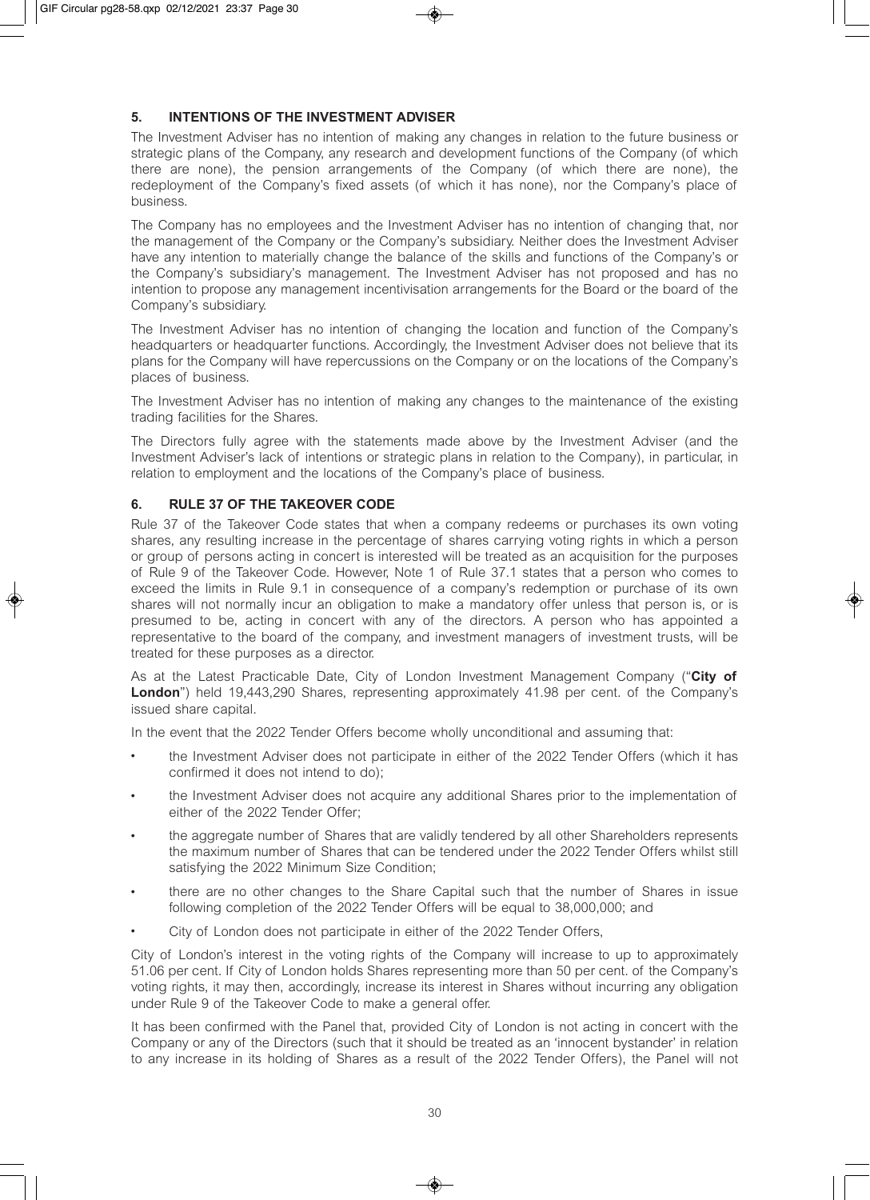## 5. INTENTIONS OF THE INVESTMENT ADVISER

The Investment Adviser has no intention of making any changes in relation to the future business or strategic plans of the Company, any research and development functions of the Company (of which there are none), the pension arrangements of the Company (of which there are none), the redeployment of the Company's fixed assets (of which it has none), nor the Company's place of business.

The Company has no employees and the Investment Adviser has no intention of changing that, nor the management of the Company or the Company's subsidiary. Neither does the Investment Adviser have any intention to materially change the balance of the skills and functions of the Company's or the Company's subsidiary's management. The Investment Adviser has not proposed and has no intention to propose any management incentivisation arrangements for the Board or the board of the Company's subsidiary.

The Investment Adviser has no intention of changing the location and function of the Company's headquarters or headquarter functions. Accordingly, the Investment Adviser does not believe that its plans for the Company will have repercussions on the Company or on the locations of the Company's places of business.

The Investment Adviser has no intention of making any changes to the maintenance of the existing trading facilities for the Shares.

The Directors fully agree with the statements made above by the Investment Adviser (and the Investment Adviser's lack of intentions or strategic plans in relation to the Company), in particular, in relation to employment and the locations of the Company's place of business.

## 6. RULE 37 OF THE TAKEOVER CODE

Rule 37 of the Takeover Code states that when a company redeems or purchases its own voting shares, any resulting increase in the percentage of shares carrying voting rights in which a person or group of persons acting in concert is interested will be treated as an acquisition for the purposes of Rule 9 of the Takeover Code. However, Note 1 of Rule 37.1 states that a person who comes to exceed the limits in Rule 9.1 in consequence of a company's redemption or purchase of its own shares will not normally incur an obligation to make a mandatory offer unless that person is, or is presumed to be, acting in concert with any of the directors. A person who has appointed a representative to the board of the company, and investment managers of investment trusts, will be treated for these purposes as a director.

As at the Latest Practicable Date, City of London Investment Management Company ("**City of London**") held 19,443,290 Shares, representing approximately 41.98 per cent. of the Company's issued share capital.

In the event that the 2022 Tender Offers become wholly unconditional and assuming that:

- the Investment Adviser does not participate in either of the 2022 Tender Offers (which it has confirmed it does not intend to do);
- the Investment Adviser does not acquire any additional Shares prior to the implementation of either of the 2022 Tender Offer;
- the aggregate number of Shares that are validly tendered by all other Shareholders represents the maximum number of Shares that can be tendered under the 2022 Tender Offers whilst still satisfying the 2022 Minimum Size Condition;
- there are no other changes to the Share Capital such that the number of Shares in issue following completion of the 2022 Tender Offers will be equal to 38,000,000; and
- City of London does not participate in either of the 2022 Tender Offers,

City of London's interest in the voting rights of the Company will increase to up to approximately 51.06 per cent. If City of London holds Shares representing more than 50 per cent. of the Company's voting rights, it may then, accordingly, increase its interest in Shares without incurring any obligation under Rule 9 of the Takeover Code to make a general offer.

It has been confirmed with the Panel that, provided City of London is not acting in concert with the Company or any of the Directors (such that it should be treated as an 'innocent bystander' in relation to any increase in its holding of Shares as a result of the 2022 Tender Offers), the Panel will not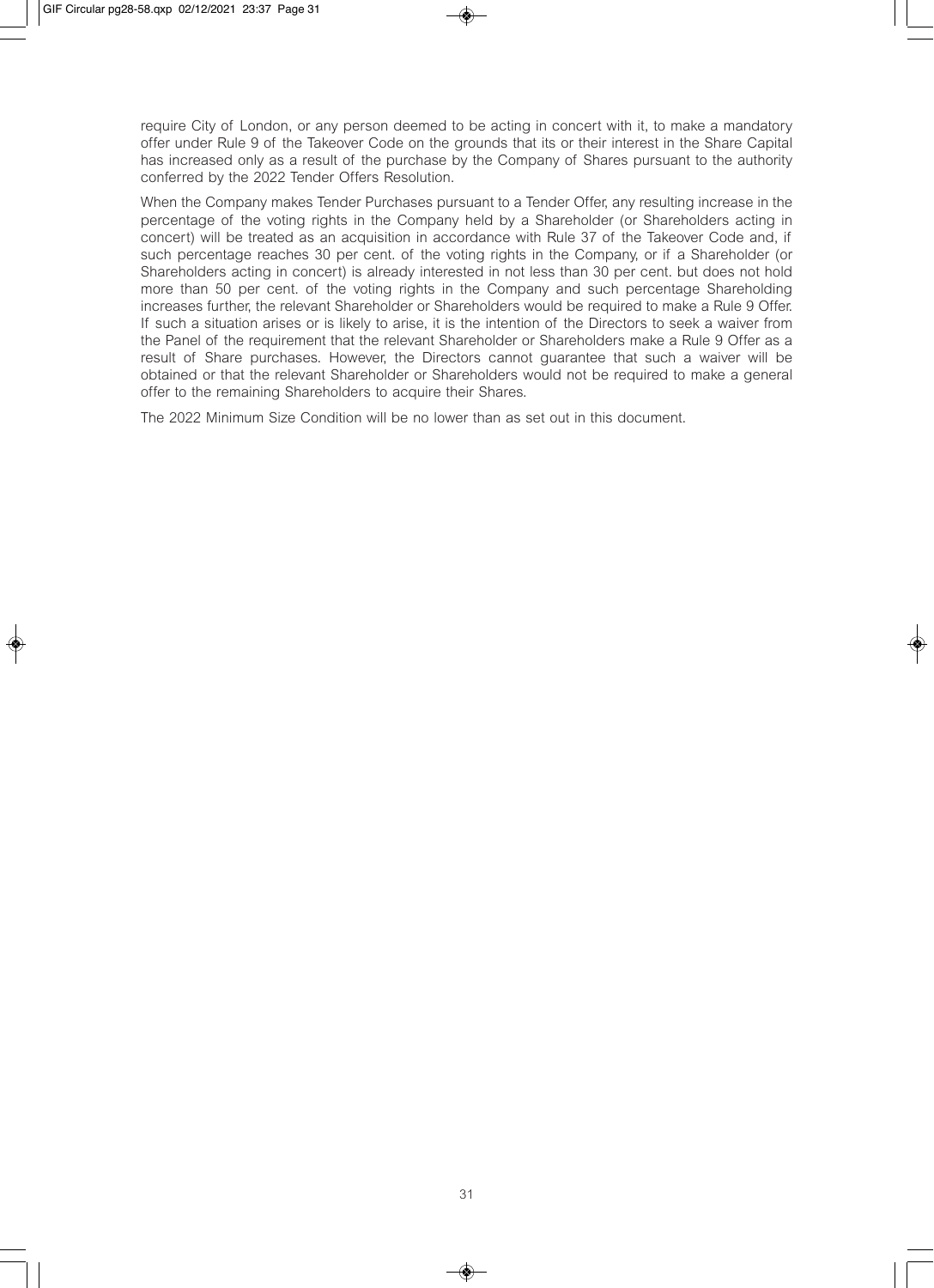require City of London, or any person deemed to be acting in concert with it, to make a mandatory offer under Rule 9 of the Takeover Code on the grounds that its or their interest in the Share Capital has increased only as a result of the purchase by the Company of Shares pursuant to the authority conferred by the 2022 Tender Offers Resolution.

When the Company makes Tender Purchases pursuant to a Tender Offer, any resulting increase in the percentage of the voting rights in the Company held by a Shareholder (or Shareholders acting in concert) will be treated as an acquisition in accordance with Rule 37 of the Takeover Code and, if such percentage reaches 30 per cent. of the voting rights in the Company, or if a Shareholder (or Shareholders acting in concert) is already interested in not less than 30 per cent. but does not hold more than 50 per cent. of the voting rights in the Company and such percentage Shareholding increases further, the relevant Shareholder or Shareholders would be required to make a Rule 9 Offer. If such a situation arises or is likely to arise, it is the intention of the Directors to seek a waiver from the Panel of the requirement that the relevant Shareholder or Shareholders make a Rule 9 Offer as a result of Share purchases. However, the Directors cannot guarantee that such a waiver will be obtained or that the relevant Shareholder or Shareholders would not be required to make a general offer to the remaining Shareholders to acquire their Shares.

The 2022 Minimum Size Condition will be no lower than as set out in this document.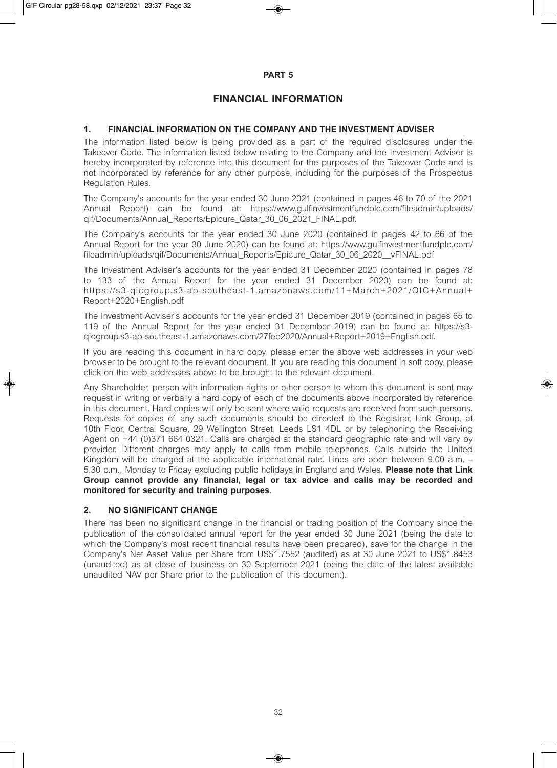# PART 5

## FINANCIAL INFORMATION

### 1. FINANCIAL INFORMATION ON THE COMPANY AND THE INVESTMENT ADVISER

The information listed below is being provided as a part of the required disclosures under the Takeover Code. The information listed below relating to the Company and the Investment Adviser is hereby incorporated by reference into this document for the purposes of the Takeover Code and is not incorporated by reference for any other purpose, including for the purposes of the Prospectus Regulation Rules.

The Company's accounts for the year ended 30 June 2021 (contained in pages 46 to 70 of the 2021 Annual Report) can be found at: https://www.gulfinvestmentfundplc.com/fileadmin/uploads/gif/Documents/Annual_Reports/Epicure_Qatar_30_06_2021_FINAL.pdf.

The Company's accounts for the year ended 30 June 2020 (contained in pages 42 to 66 of the Annual Report for the year 30 June 2020) can be found at: https://www.gulfinvestmentfundplc.com/fileadmin/uploads/gif/Documents/Annual_Reports/Epicure_Qatar_30_06_2020__vFINAL.pdf

The Investment Adviser's accounts for the year ended 31 December 2020 (contained in pages 78 to 133 of the Annual Report for the year ended 31 December 2020) can be found at: https://s3-qicgroup.s3-ap-southeast-1.amazonaws.com/11+March+2021/QIC+Annual+Report+2020+English.pdf.

The Investment Adviser's accounts for the year ended 31 December 2019 (contained in pages 65 to 119 of the Annual Report for the year ended 31 December 2019) can be found at: https://s3-qicgroup.s3-ap-southeast-1.amazonaws.com/27feb2020/Annual+Report+2019+English.pdf.

If you are reading this document in hard copy, please enter the above web addresses in your web browser to be brought to the relevant document. If you are reading this document in soft copy, please click on the web addresses above to be brought to the relevant document.

Any Shareholder, person with information rights or other person to whom this document is sent may request in writing or verbally a hard copy of each of the documents above incorporated by reference in this document. Hard copies will only be sent where valid requests are received from such persons. Requests for copies of any such documents should be directed to the Registrar, Link Group, at 10th Floor, Central Square, 29 Wellington Street, Leeds LS1 4DL or by telephoning the Receiving Agent on +44 (0)371 664 0321. Calls are charged at the standard geographic rate and will vary by provider. Different charges may apply to calls from mobile telephones. Calls outside the United Kingdom will be charged at the applicable international rate. Lines are open between 9.00 a.m. – 5.30 p.m., Monday to Friday excluding public holidays in England and Wales. **Please note that Link Group cannot provide any financial, legal or tax advice and calls may be recorded and monitored for security and training purposes**.

### 2. NO SIGNIFICANT CHANGE

There has been no significant change in the financial or trading position of the Company since the publication of the consolidated annual report for the year ended 30 June 2021 (being the date to which the Company's most recent financial results have been prepared), save for the change in the Company's Net Asset Value per Share from US$1.7552 (audited) as at 30 June 2021 to US$1.8453 (unaudited) as at close of business on 30 September 2021 (being the date of the latest available unaudited NAV per Share prior to the publication of this document).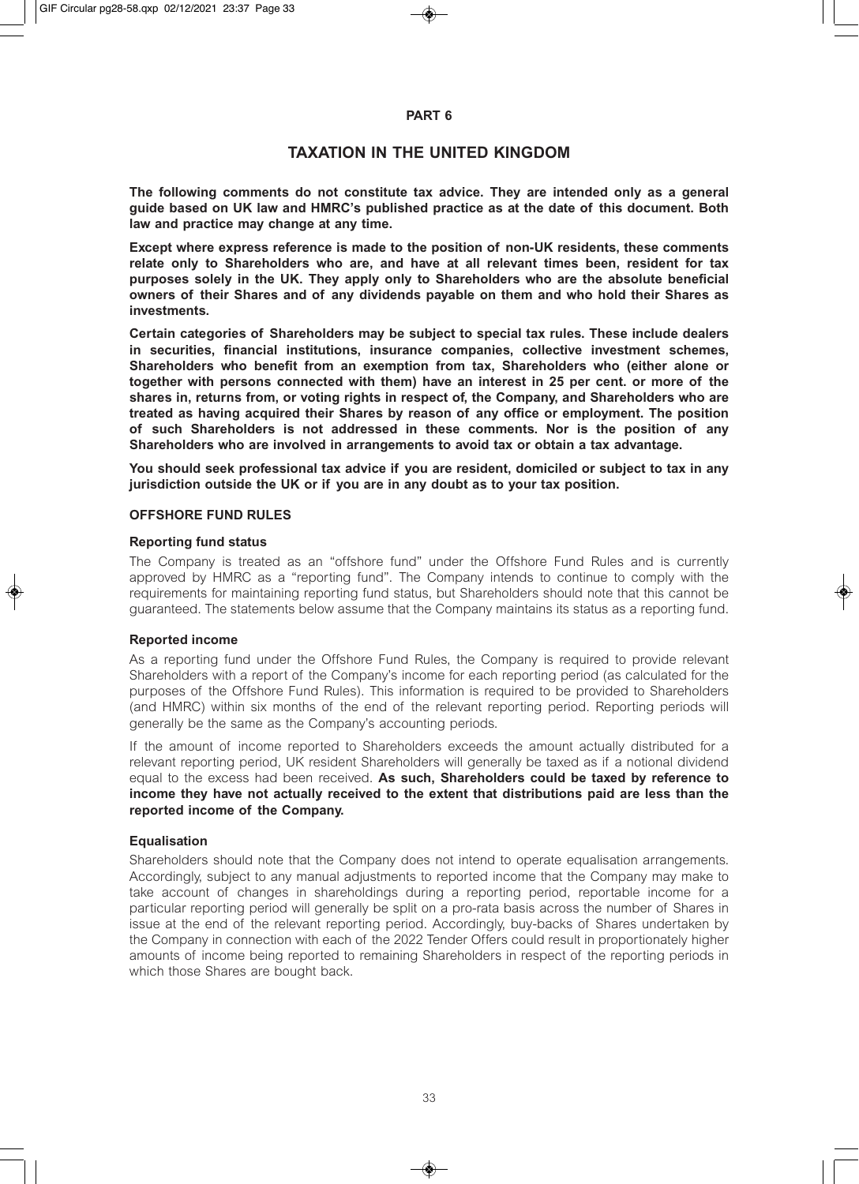# PART 6

## TAXATION IN THE UNITED KINGDOM

**The following comments do not constitute tax advice. They are intended only as a general guide based on UK law and HMRC's published practice as at the date of this document. Both law and practice may change at any time.**

**Except where express reference is made to the position of non-UK residents, these comments relate only to Shareholders who are, and have at all relevant times been, resident for tax purposes solely in the UK. They apply only to Shareholders who are the absolute beneficial owners of their Shares and of any dividends payable on them and who hold their Shares as investments.**

**Certain categories of Shareholders may be subject to special tax rules. These include dealers in securities, financial institutions, insurance companies, collective investment schemes, Shareholders who benefit from an exemption from tax, Shareholders who (either alone or together with persons connected with them) have an interest in 25 per cent. or more of the shares in, returns from, or voting rights in respect of, the Company, and Shareholders who are treated as having acquired their Shares by reason of any office or employment. The position of such Shareholders is not addressed in these comments. Nor is the position of any Shareholders who are involved in arrangements to avoid tax or obtain a tax advantage.**

**You should seek professional tax advice if you are resident, domiciled or subject to tax in any jurisdiction outside the UK or if you are in any doubt as to your tax position.**

### OFFSHORE FUND RULES

#### Reporting fund status

The Company is treated as an "offshore fund" under the Offshore Fund Rules and is currently approved by HMRC as a "reporting fund". The Company intends to continue to comply with the requirements for maintaining reporting fund status, but Shareholders should note that this cannot be guaranteed. The statements below assume that the Company maintains its status as a reporting fund.

#### Reported income

As a reporting fund under the Offshore Fund Rules, the Company is required to provide relevant Shareholders with a report of the Company's income for each reporting period (as calculated for the purposes of the Offshore Fund Rules). This information is required to be provided to Shareholders (and HMRC) within six months of the end of the relevant reporting period. Reporting periods will generally be the same as the Company's accounting periods.

If the amount of income reported to Shareholders exceeds the amount actually distributed for a relevant reporting period, UK resident Shareholders will generally be taxed as if a notional dividend equal to the excess had been received. **As such, Shareholders could be taxed by reference to income they have not actually received to the extent that distributions paid are less than the reported income of the Company.**

#### Equalisation

Shareholders should note that the Company does not intend to operate equalisation arrangements. Accordingly, subject to any manual adjustments to reported income that the Company may make to take account of changes in shareholdings during a reporting period, reportable income for a particular reporting period will generally be split on a pro-rata basis across the number of Shares in issue at the end of the relevant reporting period. Accordingly, buy-backs of Shares undertaken by the Company in connection with each of the 2022 Tender Offers could result in proportionately higher amounts of income being reported to remaining Shareholders in respect of the reporting periods in which those Shares are bought back.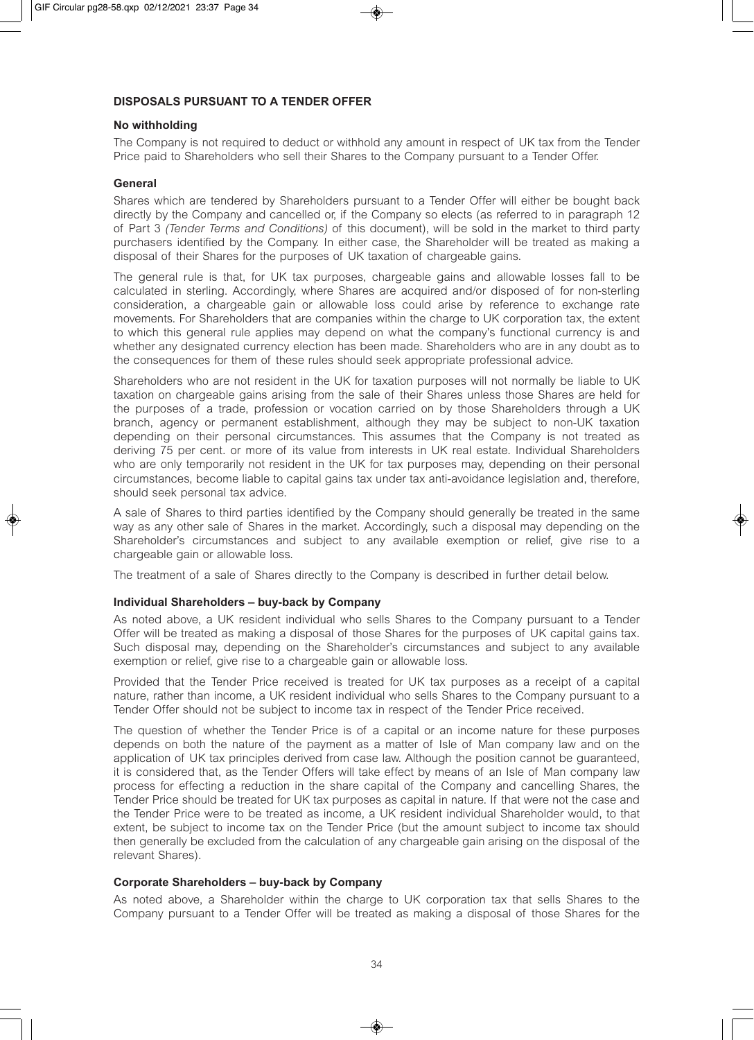## DISPOSALS PURSUANT TO A TENDER OFFER

### No withholding

The Company is not required to deduct or withhold any amount in respect of UK tax from the Tender Price paid to Shareholders who sell their Shares to the Company pursuant to a Tender Offer.

### General

Shares which are tendered by Shareholders pursuant to a Tender Offer will either be bought back directly by the Company and cancelled or, if the Company so elects (as referred to in paragraph 12 of Part 3 *(Tender Terms and Conditions)* of this document), will be sold in the market to third party purchasers identified by the Company. In either case, the Shareholder will be treated as making a disposal of their Shares for the purposes of UK taxation of chargeable gains.

The general rule is that, for UK tax purposes, chargeable gains and allowable losses fall to be calculated in sterling. Accordingly, where Shares are acquired and/or disposed of for non-sterling consideration, a chargeable gain or allowable loss could arise by reference to exchange rate movements. For Shareholders that are companies within the charge to UK corporation tax, the extent to which this general rule applies may depend on what the company's functional currency is and whether any designated currency election has been made. Shareholders who are in any doubt as to the consequences for them of these rules should seek appropriate professional advice.

Shareholders who are not resident in the UK for taxation purposes will not normally be liable to UK taxation on chargeable gains arising from the sale of their Shares unless those Shares are held for the purposes of a trade, profession or vocation carried on by those Shareholders through a UK branch, agency or permanent establishment, although they may be subject to non-UK taxation depending on their personal circumstances. This assumes that the Company is not treated as deriving 75 per cent. or more of its value from interests in UK real estate. Individual Shareholders who are only temporarily not resident in the UK for tax purposes may, depending on their personal circumstances, become liable to capital gains tax under tax anti-avoidance legislation and, therefore, should seek personal tax advice.

A sale of Shares to third parties identified by the Company should generally be treated in the same way as any other sale of Shares in the market. Accordingly, such a disposal may depending on the Shareholder's circumstances and subject to any available exemption or relief, give rise to a chargeable gain or allowable loss.

The treatment of a sale of Shares directly to the Company is described in further detail below.

### Individual Shareholders – buy-back by Company

As noted above, a UK resident individual who sells Shares to the Company pursuant to a Tender Offer will be treated as making a disposal of those Shares for the purposes of UK capital gains tax. Such disposal may, depending on the Shareholder's circumstances and subject to any available exemption or relief, give rise to a chargeable gain or allowable loss.

Provided that the Tender Price received is treated for UK tax purposes as a receipt of a capital nature, rather than income, a UK resident individual who sells Shares to the Company pursuant to a Tender Offer should not be subject to income tax in respect of the Tender Price received.

The question of whether the Tender Price is of a capital or an income nature for these purposes depends on both the nature of the payment as a matter of Isle of Man company law and on the application of UK tax principles derived from case law. Although the position cannot be guaranteed, it is considered that, as the Tender Offers will take effect by means of an Isle of Man company law process for effecting a reduction in the share capital of the Company and cancelling Shares, the Tender Price should be treated for UK tax purposes as capital in nature. If that were not the case and the Tender Price were to be treated as income, a UK resident individual Shareholder would, to that extent, be subject to income tax on the Tender Price (but the amount subject to income tax should then generally be excluded from the calculation of any chargeable gain arising on the disposal of the relevant Shares).

### Corporate Shareholders – buy-back by Company

As noted above, a Shareholder within the charge to UK corporation tax that sells Shares to the Company pursuant to a Tender Offer will be treated as making a disposal of those Shares for the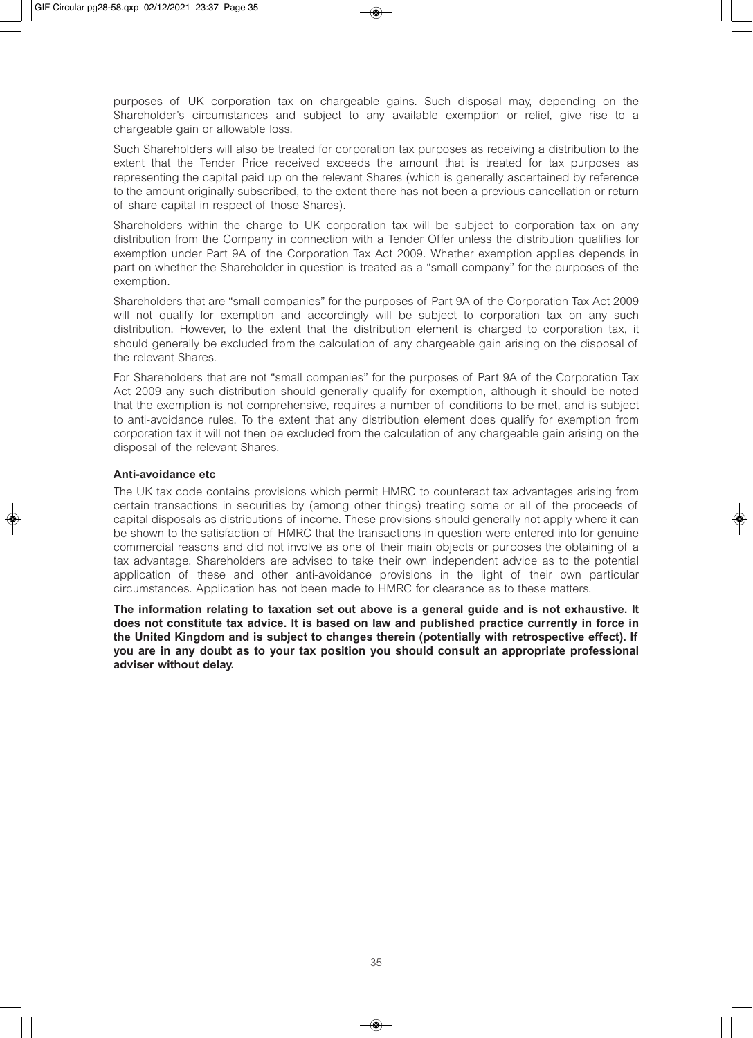purposes of UK corporation tax on chargeable gains. Such disposal may, depending on the Shareholder's circumstances and subject to any available exemption or relief, give rise to a chargeable gain or allowable loss.

Such Shareholders will also be treated for corporation tax purposes as receiving a distribution to the extent that the Tender Price received exceeds the amount that is treated for tax purposes as representing the capital paid up on the relevant Shares (which is generally ascertained by reference to the amount originally subscribed, to the extent there has not been a previous cancellation or return of share capital in respect of those Shares).

Shareholders within the charge to UK corporation tax will be subject to corporation tax on any distribution from the Company in connection with a Tender Offer unless the distribution qualifies for exemption under Part 9A of the Corporation Tax Act 2009. Whether exemption applies depends in part on whether the Shareholder in question is treated as a "small company" for the purposes of the exemption.

Shareholders that are "small companies" for the purposes of Part 9A of the Corporation Tax Act 2009 will not qualify for exemption and accordingly will be subject to corporation tax on any such distribution. However, to the extent that the distribution element is charged to corporation tax, it should generally be excluded from the calculation of any chargeable gain arising on the disposal of the relevant Shares.

For Shareholders that are not "small companies" for the purposes of Part 9A of the Corporation Tax Act 2009 any such distribution should generally qualify for exemption, although it should be noted that the exemption is not comprehensive, requires a number of conditions to be met, and is subject to anti-avoidance rules. To the extent that any distribution element does qualify for exemption from corporation tax it will not then be excluded from the calculation of any chargeable gain arising on the disposal of the relevant Shares.

**Anti-avoidance etc**

The UK tax code contains provisions which permit HMRC to counteract tax advantages arising from certain transactions in securities by (among other things) treating some or all of the proceeds of capital disposals as distributions of income. These provisions should generally not apply where it can be shown to the satisfaction of HMRC that the transactions in question were entered into for genuine commercial reasons and did not involve as one of their main objects or purposes the obtaining of a tax advantage. Shareholders are advised to take their own independent advice as to the potential application of these and other anti-avoidance provisions in the light of their own particular circumstances. Application has not been made to HMRC for clearance as to these matters.

**The information relating to taxation set out above is a general guide and is not exhaustive. It does not constitute tax advice. It is based on law and published practice currently in force in the United Kingdom and is subject to changes therein (potentially with retrospective effect). If you are in any doubt as to your tax position you should consult an appropriate professional adviser without delay.**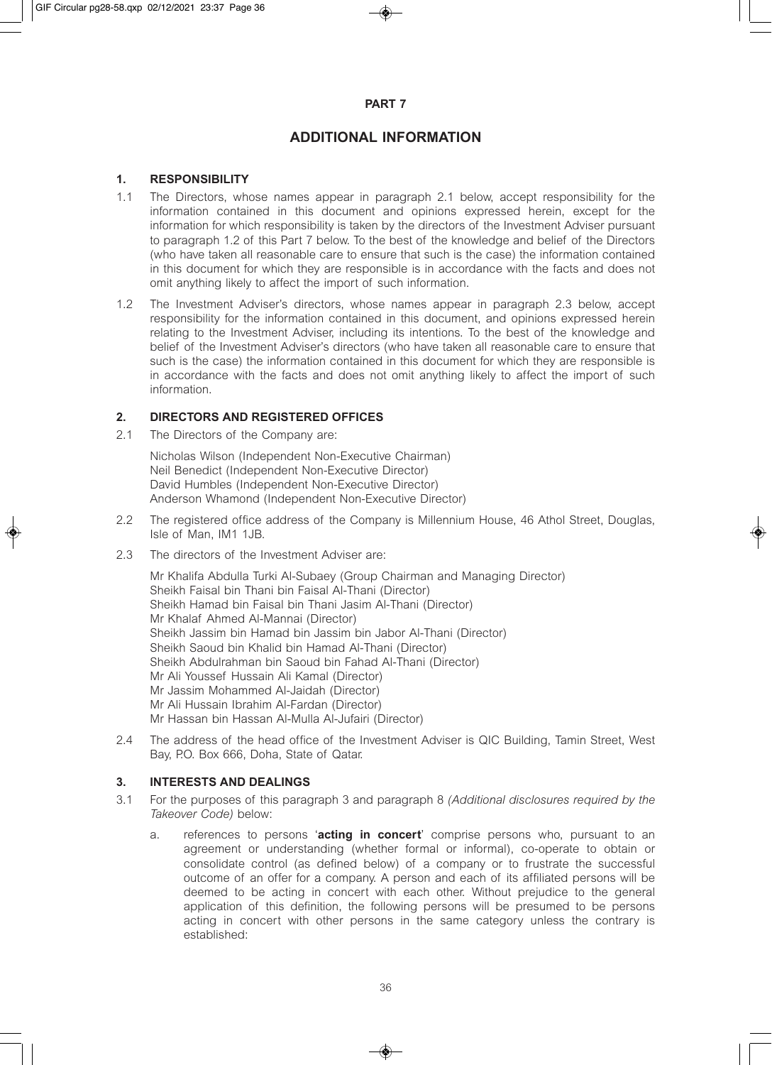# PART 7

## ADDITIONAL INFORMATION

### 1. RESPONSIBILITY

1.1 The Directors, whose names appear in paragraph 2.1 below, accept responsibility for the information contained in this document and opinions expressed herein, except for the information for which responsibility is taken by the directors of the Investment Adviser pursuant to paragraph 1.2 of this Part 7 below. To the best of the knowledge and belief of the Directors (who have taken all reasonable care to ensure that such is the case) the information contained in this document for which they are responsible is in accordance with the facts and does not omit anything likely to affect the import of such information.

1.2 The Investment Adviser's directors, whose names appear in paragraph 2.3 below, accept responsibility for the information contained in this document, and opinions expressed herein relating to the Investment Adviser, including its intentions. To the best of the knowledge and belief of the Investment Adviser's directors (who have taken all reasonable care to ensure that such is the case) the information contained in this document for which they are responsible is in accordance with the facts and does not omit anything likely to affect the import of such information.

### 2. DIRECTORS AND REGISTERED OFFICES

2.1 The Directors of the Company are:

Nicholas Wilson (Independent Non-Executive Chairman)
Neil Benedict (Independent Non-Executive Director)
David Humbles (Independent Non-Executive Director)
Anderson Whamond (Independent Non-Executive Director)

2.2 The registered office address of the Company is Millennium House, 46 Athol Street, Douglas, Isle of Man, IM1 1JB.

2.3 The directors of the Investment Adviser are:

Mr Khalifa Abdulla Turki Al-Subaey (Group Chairman and Managing Director)
Sheikh Faisal bin Thani bin Faisal Al-Thani (Director)
Sheikh Hamad bin Faisal bin Thani Jasim Al-Thani (Director)
Mr Khalaf Ahmed Al-Mannai (Director)
Sheikh Jassim bin Hamad bin Jassim bin Jabor Al-Thani (Director)
Sheikh Saoud bin Khalid bin Hamad Al-Thani (Director)
Sheikh Abdulrahman bin Saoud bin Fahad Al-Thani (Director)
Mr Ali Youssef Hussain Ali Kamal (Director)
Mr Jassim Mohammed Al-Jaidah (Director)
Mr Ali Hussain Ibrahim Al-Fardan (Director)
Mr Hassan bin Hassan Al-Mulla Al-Jufairi (Director)

2.4 The address of the head office of the Investment Adviser is QIC Building, Tamin Street, West Bay, P.O. Box 666, Doha, State of Qatar.

### 3. INTERESTS AND DEALINGS

3.1 For the purposes of this paragraph 3 and paragraph 8 *(Additional disclosures required by the Takeover Code)* below:

a. references to persons '**acting in concert**' comprise persons who, pursuant to an agreement or understanding (whether formal or informal), co-operate to obtain or consolidate control (as defined below) of a company or to frustrate the successful outcome of an offer for a company. A person and each of its affiliated persons will be deemed to be acting in concert with each other. Without prejudice to the general application of this definition, the following persons will be presumed to be persons acting in concert with other persons in the same category unless the contrary is established: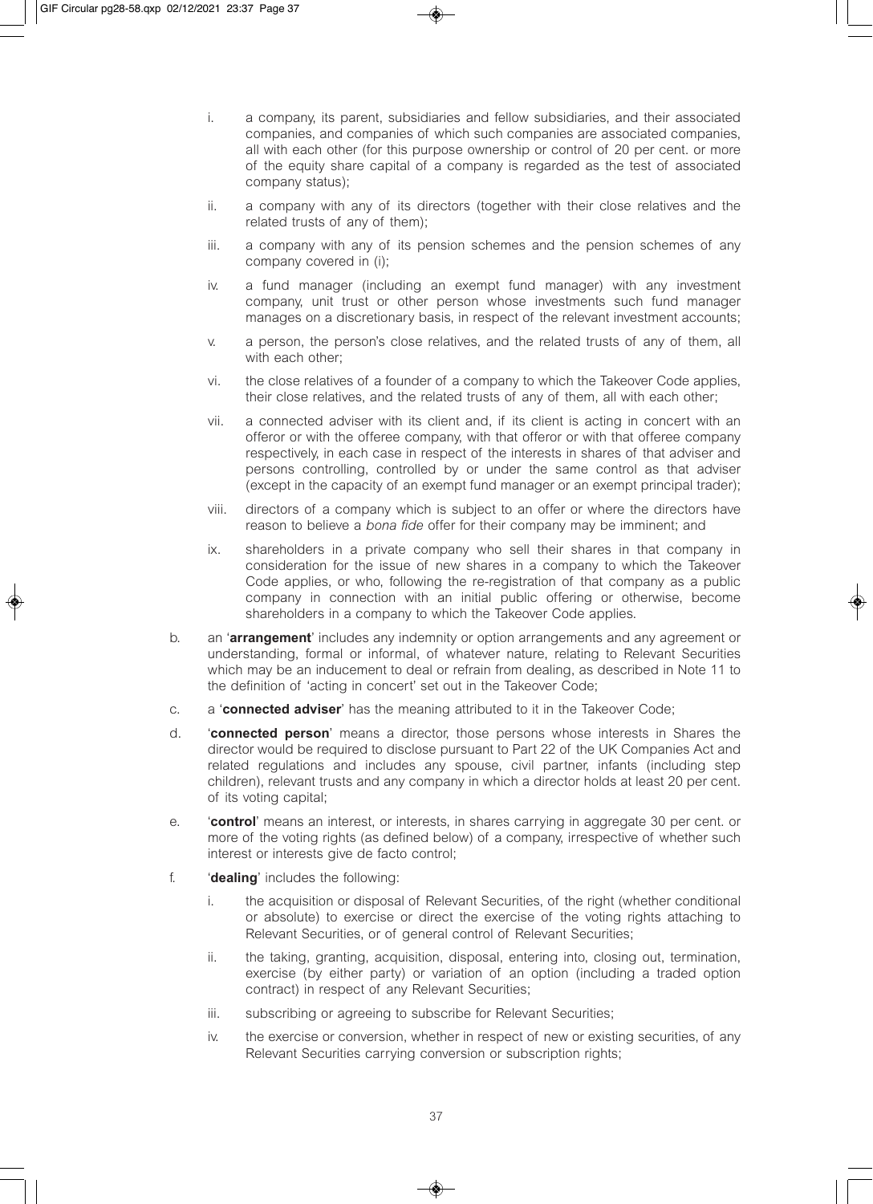i. a company, its parent, subsidiaries and fellow subsidiaries, and their associated companies, and companies of which such companies are associated companies, all with each other (for this purpose ownership or control of 20 per cent. or more of the equity share capital of a company is regarded as the test of associated company status);

ii. a company with any of its directors (together with their close relatives and the related trusts of any of them);

iii. a company with any of its pension schemes and the pension schemes of any company covered in (i);

iv. a fund manager (including an exempt fund manager) with any investment company, unit trust or other person whose investments such fund manager manages on a discretionary basis, in respect of the relevant investment accounts;

v. a person, the person's close relatives, and the related trusts of any of them, all with each other;

vi. the close relatives of a founder of a company to which the Takeover Code applies, their close relatives, and the related trusts of any of them, all with each other;

vii. a connected adviser with its client and, if its client is acting in concert with an offeror or with the offeree company, with that offeror or with that offeree company respectively, in each case in respect of the interests in shares of that adviser and persons controlling, controlled by or under the same control as that adviser (except in the capacity of an exempt fund manager or an exempt principal trader);

viii. directors of a company which is subject to an offer or where the directors have reason to believe a *bona fide* offer for their company may be imminent; and

ix. shareholders in a private company who sell their shares in that company in consideration for the issue of new shares in a company to which the Takeover Code applies, or who, following the re-registration of that company as a public company in connection with an initial public offering or otherwise, become shareholders in a company to which the Takeover Code applies.

b. an '**arrangement**' includes any indemnity or option arrangements and any agreement or understanding, formal or informal, of whatever nature, relating to Relevant Securities which may be an inducement to deal or refrain from dealing, as described in Note 11 to the definition of 'acting in concert' set out in the Takeover Code;

c. a '**connected adviser**' has the meaning attributed to it in the Takeover Code;

d. '**connected person**' means a director, those persons whose interests in Shares the director would be required to disclose pursuant to Part 22 of the UK Companies Act and related regulations and includes any spouse, civil partner, infants (including step children), relevant trusts and any company in which a director holds at least 20 per cent. of its voting capital;

e. '**control**' means an interest, or interests, in shares carrying in aggregate 30 per cent. or more of the voting rights (as defined below) of a company, irrespective of whether such interest or interests give de facto control;

f. '**dealing**' includes the following:

i. the acquisition or disposal of Relevant Securities, of the right (whether conditional or absolute) to exercise or direct the exercise of the voting rights attaching to Relevant Securities, or of general control of Relevant Securities;

ii. the taking, granting, acquisition, disposal, entering into, closing out, termination, exercise (by either party) or variation of an option (including a traded option contract) in respect of any Relevant Securities;

iii. subscribing or agreeing to subscribe for Relevant Securities;

iv. the exercise or conversion, whether in respect of new or existing securities, of any Relevant Securities carrying conversion or subscription rights;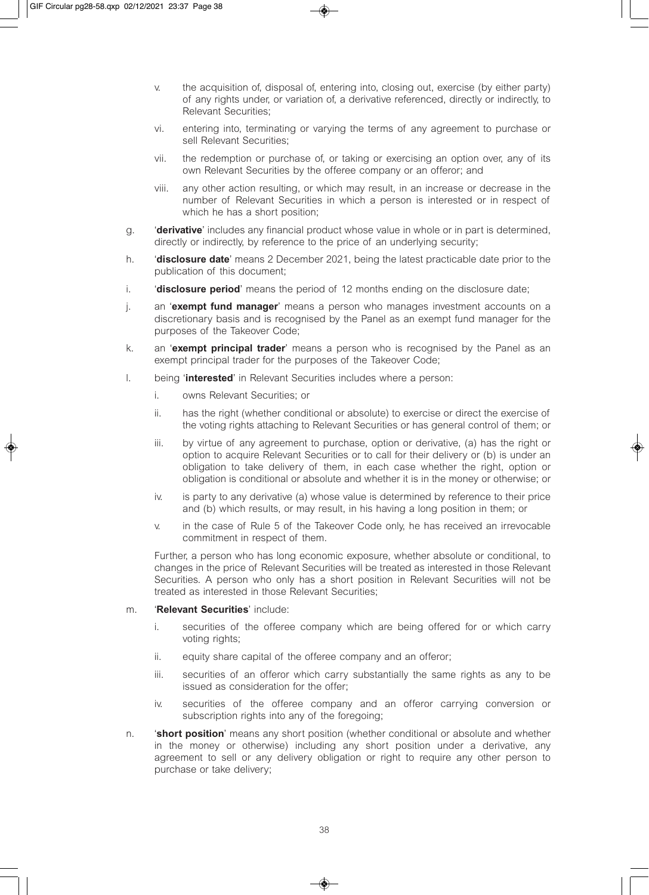v. the acquisition of, disposal of, entering into, closing out, exercise (by either party) of any rights under, or variation of, a derivative referenced, directly or indirectly, to Relevant Securities;

vi. entering into, terminating or varying the terms of any agreement to purchase or sell Relevant Securities;

vii. the redemption or purchase of, or taking or exercising an option over, any of its own Relevant Securities by the offeree company or an offeror; and

viii. any other action resulting, or which may result, in an increase or decrease in the number of Relevant Securities in which a person is interested or in respect of which he has a short position;

g. '**derivative**' includes any financial product whose value in whole or in part is determined, directly or indirectly, by reference to the price of an underlying security;

h. '**disclosure date**' means 2 December 2021, being the latest practicable date prior to the publication of this document;

i. '**disclosure period**' means the period of 12 months ending on the disclosure date;

j. an '**exempt fund manager**' means a person who manages investment accounts on a discretionary basis and is recognised by the Panel as an exempt fund manager for the purposes of the Takeover Code;

k. an '**exempt principal trader**' means a person who is recognised by the Panel as an exempt principal trader for the purposes of the Takeover Code;

l. being '**interested**' in Relevant Securities includes where a person:

   i. owns Relevant Securities; or

   ii. has the right (whether conditional or absolute) to exercise or direct the exercise of the voting rights attaching to Relevant Securities or has general control of them; or

   iii. by virtue of any agreement to purchase, option or derivative, (a) has the right or option to acquire Relevant Securities or to call for their delivery or (b) is under an obligation to take delivery of them, in each case whether the right, option or obligation is conditional or absolute and whether it is in the money or otherwise; or

   iv. is party to any derivative (a) whose value is determined by reference to their price and (b) which results, or may result, in his having a long position in them; or

   v. in the case of Rule 5 of the Takeover Code only, he has received an irrevocable commitment in respect of them.

   Further, a person who has long economic exposure, whether absolute or conditional, to changes in the price of Relevant Securities will be treated as interested in those Relevant Securities. A person who only has a short position in Relevant Securities will not be treated as interested in those Relevant Securities;

m. '**Relevant Securities**' include:

   i. securities of the offeree company which are being offered for or which carry voting rights;

   ii. equity share capital of the offeree company and an offeror;

   iii. securities of an offeror which carry substantially the same rights as any to be issued as consideration for the offer;

   iv. securities of the offeree company and an offeror carrying conversion or subscription rights into any of the foregoing;

n. '**short position**' means any short position (whether conditional or absolute and whether in the money or otherwise) including any short position under a derivative, any agreement to sell or any delivery obligation or right to require any other person to purchase or take delivery;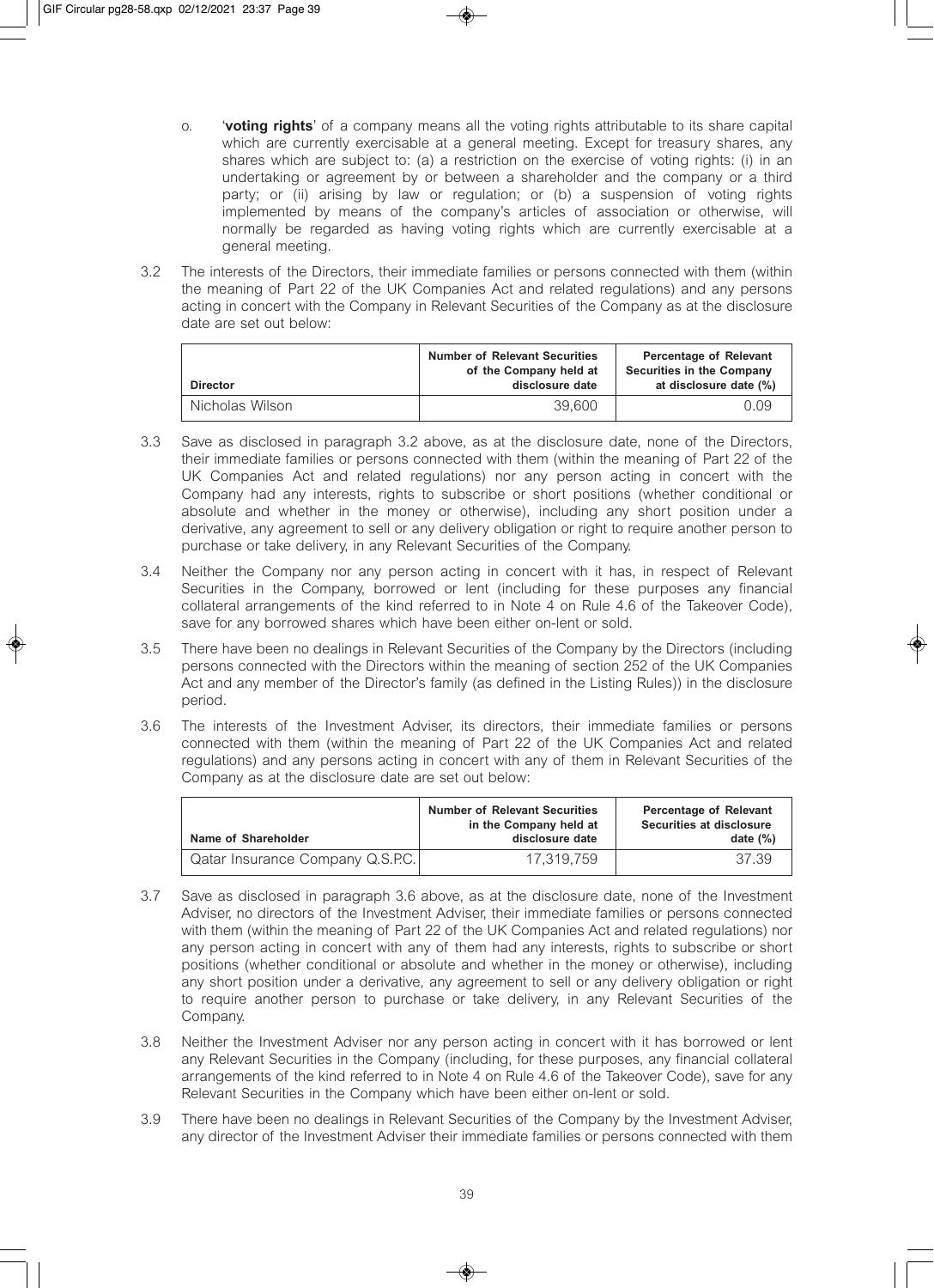o. '**voting rights**' of a company means all the voting rights attributable to its share capital which are currently exercisable at a general meeting. Except for treasury shares, any shares which are subject to: (a) a restriction on the exercise of voting rights: (i) in an undertaking or agreement by or between a shareholder and the company or a third party; or (ii) arising by law or regulation; or (b) a suspension of voting rights implemented by means of the company's articles of association or otherwise, will normally be regarded as having voting rights which are currently exercisable at a general meeting.

3.2 The interests of the Directors, their immediate families or persons connected with them (within the meaning of Part 22 of the UK Companies Act and related regulations) and any persons acting in concert with the Company in Relevant Securities of the Company as at the disclosure date are set out below:

| Director | Number of Relevant Securities of the Company held at disclosure date | Percentage of Relevant Securities in the Company at disclosure date (%) |
|---|---|---|
| Nicholas Wilson | 39,600 | 0.09 |

3.3 Save as disclosed in paragraph 3.2 above, as at the disclosure date, none of the Directors, their immediate families or persons connected with them (within the meaning of Part 22 of the UK Companies Act and related regulations) nor any person acting in concert with the Company had any interests, rights to subscribe or short positions (whether conditional or absolute and whether in the money or otherwise), including any short position under a derivative, any agreement to sell or any delivery obligation or right to require another person to purchase or take delivery, in any Relevant Securities of the Company.

3.4 Neither the Company nor any person acting in concert with it has, in respect of Relevant Securities in the Company, borrowed or lent (including for these purposes any financial collateral arrangements of the kind referred to in Note 4 on Rule 4.6 of the Takeover Code), save for any borrowed shares which have been either on-lent or sold.

3.5 There have been no dealings in Relevant Securities of the Company by the Directors (including persons connected with the Directors within the meaning of section 252 of the UK Companies Act and any member of the Director's family (as defined in the Listing Rules)) in the disclosure period.

3.6 The interests of the Investment Adviser, its directors, their immediate families or persons connected with them (within the meaning of Part 22 of the UK Companies Act and related regulations) and any persons acting in concert with any of them in Relevant Securities of the Company as at the disclosure date are set out below:

| Name of Shareholder | Number of Relevant Securities in the Company held at disclosure date | Percentage of Relevant Securities at disclosure date (%) |
|---|---|---|
| Qatar Insurance Company Q.S.P.C. | 17,319,759 | 37.39 |

3.7 Save as disclosed in paragraph 3.6 above, as at the disclosure date, none of the Investment Adviser, no directors of the Investment Adviser, their immediate families or persons connected with them (within the meaning of Part 22 of the UK Companies Act and related regulations) nor any person acting in concert with any of them had any interests, rights to subscribe or short positions (whether conditional or absolute and whether in the money or otherwise), including any short position under a derivative, any agreement to sell or any delivery obligation or right to require another person to purchase or take delivery, in any Relevant Securities of the Company.

3.8 Neither the Investment Adviser nor any person acting in concert with it has borrowed or lent any Relevant Securities in the Company (including, for these purposes, any financial collateral arrangements of the kind referred to in Note 4 on Rule 4.6 of the Takeover Code), save for any Relevant Securities in the Company which have been either on-lent or sold.

3.9 There have been no dealings in Relevant Securities of the Company by the Investment Adviser, any director of the Investment Adviser their immediate families or persons connected with them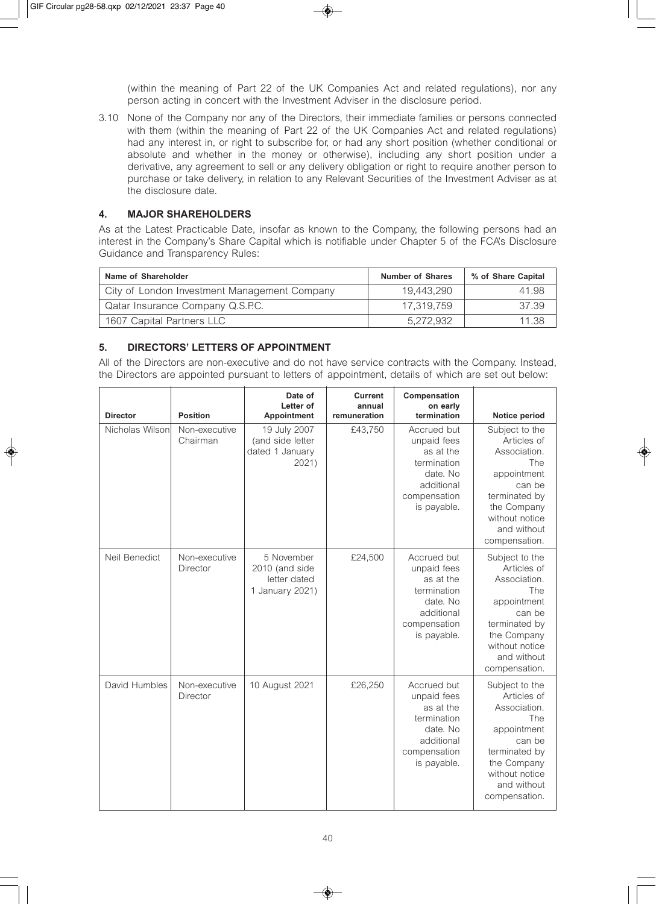(within the meaning of Part 22 of the UK Companies Act and related regulations), nor any person acting in concert with the Investment Adviser in the disclosure period.

3.10 None of the Company nor any of the Directors, their immediate families or persons connected with them (within the meaning of Part 22 of the UK Companies Act and related regulations) had any interest in, or right to subscribe for, or had any short position (whether conditional or absolute and whether in the money or otherwise), including any short position under a derivative, any agreement to sell or any delivery obligation or right to require another person to purchase or take delivery, in relation to any Relevant Securities of the Investment Adviser as at the disclosure date.

## 4. MAJOR SHAREHOLDERS

As at the Latest Practicable Date, insofar as known to the Company, the following persons had an interest in the Company's Share Capital which is notifiable under Chapter 5 of the FCA's Disclosure Guidance and Transparency Rules:

| Name of Shareholder | Number of Shares | % of Share Capital |
|---|---|---|
| City of London Investment Management Company | 19,443,290 | 41.98 |
| Qatar Insurance Company Q.S.P.C. | 17,319,759 | 37.39 |
| 1607 Capital Partners LLC | 5,272,932 | 11.38 |

## 5. DIRECTORS' LETTERS OF APPOINTMENT

All of the Directors are non-executive and do not have service contracts with the Company. Instead, the Directors are appointed pursuant to letters of appointment, details of which are set out below:

| Director | Position | Date of Letter of Appointment | Current annual remuneration | Compensation on early termination | Notice period |
|---|---|---|---|---|---|
| Nicholas Wilson | Non-executive Chairman | 19 July 2007 (and side letter dated 1 January 2021) | £43,750 | Accrued but unpaid fees as at the termination date. No additional compensation is payable. | Subject to the Articles of Association. The appointment can be terminated by the Company without notice and without compensation. |
| Neil Benedict | Non-executive Director | 5 November 2010 (and side letter dated 1 January 2021) | £24,500 | Accrued but unpaid fees as at the termination date. No additional compensation is payable. | Subject to the Articles of Association. The appointment can be terminated by the Company without notice and without compensation. |
| David Humbles | Non-executive Director | 10 August 2021 | £26,250 | Accrued but unpaid fees as at the termination date. No additional compensation is payable. | Subject to the Articles of Association. The appointment can be terminated by the Company without notice and without compensation. |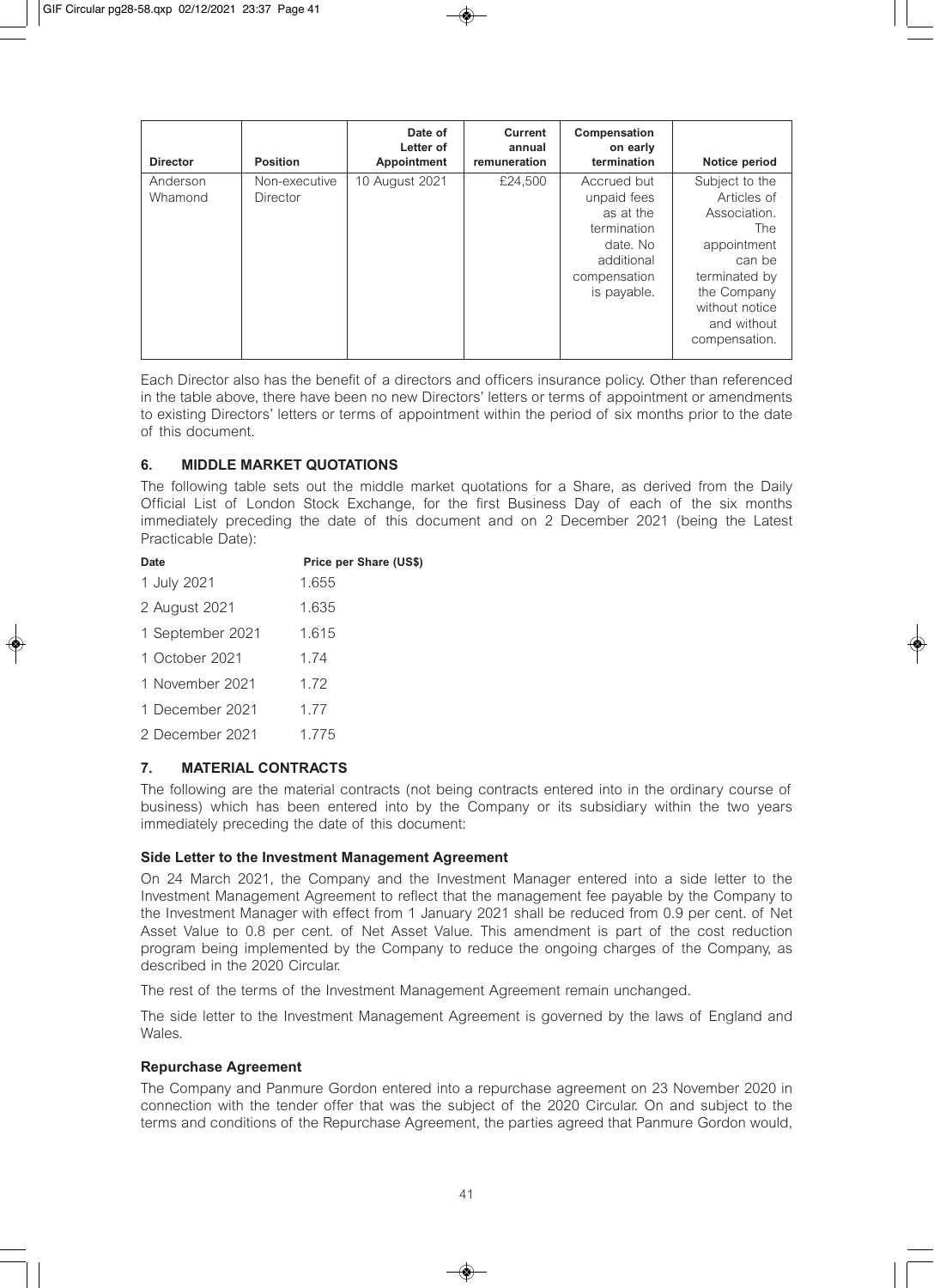| Director | Position | Date of Letter of Appointment | Current annual remuneration | Compensation on early termination | Notice period |
|---|---|---|---|---|---|
| Anderson Whamond | Non-executive Director | 10 August 2021 | £24,500 | Accrued but unpaid fees as at the termination date. No additional compensation is payable. | Subject to the Articles of Association. The appointment can be terminated by the Company without notice and without compensation. |

Each Director also has the benefit of a directors and officers insurance policy. Other than referenced in the table above, there have been no new Directors' letters or terms of appointment or amendments to existing Directors' letters or terms of appointment within the period of six months prior to the date of this document.

## 6. MIDDLE MARKET QUOTATIONS

The following table sets out the middle market quotations for a Share, as derived from the Daily Official List of London Stock Exchange, for the first Business Day of each of the six months immediately preceding the date of this document and on 2 December 2021 (being the Latest Practicable Date):

| Date | Price per Share (US$) |
|---|---|
| 1 July 2021 | 1.655 |
| 2 August 2021 | 1.635 |
| 1 September 2021 | 1.615 |
| 1 October 2021 | 1.74 |
| 1 November 2021 | 1.72 |
| 1 December 2021 | 1.77 |
| 2 December 2021 | 1.775 |

## 7. MATERIAL CONTRACTS

The following are the material contracts (not being contracts entered into in the ordinary course of business) which has been entered into by the Company or its subsidiary within the two years immediately preceding the date of this document:

### Side Letter to the Investment Management Agreement

On 24 March 2021, the Company and the Investment Manager entered into a side letter to the Investment Management Agreement to reflect that the management fee payable by the Company to the Investment Manager with effect from 1 January 2021 shall be reduced from 0.9 per cent. of Net Asset Value to 0.8 per cent. of Net Asset Value. This amendment is part of the cost reduction program being implemented by the Company to reduce the ongoing charges of the Company, as described in the 2020 Circular.

The rest of the terms of the Investment Management Agreement remain unchanged.

The side letter to the Investment Management Agreement is governed by the laws of England and Wales.

### Repurchase Agreement

The Company and Panmure Gordon entered into a repurchase agreement on 23 November 2020 in connection with the tender offer that was the subject of the 2020 Circular. On and subject to the terms and conditions of the Repurchase Agreement, the parties agreed that Panmure Gordon would,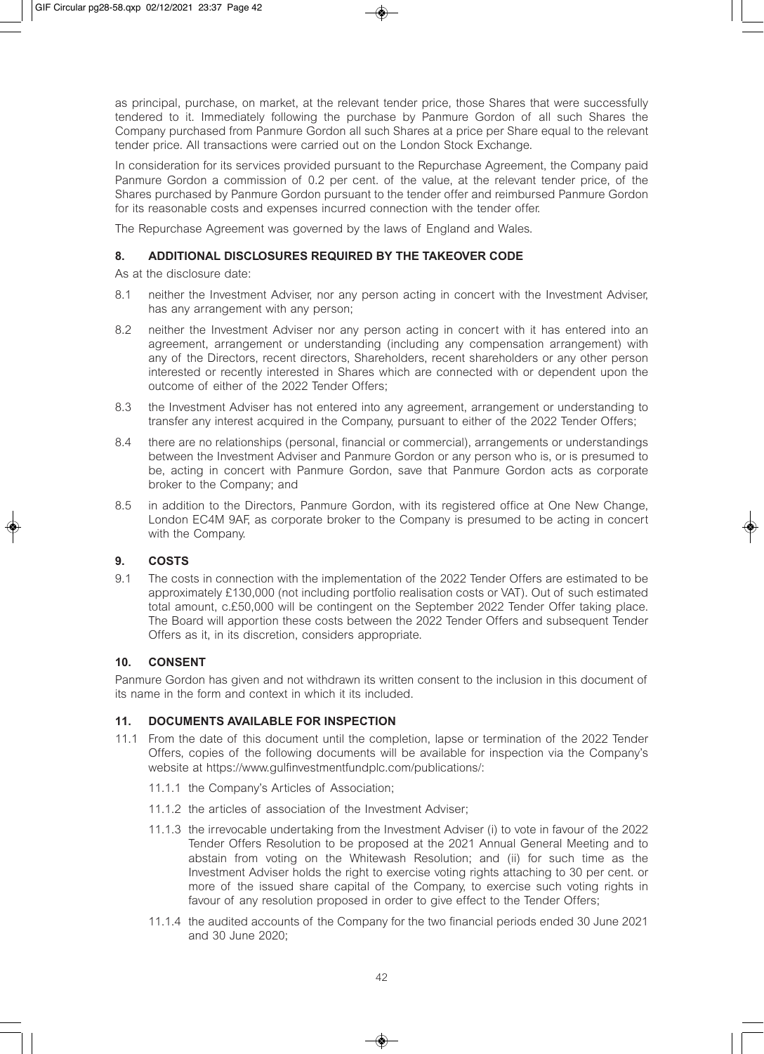as principal, purchase, on market, at the relevant tender price, those Shares that were successfully tendered to it. Immediately following the purchase by Panmure Gordon of all such Shares the Company purchased from Panmure Gordon all such Shares at a price per Share equal to the relevant tender price. All transactions were carried out on the London Stock Exchange.

In consideration for its services provided pursuant to the Repurchase Agreement, the Company paid Panmure Gordon a commission of 0.2 per cent. of the value, at the relevant tender price, of the Shares purchased by Panmure Gordon pursuant to the tender offer and reimbursed Panmure Gordon for its reasonable costs and expenses incurred connection with the tender offer.

The Repurchase Agreement was governed by the laws of England and Wales.

## 8. ADDITIONAL DISCLOSURES REQUIRED BY THE TAKEOVER CODE

As at the disclosure date:

8.1 neither the Investment Adviser, nor any person acting in concert with the Investment Adviser, has any arrangement with any person;

8.2 neither the Investment Adviser nor any person acting in concert with it has entered into an agreement, arrangement or understanding (including any compensation arrangement) with any of the Directors, recent directors, Shareholders, recent shareholders or any other person interested or recently interested in Shares which are connected with or dependent upon the outcome of either of the 2022 Tender Offers;

8.3 the Investment Adviser has not entered into any agreement, arrangement or understanding to transfer any interest acquired in the Company, pursuant to either of the 2022 Tender Offers;

8.4 there are no relationships (personal, financial or commercial), arrangements or understandings between the Investment Adviser and Panmure Gordon or any person who is, or is presumed to be, acting in concert with Panmure Gordon, save that Panmure Gordon acts as corporate broker to the Company; and

8.5 in addition to the Directors, Panmure Gordon, with its registered office at One New Change, London EC4M 9AF, as corporate broker to the Company is presumed to be acting in concert with the Company.

## 9. COSTS

9.1 The costs in connection with the implementation of the 2022 Tender Offers are estimated to be approximately £130,000 (not including portfolio realisation costs or VAT). Out of such estimated total amount, c.£50,000 will be contingent on the September 2022 Tender Offer taking place. The Board will apportion these costs between the 2022 Tender Offers and subsequent Tender Offers as it, in its discretion, considers appropriate.

## 10. CONSENT

Panmure Gordon has given and not withdrawn its written consent to the inclusion in this document of its name in the form and context in which it its included.

## 11. DOCUMENTS AVAILABLE FOR INSPECTION

11.1 From the date of this document until the completion, lapse or termination of the 2022 Tender Offers, copies of the following documents will be available for inspection via the Company's website at https://www.gulfinvestmentfundplc.com/publications/:

11.1.1 the Company's Articles of Association;

11.1.2 the articles of association of the Investment Adviser;

11.1.3 the irrevocable undertaking from the Investment Adviser (i) to vote in favour of the 2022 Tender Offers Resolution to be proposed at the 2021 Annual General Meeting and to abstain from voting on the Whitewash Resolution; and (ii) for such time as the Investment Adviser holds the right to exercise voting rights attaching to 30 per cent. or more of the issued share capital of the Company, to exercise such voting rights in favour of any resolution proposed in order to give effect to the Tender Offers;

11.1.4 the audited accounts of the Company for the two financial periods ended 30 June 2021 and 30 June 2020;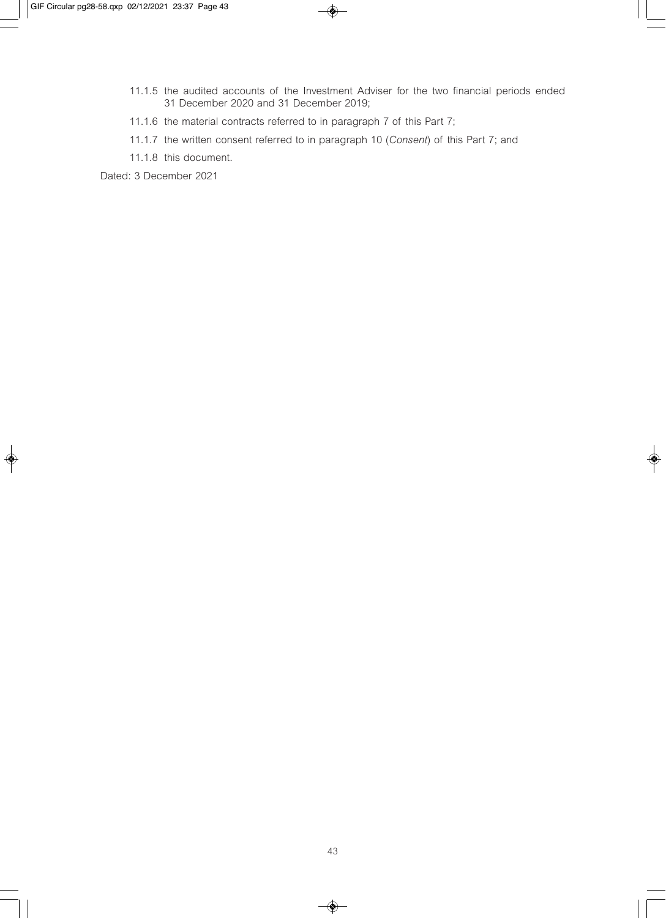11.1.5 the audited accounts of the Investment Adviser for the two financial periods ended 31 December 2020 and 31 December 2019;

11.1.6 the material contracts referred to in paragraph 7 of this Part 7;

11.1.7 the written consent referred to in paragraph 10 (*Consent*) of this Part 7; and

11.1.8 this document.

Dated: 3 December 2021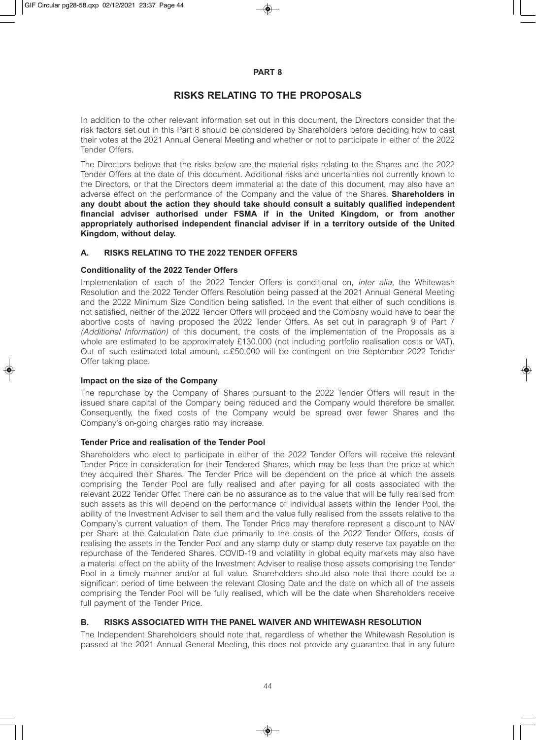# PART 8

## RISKS RELATING TO THE PROPOSALS

In addition to the other relevant information set out in this document, the Directors consider that the risk factors set out in this Part 8 should be considered by Shareholders before deciding how to cast their votes at the 2021 Annual General Meeting and whether or not to participate in either of the 2022 Tender Offers.

The Directors believe that the risks below are the material risks relating to the Shares and the 2022 Tender Offers at the date of this document. Additional risks and uncertainties not currently known to the Directors, or that the Directors deem immaterial at the date of this document, may also have an adverse effect on the performance of the Company and the value of the Shares. **Shareholders in any doubt about the action they should take should consult a suitably qualified independent financial adviser authorised under FSMA if in the United Kingdom, or from another appropriately authorised independent financial adviser if in a territory outside of the United Kingdom, without delay.**

### A. RISKS RELATING TO THE 2022 TENDER OFFERS

**Conditionality of the 2022 Tender Offers**

Implementation of each of the 2022 Tender Offers is conditional on, *inter alia*, the Whitewash Resolution and the 2022 Tender Offers Resolution being passed at the 2021 Annual General Meeting and the 2022 Minimum Size Condition being satisfied. In the event that either of such conditions is not satisfied, neither of the 2022 Tender Offers will proceed and the Company would have to bear the abortive costs of having proposed the 2022 Tender Offers. As set out in paragraph 9 of Part 7 *(Additional Information)* of this document, the costs of the implementation of the Proposals as a whole are estimated to be approximately £130,000 (not including portfolio realisation costs or VAT). Out of such estimated total amount, c.£50,000 will be contingent on the September 2022 Tender Offer taking place.

**Impact on the size of the Company**

The repurchase by the Company of Shares pursuant to the 2022 Tender Offers will result in the issued share capital of the Company being reduced and the Company would therefore be smaller. Consequently, the fixed costs of the Company would be spread over fewer Shares and the Company's on-going charges ratio may increase.

**Tender Price and realisation of the Tender Pool**

Shareholders who elect to participate in either of the 2022 Tender Offers will receive the relevant Tender Price in consideration for their Tendered Shares, which may be less than the price at which they acquired their Shares. The Tender Price will be dependent on the price at which the assets comprising the Tender Pool are fully realised and after paying for all costs associated with the relevant 2022 Tender Offer. There can be no assurance as to the value that will be fully realised from such assets as this will depend on the performance of individual assets within the Tender Pool, the ability of the Investment Adviser to sell them and the value fully realised from the assets relative to the Company's current valuation of them. The Tender Price may therefore represent a discount to NAV per Share at the Calculation Date due primarily to the costs of the 2022 Tender Offers, costs of realising the assets in the Tender Pool and any stamp duty or stamp duty reserve tax payable on the repurchase of the Tendered Shares. COVID-19 and volatility in global equity markets may also have a material effect on the ability of the Investment Adviser to realise those assets comprising the Tender Pool in a timely manner and/or at full value. Shareholders should also note that there could be a significant period of time between the relevant Closing Date and the date on which all of the assets comprising the Tender Pool will be fully realised, which will be the date when Shareholders receive full payment of the Tender Price.

### B. RISKS ASSOCIATED WITH THE PANEL WAIVER AND WHITEWASH RESOLUTION

The Independent Shareholders should note that, regardless of whether the Whitewash Resolution is passed at the 2021 Annual General Meeting, this does not provide any guarantee that in any future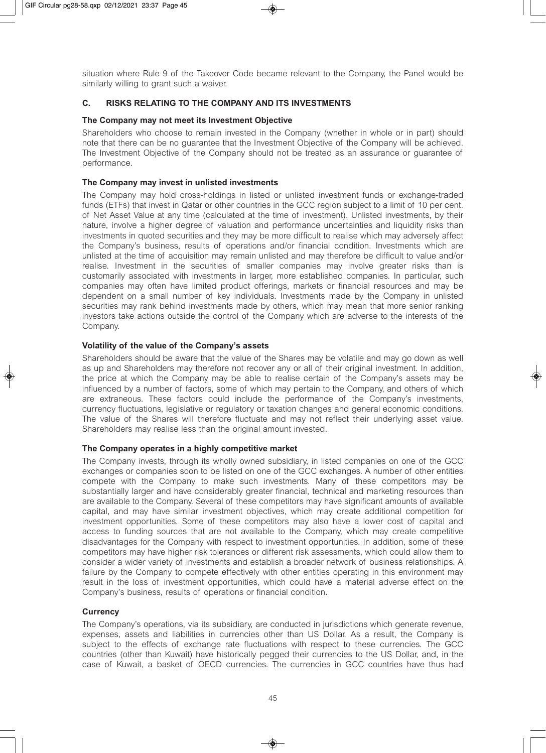situation where Rule 9 of the Takeover Code became relevant to the Company, the Panel would be similarly willing to grant such a waiver.

## C. RISKS RELATING TO THE COMPANY AND ITS INVESTMENTS

**The Company may not meet its Investment Objective**

Shareholders who choose to remain invested in the Company (whether in whole or in part) should note that there can be no guarantee that the Investment Objective of the Company will be achieved. The Investment Objective of the Company should not be treated as an assurance or guarantee of performance.

**The Company may invest in unlisted investments**

The Company may hold cross-holdings in listed or unlisted investment funds or exchange-traded funds (ETFs) that invest in Qatar or other countries in the GCC region subject to a limit of 10 per cent. of Net Asset Value at any time (calculated at the time of investment). Unlisted investments, by their nature, involve a higher degree of valuation and performance uncertainties and liquidity risks than investments in quoted securities and they may be more difficult to realise which may adversely affect the Company's business, results of operations and/or financial condition. Investments which are unlisted at the time of acquisition may remain unlisted and may therefore be difficult to value and/or realise. Investment in the securities of smaller companies may involve greater risks than is customarily associated with investments in larger, more established companies. In particular, such companies may often have limited product offerings, markets or financial resources and may be dependent on a small number of key individuals. Investments made by the Company in unlisted securities may rank behind investments made by others, which may mean that more senior ranking investors take actions outside the control of the Company which are adverse to the interests of the Company.

**Volatility of the value of the Company's assets**

Shareholders should be aware that the value of the Shares may be volatile and may go down as well as up and Shareholders may therefore not recover any or all of their original investment. In addition, the price at which the Company may be able to realise certain of the Company's assets may be influenced by a number of factors, some of which may pertain to the Company, and others of which are extraneous. These factors could include the performance of the Company's investments, currency fluctuations, legislative or regulatory or taxation changes and general economic conditions. The value of the Shares will therefore fluctuate and may not reflect their underlying asset value. Shareholders may realise less than the original amount invested.

**The Company operates in a highly competitive market**

The Company invests, through its wholly owned subsidiary, in listed companies on one of the GCC exchanges or companies soon to be listed on one of the GCC exchanges. A number of other entities compete with the Company to make such investments. Many of these competitors may be substantially larger and have considerably greater financial, technical and marketing resources than are available to the Company. Several of these competitors may have significant amounts of available capital, and may have similar investment objectives, which may create additional competition for investment opportunities. Some of these competitors may also have a lower cost of capital and access to funding sources that are not available to the Company, which may create competitive disadvantages for the Company with respect to investment opportunities. In addition, some of these competitors may have higher risk tolerances or different risk assessments, which could allow them to consider a wider variety of investments and establish a broader network of business relationships. A failure by the Company to compete effectively with other entities operating in this environment may result in the loss of investment opportunities, which could have a material adverse effect on the Company's business, results of operations or financial condition.

**Currency**

The Company's operations, via its subsidiary, are conducted in jurisdictions which generate revenue, expenses, assets and liabilities in currencies other than US Dollar. As a result, the Company is subject to the effects of exchange rate fluctuations with respect to these currencies. The GCC countries (other than Kuwait) have historically pegged their currencies to the US Dollar, and, in the case of Kuwait, a basket of OECD currencies. The currencies in GCC countries have thus had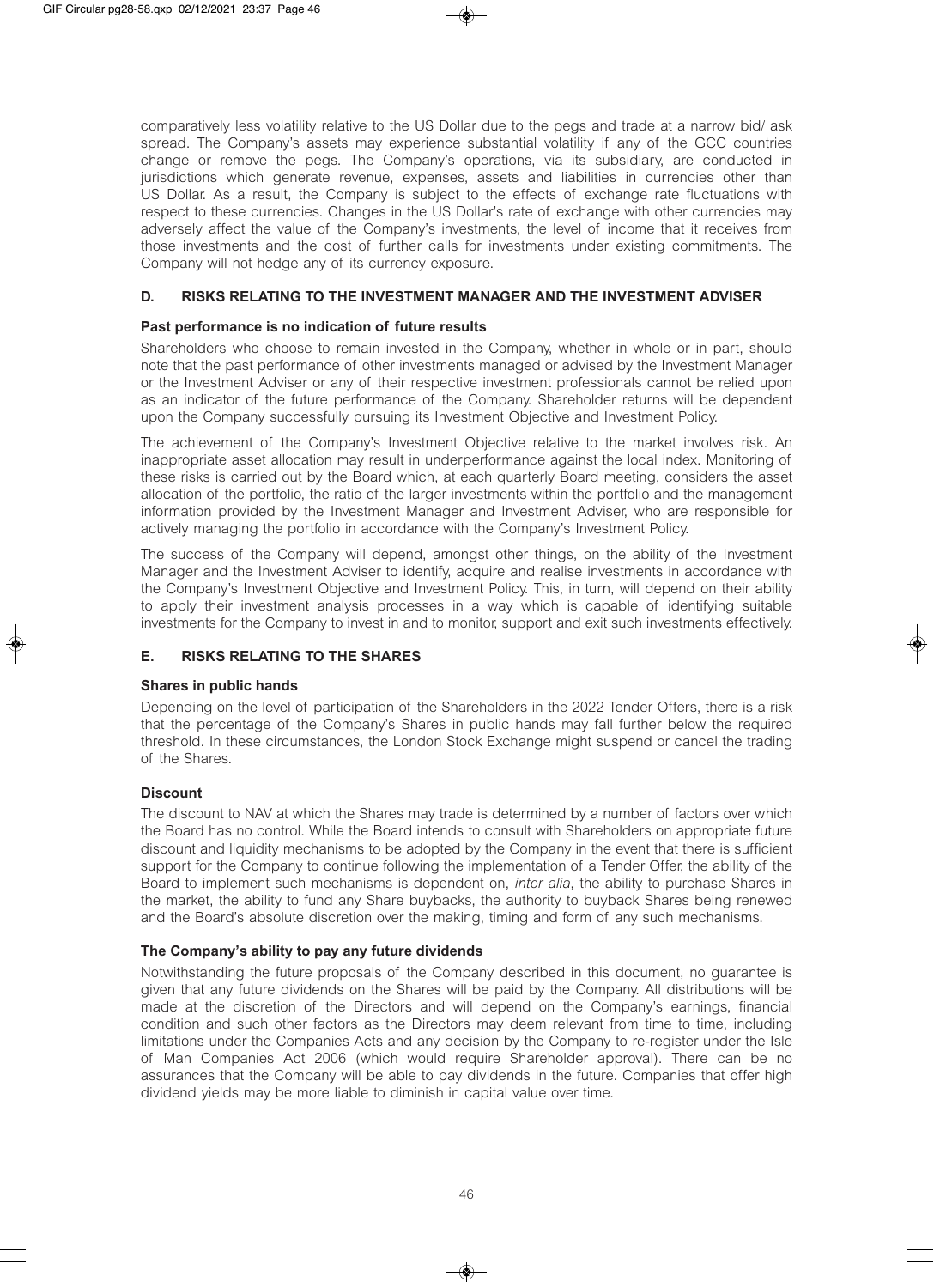comparatively less volatility relative to the US Dollar due to the pegs and trade at a narrow bid/ ask spread. The Company's assets may experience substantial volatility if any of the GCC countries change or remove the pegs. The Company's operations, via its subsidiary, are conducted in jurisdictions which generate revenue, expenses, assets and liabilities in currencies other than US Dollar. As a result, the Company is subject to the effects of exchange rate fluctuations with respect to these currencies. Changes in the US Dollar's rate of exchange with other currencies may adversely affect the value of the Company's investments, the level of income that it receives from those investments and the cost of further calls for investments under existing commitments. The Company will not hedge any of its currency exposure.

## D. RISKS RELATING TO THE INVESTMENT MANAGER AND THE INVESTMENT ADVISER

**Past performance is no indication of future results**

Shareholders who choose to remain invested in the Company, whether in whole or in part, should note that the past performance of other investments managed or advised by the Investment Manager or the Investment Adviser or any of their respective investment professionals cannot be relied upon as an indicator of the future performance of the Company. Shareholder returns will be dependent upon the Company successfully pursuing its Investment Objective and Investment Policy.

The achievement of the Company's Investment Objective relative to the market involves risk. An inappropriate asset allocation may result in underperformance against the local index. Monitoring of these risks is carried out by the Board which, at each quarterly Board meeting, considers the asset allocation of the portfolio, the ratio of the larger investments within the portfolio and the management information provided by the Investment Manager and Investment Adviser, who are responsible for actively managing the portfolio in accordance with the Company's Investment Policy.

The success of the Company will depend, amongst other things, on the ability of the Investment Manager and the Investment Adviser to identify, acquire and realise investments in accordance with the Company's Investment Objective and Investment Policy. This, in turn, will depend on their ability to apply their investment analysis processes in a way which is capable of identifying suitable investments for the Company to invest in and to monitor, support and exit such investments effectively.

## E. RISKS RELATING TO THE SHARES

**Shares in public hands**

Depending on the level of participation of the Shareholders in the 2022 Tender Offers, there is a risk that the percentage of the Company's Shares in public hands may fall further below the required threshold. In these circumstances, the London Stock Exchange might suspend or cancel the trading of the Shares.

**Discount**

The discount to NAV at which the Shares may trade is determined by a number of factors over which the Board has no control. While the Board intends to consult with Shareholders on appropriate future discount and liquidity mechanisms to be adopted by the Company in the event that there is sufficient support for the Company to continue following the implementation of a Tender Offer, the ability of the Board to implement such mechanisms is dependent on, *inter alia*, the ability to purchase Shares in the market, the ability to fund any Share buybacks, the authority to buyback Shares being renewed and the Board's absolute discretion over the making, timing and form of any such mechanisms.

**The Company's ability to pay any future dividends**

Notwithstanding the future proposals of the Company described in this document, no guarantee is given that any future dividends on the Shares will be paid by the Company. All distributions will be made at the discretion of the Directors and will depend on the Company's earnings, financial condition and such other factors as the Directors may deem relevant from time to time, including limitations under the Companies Acts and any decision by the Company to re-register under the Isle of Man Companies Act 2006 (which would require Shareholder approval). There can be no assurances that the Company will be able to pay dividends in the future. Companies that offer high dividend yields may be more liable to diminish in capital value over time.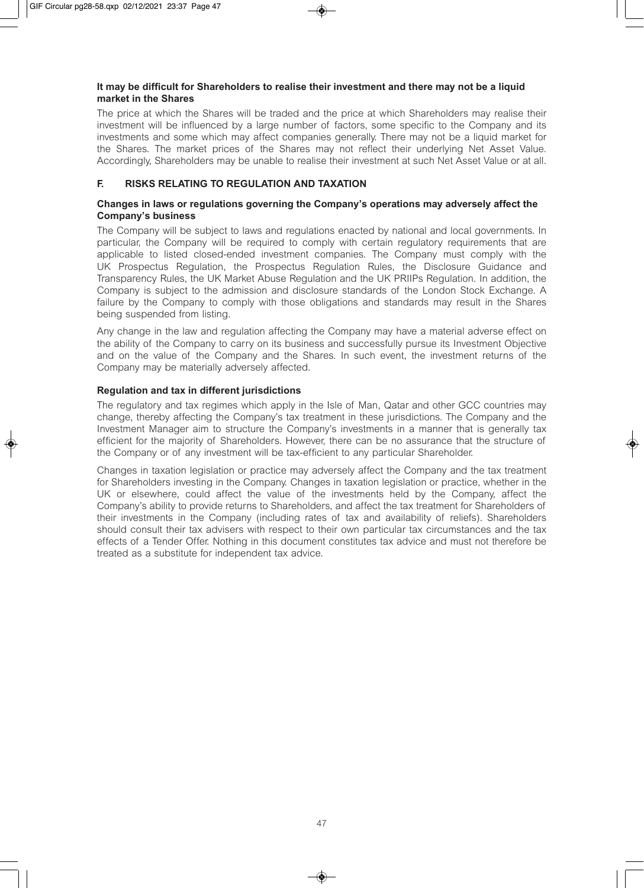**It may be difficult for Shareholders to realise their investment and there may not be a liquid market in the Shares**

The price at which the Shares will be traded and the price at which Shareholders may realise their investment will be influenced by a large number of factors, some specific to the Company and its investments and some which may affect companies generally. There may not be a liquid market for the Shares. The market prices of the Shares may not reflect their underlying Net Asset Value. Accordingly, Shareholders may be unable to realise their investment at such Net Asset Value or at all.

## F. RISKS RELATING TO REGULATION AND TAXATION

**Changes in laws or regulations governing the Company's operations may adversely affect the Company's business**

The Company will be subject to laws and regulations enacted by national and local governments. In particular, the Company will be required to comply with certain regulatory requirements that are applicable to listed closed-ended investment companies. The Company must comply with the UK Prospectus Regulation, the Prospectus Regulation Rules, the Disclosure Guidance and Transparency Rules, the UK Market Abuse Regulation and the UK PRIIPs Regulation. In addition, the Company is subject to the admission and disclosure standards of the London Stock Exchange. A failure by the Company to comply with those obligations and standards may result in the Shares being suspended from listing.

Any change in the law and regulation affecting the Company may have a material adverse effect on the ability of the Company to carry on its business and successfully pursue its Investment Objective and on the value of the Company and the Shares. In such event, the investment returns of the Company may be materially adversely affected.

**Regulation and tax in different jurisdictions**

The regulatory and tax regimes which apply in the Isle of Man, Qatar and other GCC countries may change, thereby affecting the Company's tax treatment in these jurisdictions. The Company and the Investment Manager aim to structure the Company's investments in a manner that is generally tax efficient for the majority of Shareholders. However, there can be no assurance that the structure of the Company or of any investment will be tax-efficient to any particular Shareholder.

Changes in taxation legislation or practice may adversely affect the Company and the tax treatment for Shareholders investing in the Company. Changes in taxation legislation or practice, whether in the UK or elsewhere, could affect the value of the investments held by the Company, affect the Company's ability to provide returns to Shareholders, and affect the tax treatment for Shareholders of their investments in the Company (including rates of tax and availability of reliefs). Shareholders should consult their tax advisers with respect to their own particular tax circumstances and the tax effects of a Tender Offer. Nothing in this document constitutes tax advice and must not therefore be treated as a substitute for independent tax advice.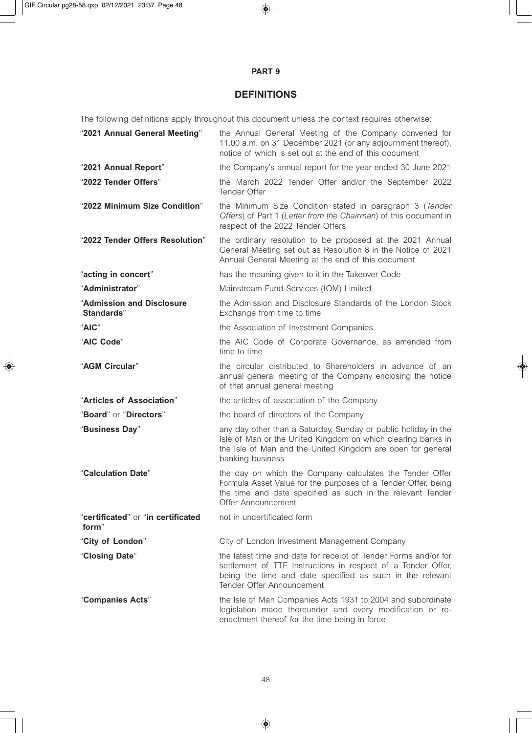# PART 9

## DEFINITIONS

The following definitions apply throughout this document unless the context requires otherwise:

| Term | Definition |
|---|---|
| "**2021 Annual General Meeting**" | the Annual General Meeting of the Company convened for 11.00 a.m. on 31 December 2021 (or any adjournment thereof), notice of which is set out at the end of this document |
| "**2021 Annual Report**" | the Company's annual report for the year ended 30 June 2021 |
| "**2022 Tender Offers**" | the March 2022 Tender Offer and/or the September 2022 Tender Offer |
| "**2022 Minimum Size Condition**" | the Minimum Size Condition stated in paragraph 3 (*Tender Offers*) of Part 1 (*Letter from the Chairman*) of this document in respect of the 2022 Tender Offers |
| "**2022 Tender Offers Resolution**" | the ordinary resolution to be proposed at the 2021 Annual General Meeting set out as Resolution 8 in the Notice of 2021 Annual General Meeting at the end of this document |
| "**acting in concert**" | has the meaning given to it in the Takeover Code |
| "**Administrator**" | Mainstream Fund Services (IOM) Limited |
| "**Admission and Disclosure Standards**" | the Admission and Disclosure Standards of the London Stock Exchange from time to time |
| "**AIC**" | the Association of Investment Companies |
| "**AIC Code**" | the AIC Code of Corporate Governance, as amended from time to time |
| "**AGM Circular**" | the circular distributed to Shareholders in advance of an annual general meeting of the Company enclosing the notice of that annual general meeting |
| "**Articles of Association**" | the articles of association of the Company |
| "**Board**" or "**Directors**" | the board of directors of the Company |
| "**Business Day**" | any day other than a Saturday, Sunday or public holiday in the Isle of Man or the United Kingdom on which clearing banks in the Isle of Man and the United Kingdom are open for general banking business |
| "**Calculation Date**" | the day on which the Company calculates the Tender Offer Formula Asset Value for the purposes of a Tender Offer, being the time and date specified as such in the relevant Tender Offer Announcement |
| "**certificated**" or "**in certificated form**" | not in uncertificated form |
| "**City of London**" | City of London Investment Management Company |
| "**Closing Date**" | the latest time and date for receipt of Tender Forms and/or for settlement of TTE Instructions in respect of a Tender Offer, being the time and date specified as such in the relevant Tender Offer Announcement |
| "**Companies Acts**" | the Isle of Man Companies Acts 1931 to 2004 and subordinate legislation made thereunder and every modification or re-enactment thereof for the time being in force |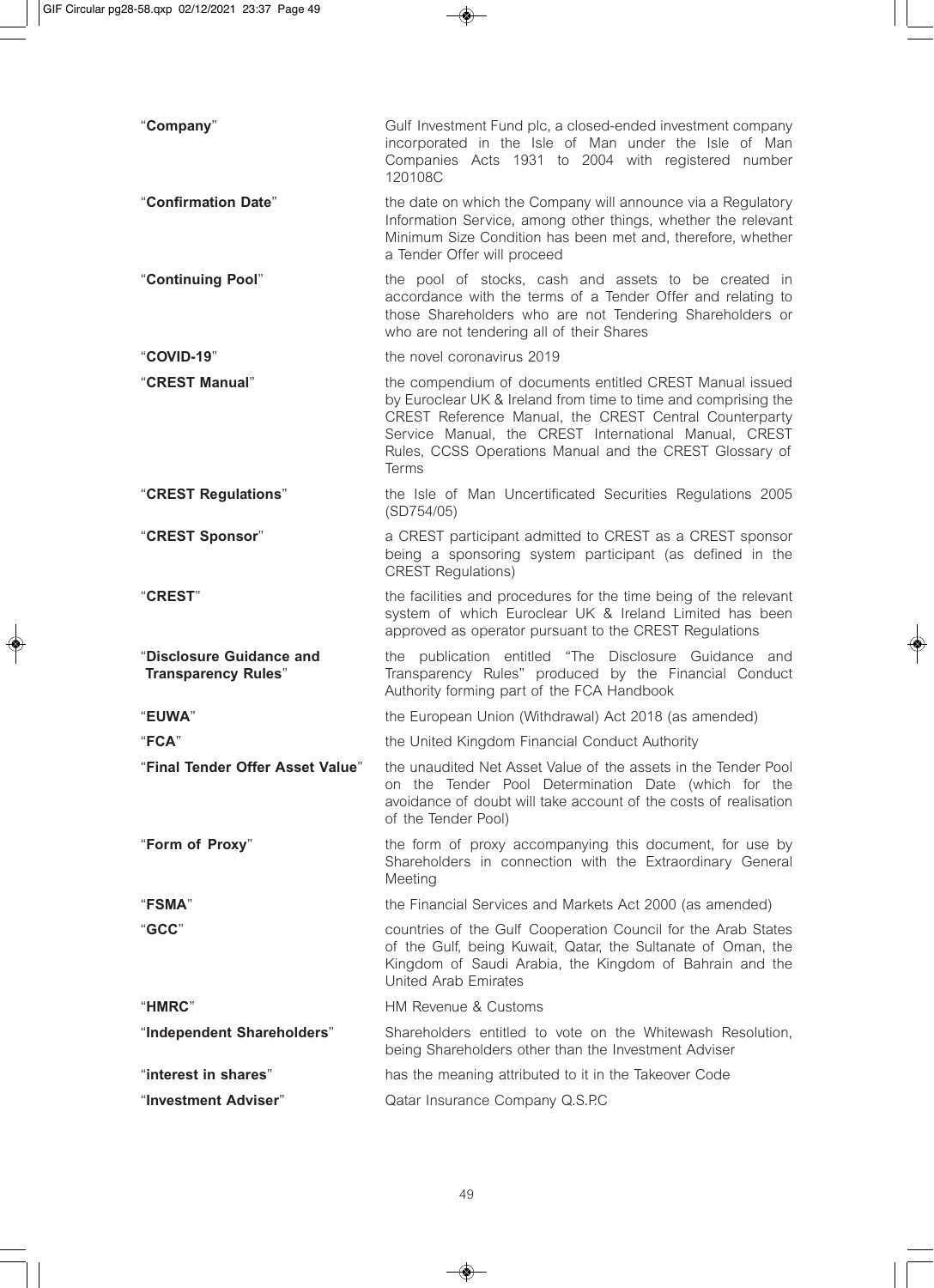| | |
|---|---|
| "**Company**" | Gulf Investment Fund plc, a closed-ended investment company incorporated in the Isle of Man under the Isle of Man Companies Acts 1931 to 2004 with registered number 120108C |
| "**Confirmation Date**" | the date on which the Company will announce via a Regulatory Information Service, among other things, whether the relevant Minimum Size Condition has been met and, therefore, whether a Tender Offer will proceed |
| "**Continuing Pool**" | the pool of stocks, cash and assets to be created in accordance with the terms of a Tender Offer and relating to those Shareholders who are not Tendering Shareholders or who are not tendering all of their Shares |
| "**COVID-19**" | the novel coronavirus 2019 |
| "**CREST Manual**" | the compendium of documents entitled CREST Manual issued by Euroclear UK & Ireland from time to time and comprising the CREST Reference Manual, the CREST Central Counterparty Service Manual, the CREST International Manual, CREST Rules, CCSS Operations Manual and the CREST Glossary of Terms |
| "**CREST Regulations**" | the Isle of Man Uncertificated Securities Regulations 2005 (SD754/05) |
| "**CREST Sponsor**" | a CREST participant admitted to CREST as a CREST sponsor being a sponsoring system participant (as defined in the CREST Regulations) |
| "**CREST**" | the facilities and procedures for the time being of the relevant system of which Euroclear UK & Ireland Limited has been approved as operator pursuant to the CREST Regulations |
| "**Disclosure Guidance and Transparency Rules**" | the publication entitled "The Disclosure Guidance and Transparency Rules" produced by the Financial Conduct Authority forming part of the FCA Handbook |
| "**EUWA**" | the European Union (Withdrawal) Act 2018 (as amended) |
| "**FCA**" | the United Kingdom Financial Conduct Authority |
| "**Final Tender Offer Asset Value**" | the unaudited Net Asset Value of the assets in the Tender Pool on the Tender Pool Determination Date (which for the avoidance of doubt will take account of the costs of realisation of the Tender Pool) |
| "**Form of Proxy**" | the form of proxy accompanying this document, for use by Shareholders in connection with the Extraordinary General Meeting |
| "**FSMA**" | the Financial Services and Markets Act 2000 (as amended) |
| "**GCC**" | countries of the Gulf Cooperation Council for the Arab States of the Gulf, being Kuwait, Qatar, the Sultanate of Oman, the Kingdom of Saudi Arabia, the Kingdom of Bahrain and the United Arab Emirates |
| "**HMRC**" | HM Revenue & Customs |
| "**Independent Shareholders**" | Shareholders entitled to vote on the Whitewash Resolution, being Shareholders other than the Investment Adviser |
| "**interest in shares**" | has the meaning attributed to it in the Takeover Code |
| "**Investment Adviser**" | Qatar Insurance Company Q.S.P.C |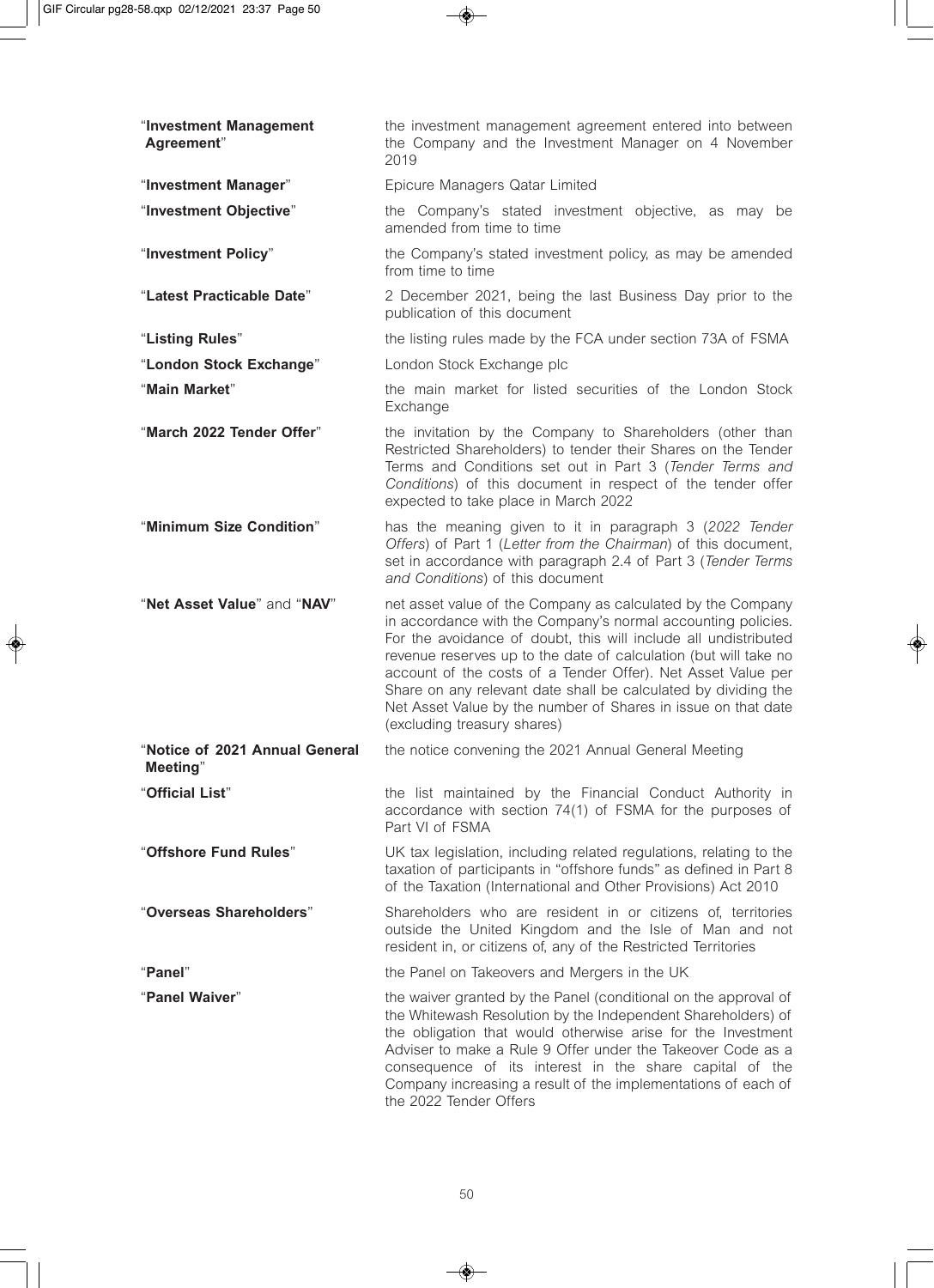| | |
|---|---|
| "**Investment Management Agreement**" | the investment management agreement entered into between the Company and the Investment Manager on 4 November 2019 |
| "**Investment Manager**" | Epicure Managers Qatar Limited |
| "**Investment Objective**" | the Company's stated investment objective, as may be amended from time to time |
| "**Investment Policy**" | the Company's stated investment policy, as may be amended from time to time |
| "**Latest Practicable Date**" | 2 December 2021, being the last Business Day prior to the publication of this document |
| "**Listing Rules**" | the listing rules made by the FCA under section 73A of FSMA |
| "**London Stock Exchange**" | London Stock Exchange plc |
| "**Main Market**" | the main market for listed securities of the London Stock Exchange |
| "**March 2022 Tender Offer**" | the invitation by the Company to Shareholders (other than Restricted Shareholders) to tender their Shares on the Tender Terms and Conditions set out in Part 3 (*Tender Terms and Conditions*) of this document in respect of the tender offer expected to take place in March 2022 |
| "**Minimum Size Condition**" | has the meaning given to it in paragraph 3 (*2022 Tender Offers*) of Part 1 (*Letter from the Chairman*) of this document, set in accordance with paragraph 2.4 of Part 3 (*Tender Terms and Conditions*) of this document |
| "**Net Asset Value**" and "**NAV**" | net asset value of the Company as calculated by the Company in accordance with the Company's normal accounting policies. For the avoidance of doubt, this will include all undistributed revenue reserves up to the date of calculation (but will take no account of the costs of a Tender Offer). Net Asset Value per Share on any relevant date shall be calculated by dividing the Net Asset Value by the number of Shares in issue on that date (excluding treasury shares) |
| "**Notice of 2021 Annual General Meeting**" | the notice convening the 2021 Annual General Meeting |
| "**Official List**" | the list maintained by the Financial Conduct Authority in accordance with section 74(1) of FSMA for the purposes of Part VI of FSMA |
| "**Offshore Fund Rules**" | UK tax legislation, including related regulations, relating to the taxation of participants in "offshore funds" as defined in Part 8 of the Taxation (International and Other Provisions) Act 2010 |
| "**Overseas Shareholders**" | Shareholders who are resident in or citizens of, territories outside the United Kingdom and the Isle of Man and not resident in, or citizens of, any of the Restricted Territories |
| "**Panel**" | the Panel on Takeovers and Mergers in the UK |
| "**Panel Waiver**" | the waiver granted by the Panel (conditional on the approval of the Whitewash Resolution by the Independent Shareholders) of the obligation that would otherwise arise for the Investment Adviser to make a Rule 9 Offer under the Takeover Code as a consequence of its interest in the share capital of the Company increasing a result of the implementations of each of the 2022 Tender Offers |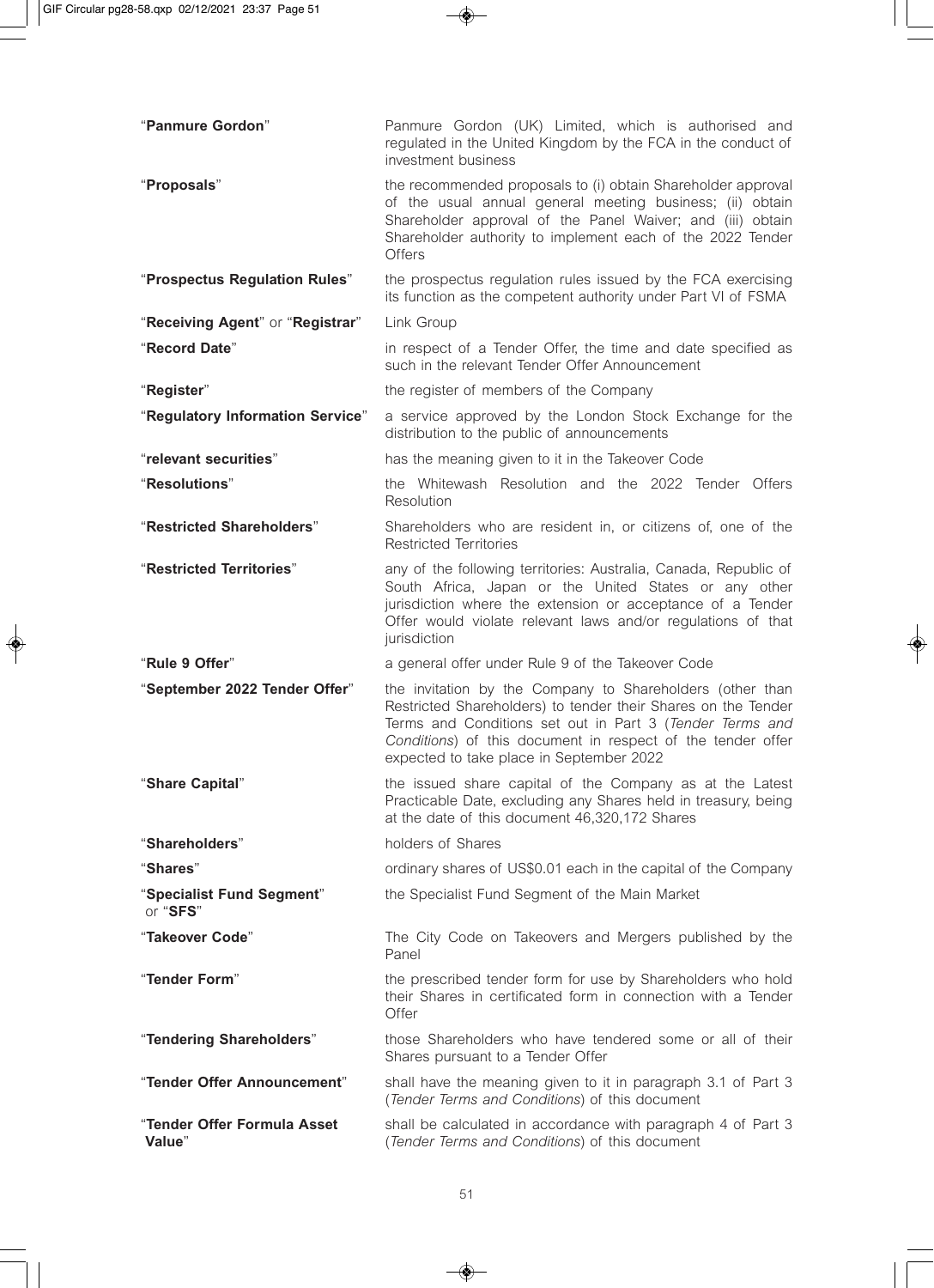| | |
|---|---|
| "**Panmure Gordon**" | Panmure Gordon (UK) Limited, which is authorised and regulated in the United Kingdom by the FCA in the conduct of investment business |
| "**Proposals**" | the recommended proposals to (i) obtain Shareholder approval of the usual annual general meeting business; (ii) obtain Shareholder approval of the Panel Waiver; and (iii) obtain Shareholder authority to implement each of the 2022 Tender Offers |
| "**Prospectus Regulation Rules**" | the prospectus regulation rules issued by the FCA exercising its function as the competent authority under Part VI of FSMA |
| "**Receiving Agent**" or "**Registrar**" | Link Group |
| "**Record Date**" | in respect of a Tender Offer, the time and date specified as such in the relevant Tender Offer Announcement |
| "**Register**" | the register of members of the Company |
| "**Regulatory Information Service**" | a service approved by the London Stock Exchange for the distribution to the public of announcements |
| "**relevant securities**" | has the meaning given to it in the Takeover Code |
| "**Resolutions**" | the Whitewash Resolution and the 2022 Tender Offers Resolution |
| "**Restricted Shareholders**" | Shareholders who are resident in, or citizens of, one of the Restricted Territories |
| "**Restricted Territories**" | any of the following territories: Australia, Canada, Republic of South Africa, Japan or the United States or any other jurisdiction where the extension or acceptance of a Tender Offer would violate relevant laws and/or regulations of that jurisdiction |
| "**Rule 9 Offer**" | a general offer under Rule 9 of the Takeover Code |
| "**September 2022 Tender Offer**" | the invitation by the Company to Shareholders (other than Restricted Shareholders) to tender their Shares on the Tender Terms and Conditions set out in Part 3 (*Tender Terms and Conditions*) of this document in respect of the tender offer expected to take place in September 2022 |
| "**Share Capital**" | the issued share capital of the Company as at the Latest Practicable Date, excluding any Shares held in treasury, being at the date of this document 46,320,172 Shares |
| "**Shareholders**" | holders of Shares |
| "**Shares**" | ordinary shares of US$0.01 each in the capital of the Company |
| "**Specialist Fund Segment**" or "**SFS**" | the Specialist Fund Segment of the Main Market |
| "**Takeover Code**" | The City Code on Takeovers and Mergers published by the Panel |
| "**Tender Form**" | the prescribed tender form for use by Shareholders who hold their Shares in certificated form in connection with a Tender Offer |
| "**Tendering Shareholders**" | those Shareholders who have tendered some or all of their Shares pursuant to a Tender Offer |
| "**Tender Offer Announcement**" | shall have the meaning given to it in paragraph 3.1 of Part 3 (*Tender Terms and Conditions*) of this document |
| "**Tender Offer Formula Asset Value**" | shall be calculated in accordance with paragraph 4 of Part 3 (*Tender Terms and Conditions*) of this document |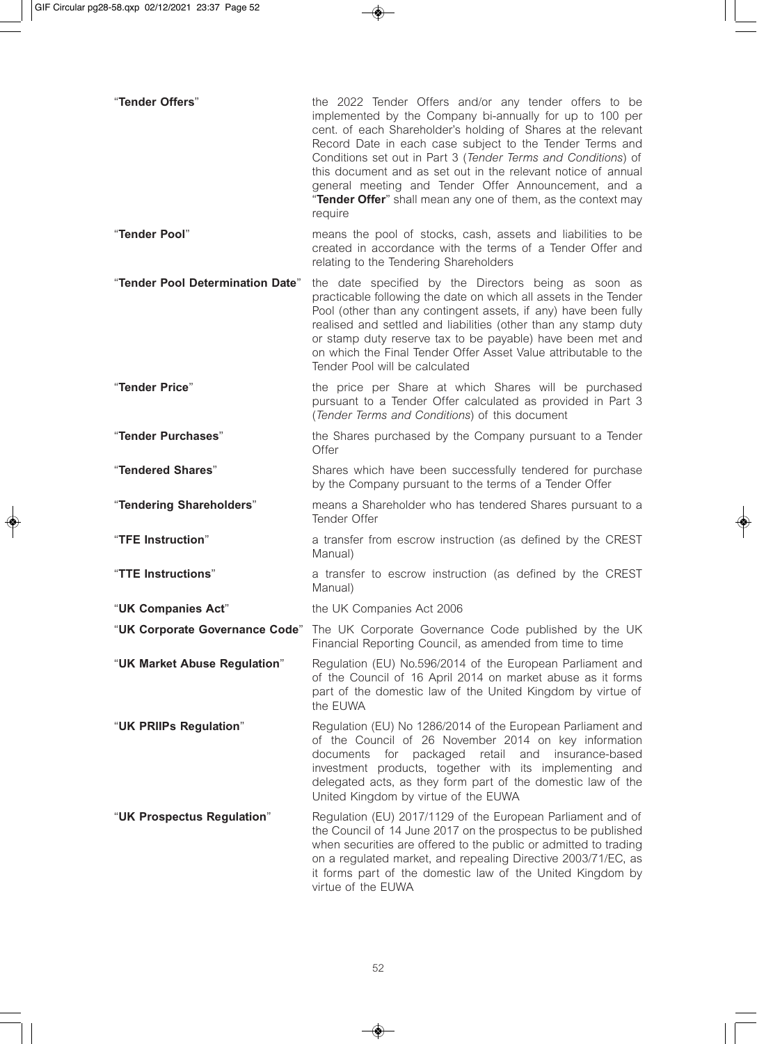| | |
|---|---|
| "**Tender Offers**" | the 2022 Tender Offers and/or any tender offers to be implemented by the Company bi-annually for up to 100 per cent. of each Shareholder's holding of Shares at the relevant Record Date in each case subject to the Tender Terms and Conditions set out in Part 3 (*Tender Terms and Conditions*) of this document and as set out in the relevant notice of annual general meeting and Tender Offer Announcement, and a "**Tender Offer**" shall mean any one of them, as the context may require |
| "**Tender Pool**" | means the pool of stocks, cash, assets and liabilities to be created in accordance with the terms of a Tender Offer and relating to the Tendering Shareholders |
| "**Tender Pool Determination Date**" | the date specified by the Directors being as soon as practicable following the date on which all assets in the Tender Pool (other than any contingent assets, if any) have been fully realised and settled and liabilities (other than any stamp duty or stamp duty reserve tax to be payable) have been met and on which the Final Tender Offer Asset Value attributable to the Tender Pool will be calculated |
| "**Tender Price**" | the price per Share at which Shares will be purchased pursuant to a Tender Offer calculated as provided in Part 3 (*Tender Terms and Conditions*) of this document |
| "**Tender Purchases**" | the Shares purchased by the Company pursuant to a Tender Offer |
| "**Tendered Shares**" | Shares which have been successfully tendered for purchase by the Company pursuant to the terms of a Tender Offer |
| "**Tendering Shareholders**" | means a Shareholder who has tendered Shares pursuant to a Tender Offer |
| "**TFE Instruction**" | a transfer from escrow instruction (as defined by the CREST Manual) |
| "**TTE Instructions**" | a transfer to escrow instruction (as defined by the CREST Manual) |
| "**UK Companies Act**" | the UK Companies Act 2006 |
| "**UK Corporate Governance Code**" | The UK Corporate Governance Code published by the UK Financial Reporting Council, as amended from time to time |
| "**UK Market Abuse Regulation**" | Regulation (EU) No.596/2014 of the European Parliament and of the Council of 16 April 2014 on market abuse as it forms part of the domestic law of the United Kingdom by virtue of the EUWA |
| "**UK PRIIPs Regulation**" | Regulation (EU) No 1286/2014 of the European Parliament and of the Council of 26 November 2014 on key information documents for packaged retail and insurance-based investment products, together with its implementing and delegated acts, as they form part of the domestic law of the United Kingdom by virtue of the EUWA |
| "**UK Prospectus Regulation**" | Regulation (EU) 2017/1129 of the European Parliament and of the Council of 14 June 2017 on the prospectus to be published when securities are offered to the public or admitted to trading on a regulated market, and repealing Directive 2003/71/EC, as it forms part of the domestic law of the United Kingdom by virtue of the EUWA |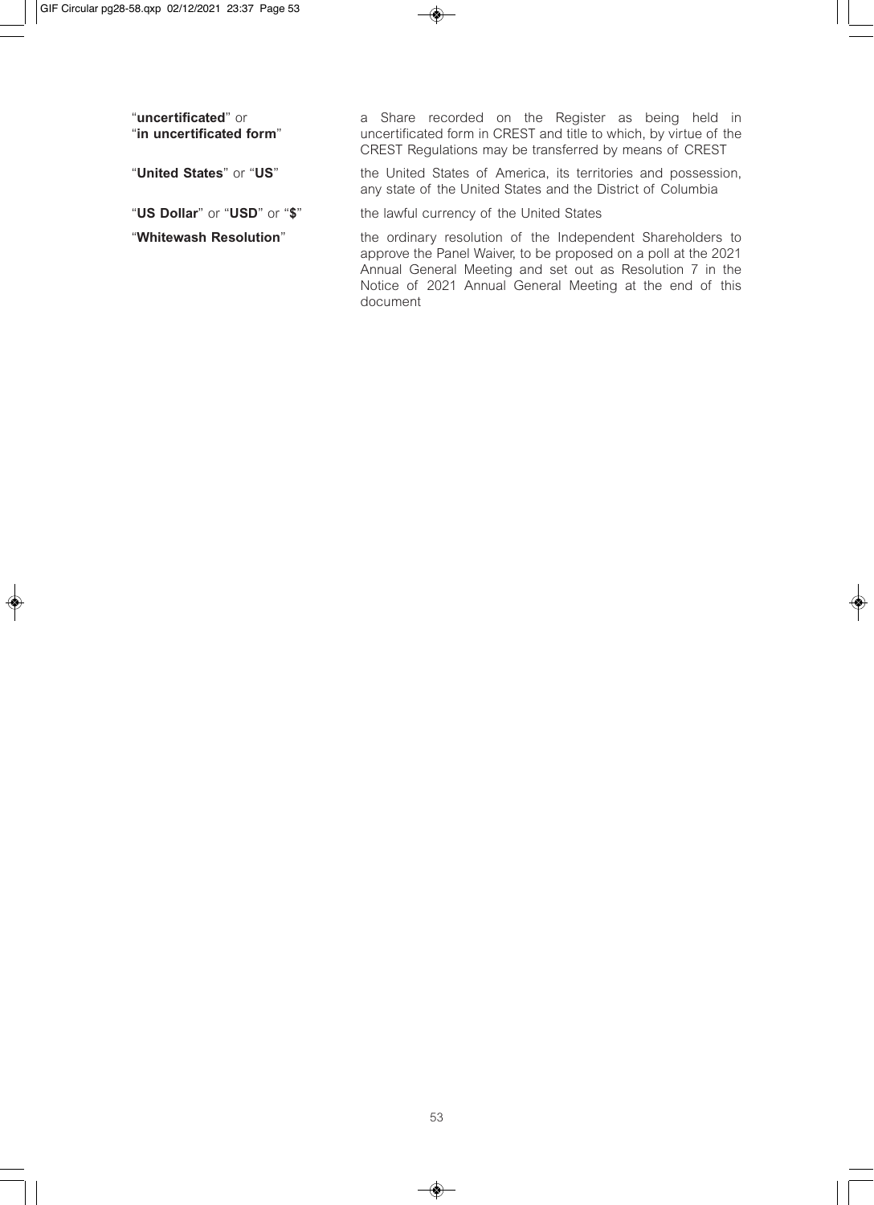| | |
|---|---|
| "**uncertificated**" or "**in uncertificated form**" | a Share recorded on the Register as being held in uncertificated form in CREST and title to which, by virtue of the CREST Regulations may be transferred by means of CREST |
| "**United States**" or "**US**" | the United States of America, its territories and possession, any state of the United States and the District of Columbia |
| "**US Dollar**" or "**USD**" or "**$**" | the lawful currency of the United States |
| "**Whitewash Resolution**" | the ordinary resolution of the Independent Shareholders to approve the Panel Waiver, to be proposed on a poll at the 2021 Annual General Meeting and set out as Resolution 7 in the Notice of 2021 Annual General Meeting at the end of this document |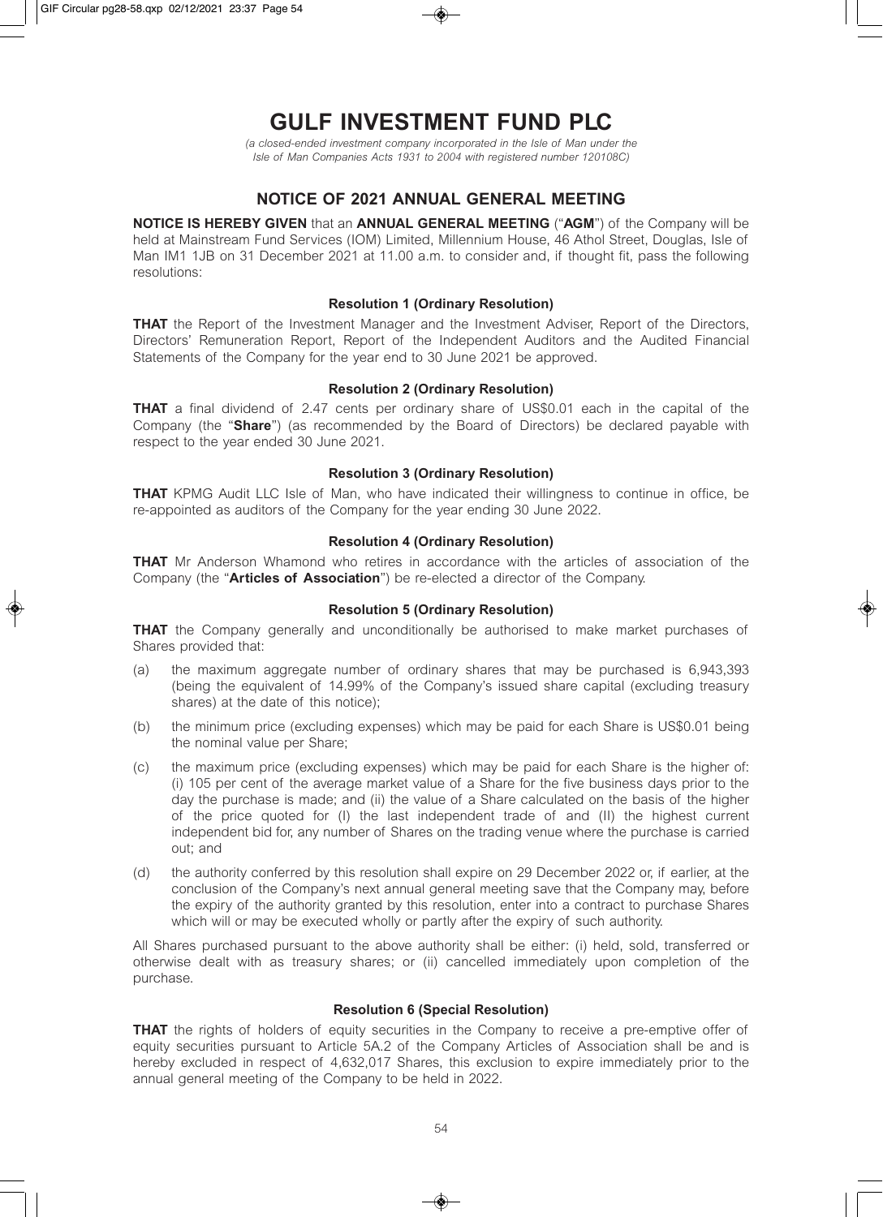# GULF INVESTMENT FUND PLC

*(a closed-ended investment company incorporated in the Isle of Man under the Isle of Man Companies Acts 1931 to 2004 with registered number 120108C)*

## NOTICE OF 2021 ANNUAL GENERAL MEETING

**NOTICE IS HEREBY GIVEN** that an **ANNUAL GENERAL MEETING** ("**AGM**") of the Company will be held at Mainstream Fund Services (IOM) Limited, Millennium House, 46 Athol Street, Douglas, Isle of Man IM1 1JB on 31 December 2021 at 11.00 a.m. to consider and, if thought fit, pass the following resolutions:

**Resolution 1 (Ordinary Resolution)**

**THAT** the Report of the Investment Manager and the Investment Adviser, Report of the Directors, Directors' Remuneration Report, Report of the Independent Auditors and the Audited Financial Statements of the Company for the year end to 30 June 2021 be approved.

**Resolution 2 (Ordinary Resolution)**

**THAT** a final dividend of 2.47 cents per ordinary share of US$0.01 each in the capital of the Company (the "**Share**") (as recommended by the Board of Directors) be declared payable with respect to the year ended 30 June 2021.

**Resolution 3 (Ordinary Resolution)**

**THAT** KPMG Audit LLC Isle of Man, who have indicated their willingness to continue in office, be re-appointed as auditors of the Company for the year ending 30 June 2022.

**Resolution 4 (Ordinary Resolution)**

**THAT** Mr Anderson Whamond who retires in accordance with the articles of association of the Company (the "**Articles of Association**") be re-elected a director of the Company.

**Resolution 5 (Ordinary Resolution)**

**THAT** the Company generally and unconditionally be authorised to make market purchases of Shares provided that:

(a) the maximum aggregate number of ordinary shares that may be purchased is 6,943,393 (being the equivalent of 14.99% of the Company's issued share capital (excluding treasury shares) at the date of this notice);

(b) the minimum price (excluding expenses) which may be paid for each Share is US$0.01 being the nominal value per Share;

(c) the maximum price (excluding expenses) which may be paid for each Share is the higher of: (i) 105 per cent of the average market value of a Share for the five business days prior to the day the purchase is made; and (ii) the value of a Share calculated on the basis of the higher of the price quoted for (I) the last independent trade of and (II) the highest current independent bid for, any number of Shares on the trading venue where the purchase is carried out; and

(d) the authority conferred by this resolution shall expire on 29 December 2022 or, if earlier, at the conclusion of the Company's next annual general meeting save that the Company may, before the expiry of the authority granted by this resolution, enter into a contract to purchase Shares which will or may be executed wholly or partly after the expiry of such authority.

All Shares purchased pursuant to the above authority shall be either: (i) held, sold, transferred or otherwise dealt with as treasury shares; or (ii) cancelled immediately upon completion of the purchase.

**Resolution 6 (Special Resolution)**

**THAT** the rights of holders of equity securities in the Company to receive a pre-emptive offer of equity securities pursuant to Article 5A.2 of the Company Articles of Association shall be and is hereby excluded in respect of 4,632,017 Shares, this exclusion to expire immediately prior to the annual general meeting of the Company to be held in 2022.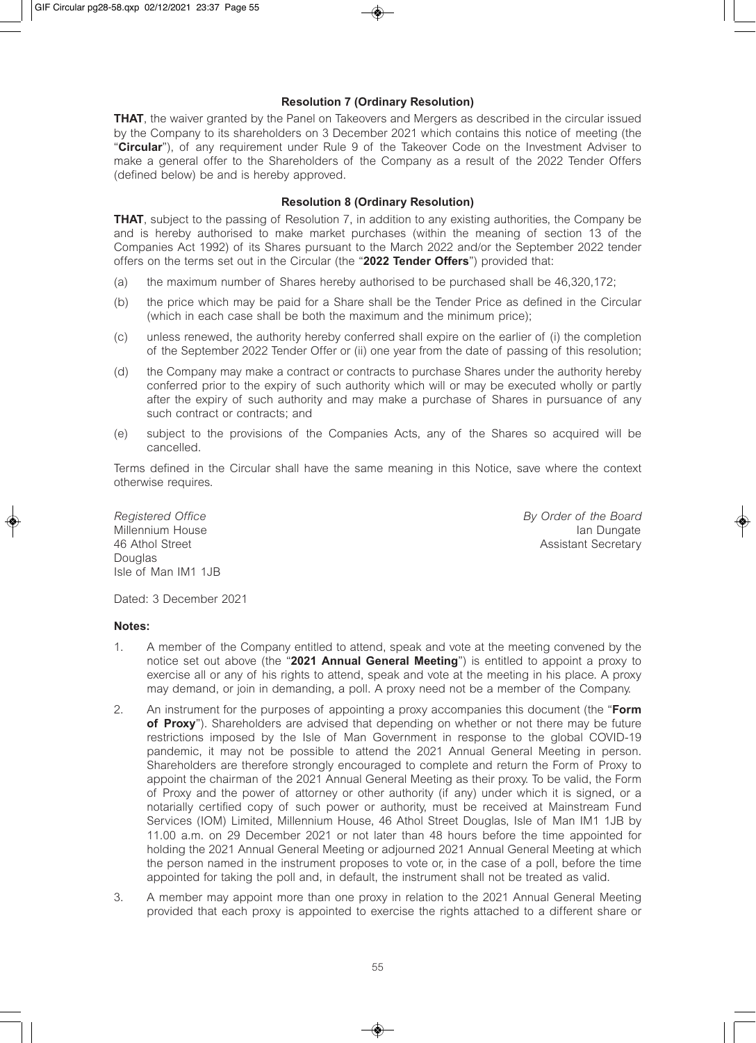**Resolution 7 (Ordinary Resolution)**

**THAT**, the waiver granted by the Panel on Takeovers and Mergers as described in the circular issued by the Company to its shareholders on 3 December 2021 which contains this notice of meeting (the "**Circular**"), of any requirement under Rule 9 of the Takeover Code on the Investment Adviser to make a general offer to the Shareholders of the Company as a result of the 2022 Tender Offers (defined below) be and is hereby approved.

**Resolution 8 (Ordinary Resolution)**

**THAT**, subject to the passing of Resolution 7, in addition to any existing authorities, the Company be and is hereby authorised to make market purchases (within the meaning of section 13 of the Companies Act 1992) of its Shares pursuant to the March 2022 and/or the September 2022 tender offers on the terms set out in the Circular (the "**2022 Tender Offers**") provided that:

(a) the maximum number of Shares hereby authorised to be purchased shall be 46,320,172;

(b) the price which may be paid for a Share shall be the Tender Price as defined in the Circular (which in each case shall be both the maximum and the minimum price);

(c) unless renewed, the authority hereby conferred shall expire on the earlier of (i) the completion of the September 2022 Tender Offer or (ii) one year from the date of passing of this resolution;

(d) the Company may make a contract or contracts to purchase Shares under the authority hereby conferred prior to the expiry of such authority which will or may be executed wholly or partly after the expiry of such authority and may make a purchase of Shares in pursuance of any such contract or contracts; and

(e) subject to the provisions of the Companies Acts, any of the Shares so acquired will be cancelled.

Terms defined in the Circular shall have the same meaning in this Notice, save where the context otherwise requires.

*Registered Office*
Millennium House
46 Athol Street
Douglas
Isle of Man IM1 1JB

*By Order of the Board*
Ian Dungate
Assistant Secretary

Dated: 3 December 2021

**Notes:**

1. A member of the Company entitled to attend, speak and vote at the meeting convened by the notice set out above (the "**2021 Annual General Meeting**") is entitled to appoint a proxy to exercise all or any of his rights to attend, speak and vote at the meeting in his place. A proxy may demand, or join in demanding, a poll. A proxy need not be a member of the Company.

2. An instrument for the purposes of appointing a proxy accompanies this document (the "**Form of Proxy**"). Shareholders are advised that depending on whether or not there may be future restrictions imposed by the Isle of Man Government in response to the global COVID-19 pandemic, it may not be possible to attend the 2021 Annual General Meeting in person. Shareholders are therefore strongly encouraged to complete and return the Form of Proxy to appoint the chairman of the 2021 Annual General Meeting as their proxy. To be valid, the Form of Proxy and the power of attorney or other authority (if any) under which it is signed, or a notarially certified copy of such power or authority, must be received at Mainstream Fund Services (IOM) Limited, Millennium House, 46 Athol Street Douglas, Isle of Man IM1 1JB by 11.00 a.m. on 29 December 2021 or not later than 48 hours before the time appointed for holding the 2021 Annual General Meeting or adjourned 2021 Annual General Meeting at which the person named in the instrument proposes to vote or, in the case of a poll, before the time appointed for taking the poll and, in default, the instrument shall not be treated as valid.

3. A member may appoint more than one proxy in relation to the 2021 Annual General Meeting provided that each proxy is appointed to exercise the rights attached to a different share or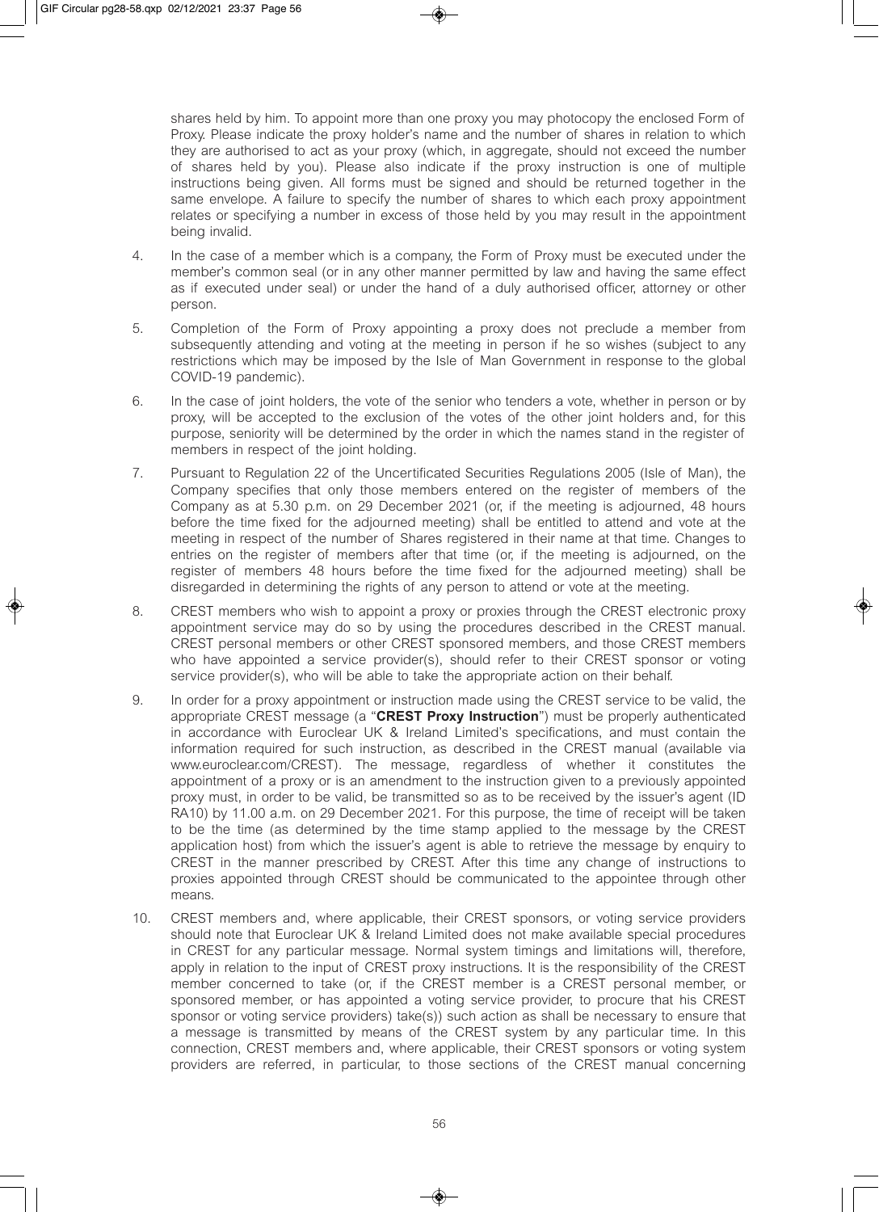shares held by him. To appoint more than one proxy you may photocopy the enclosed Form of Proxy. Please indicate the proxy holder's name and the number of shares in relation to which they are authorised to act as your proxy (which, in aggregate, should not exceed the number of shares held by you). Please also indicate if the proxy instruction is one of multiple instructions being given. All forms must be signed and should be returned together in the same envelope. A failure to specify the number of shares to which each proxy appointment relates or specifying a number in excess of those held by you may result in the appointment being invalid.

4. In the case of a member which is a company, the Form of Proxy must be executed under the member's common seal (or in any other manner permitted by law and having the same effect as if executed under seal) or under the hand of a duly authorised officer, attorney or other person.

5. Completion of the Form of Proxy appointing a proxy does not preclude a member from subsequently attending and voting at the meeting in person if he so wishes (subject to any restrictions which may be imposed by the Isle of Man Government in response to the global COVID-19 pandemic).

6. In the case of joint holders, the vote of the senior who tenders a vote, whether in person or by proxy, will be accepted to the exclusion of the votes of the other joint holders and, for this purpose, seniority will be determined by the order in which the names stand in the register of members in respect of the joint holding.

7. Pursuant to Regulation 22 of the Uncertificated Securities Regulations 2005 (Isle of Man), the Company specifies that only those members entered on the register of members of the Company as at 5.30 p.m. on 29 December 2021 (or, if the meeting is adjourned, 48 hours before the time fixed for the adjourned meeting) shall be entitled to attend and vote at the meeting in respect of the number of Shares registered in their name at that time. Changes to entries on the register of members after that time (or, if the meeting is adjourned, on the register of members 48 hours before the time fixed for the adjourned meeting) shall be disregarded in determining the rights of any person to attend or vote at the meeting.

8. CREST members who wish to appoint a proxy or proxies through the CREST electronic proxy appointment service may do so by using the procedures described in the CREST manual. CREST personal members or other CREST sponsored members, and those CREST members who have appointed a service provider(s), should refer to their CREST sponsor or voting service provider(s), who will be able to take the appropriate action on their behalf.

9. In order for a proxy appointment or instruction made using the CREST service to be valid, the appropriate CREST message (a "**CREST Proxy Instruction**") must be properly authenticated in accordance with Euroclear UK & Ireland Limited's specifications, and must contain the information required for such instruction, as described in the CREST manual (available via www.euroclear.com/CREST). The message, regardless of whether it constitutes the appointment of a proxy or is an amendment to the instruction given to a previously appointed proxy must, in order to be valid, be transmitted so as to be received by the issuer's agent (ID RA10) by 11.00 a.m. on 29 December 2021. For this purpose, the time of receipt will be taken to be the time (as determined by the time stamp applied to the message by the CREST application host) from which the issuer's agent is able to retrieve the message by enquiry to CREST in the manner prescribed by CREST. After this time any change of instructions to proxies appointed through CREST should be communicated to the appointee through other means.

10. CREST members and, where applicable, their CREST sponsors, or voting service providers should note that Euroclear UK & Ireland Limited does not make available special procedures in CREST for any particular message. Normal system timings and limitations will, therefore, apply in relation to the input of CREST proxy instructions. It is the responsibility of the CREST member concerned to take (or, if the CREST member is a CREST personal member, or sponsored member, or has appointed a voting service provider, to procure that his CREST sponsor or voting service providers) take(s)) such action as shall be necessary to ensure that a message is transmitted by means of the CREST system by any particular time. In this connection, CREST members and, where applicable, their CREST sponsors or voting system providers are referred, in particular, to those sections of the CREST manual concerning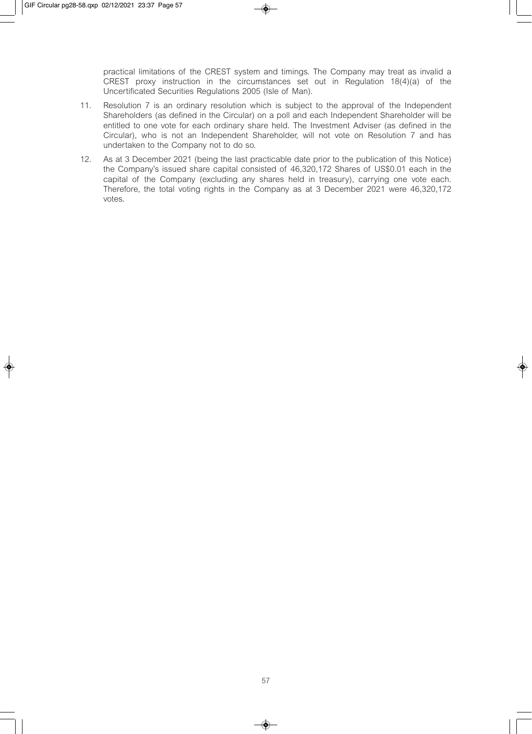practical limitations of the CREST system and timings. The Company may treat as invalid a CREST proxy instruction in the circumstances set out in Regulation 18(4)(a) of the Uncertificated Securities Regulations 2005 (Isle of Man).

11. Resolution 7 is an ordinary resolution which is subject to the approval of the Independent Shareholders (as defined in the Circular) on a poll and each Independent Shareholder will be entitled to one vote for each ordinary share held. The Investment Adviser (as defined in the Circular), who is not an Independent Shareholder, will not vote on Resolution 7 and has undertaken to the Company not to do so.

12. As at 3 December 2021 (being the last practicable date prior to the publication of this Notice) the Company's issued share capital consisted of 46,320,172 Shares of US$0.01 each in the capital of the Company (excluding any shares held in treasury), carrying one vote each. Therefore, the total voting rights in the Company as at 3 December 2021 were 46,320,172 votes.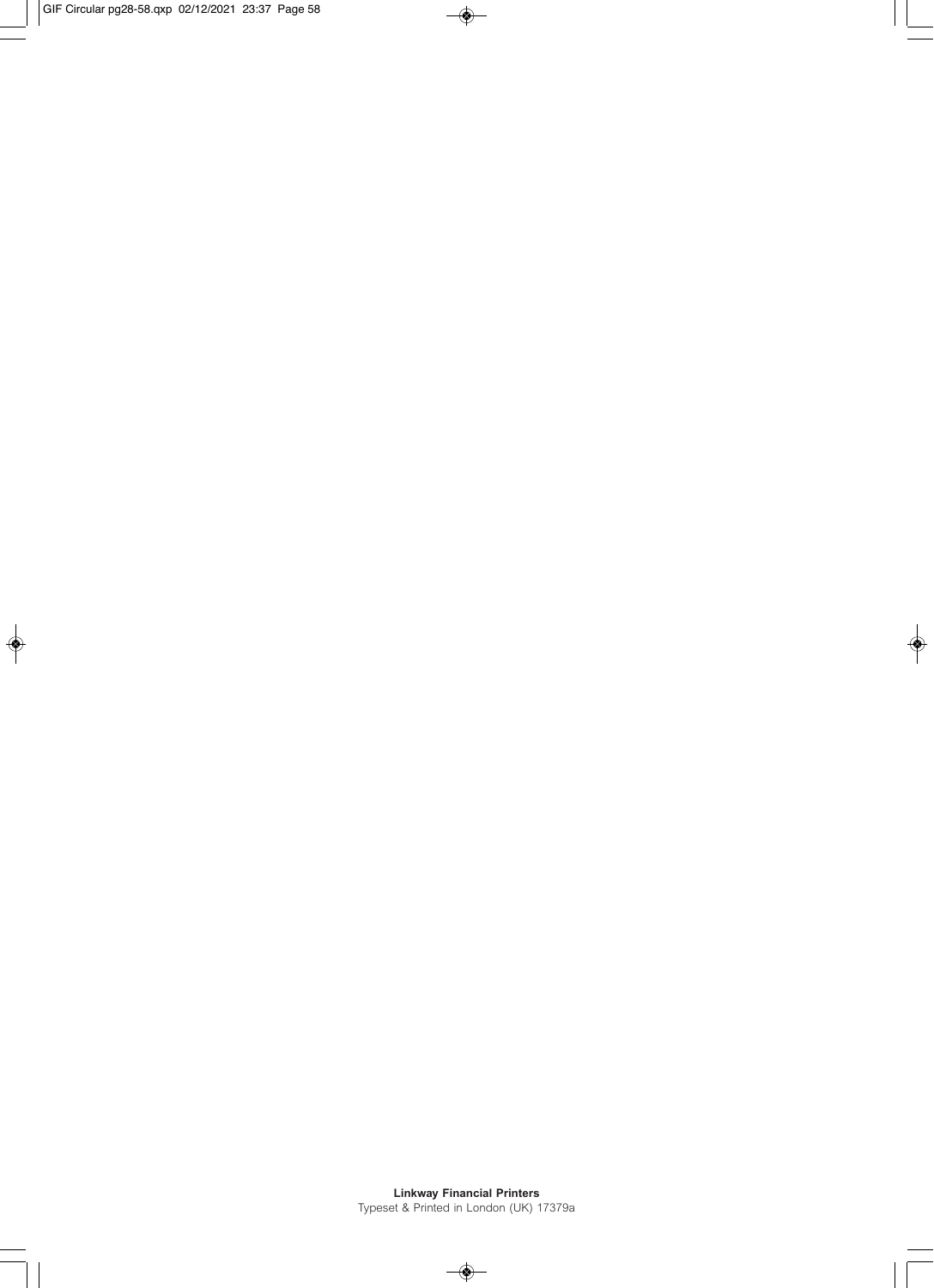**Linkway Financial Printers**
Typeset & Printed in London (UK) 17379a